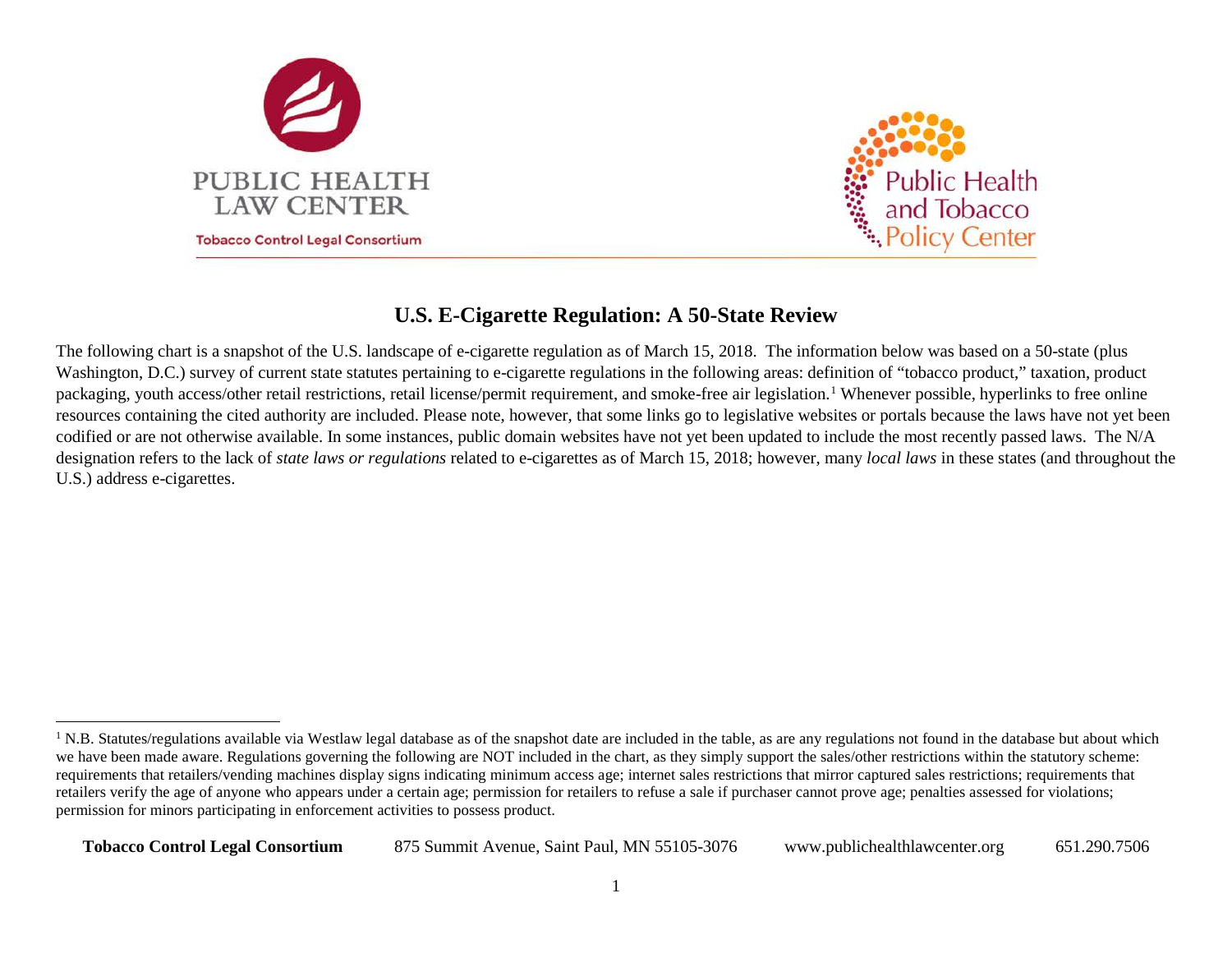PUBLIC HEALTH LAW CENTER

Tobacco Control Legal Consortium

Public Health and Tobacco Policy Center

# U.S. E-Cigarette Regulation: A 50-State Review

The following chart is a snapshot of the U.S. landscape of e-cigarette regulation as of March 15, 2018. The information below was based on a 50-state (plus Washington, D.C.) survey of current state statutes pertaining to e-cigarette regulations in the following areas: definition of "tobacco product," taxation, product packaging, youth access/other retail restrictions, retail license/permit requirement, and smoke-free air legislation.[1] Whenever possible, hyperlinks to free online resources containing the cited authority are included. Please note, however, that some links go to legislative websites or portals because the laws have not yet been codified or are not otherwise available. In some instances, public domain websites have not yet been updated to include the most recently passed laws. The N/A designation refers to the lack of *state laws or regulations* related to e-cigarettes as of March 15, 2018; however, many *local laws* in these states (and throughout the U.S.) address e-cigarettes.

[1] N.B. Statutes/regulations available via Westlaw legal database as of the snapshot date are included in the table, as are any regulations not found in the database but about which we have been made aware. Regulations governing the following are NOT included in the chart, as they simply support the sales/other restrictions within the statutory scheme: requirements that retailers/vending machines display signs indicating minimum access age; internet sales restrictions that mirror captured sales restrictions; requirements that retailers verify the age of anyone who appears under a certain age; permission for retailers to refuse a sale if purchaser cannot prove age; penalties assessed for violations; permission for minors participating in enforcement activities to possess product.

**Tobacco Control Legal Consortium** 875 Summit Avenue, Saint Paul, MN 55105-3076 www.publichealthlawcenter.org 651.290.7506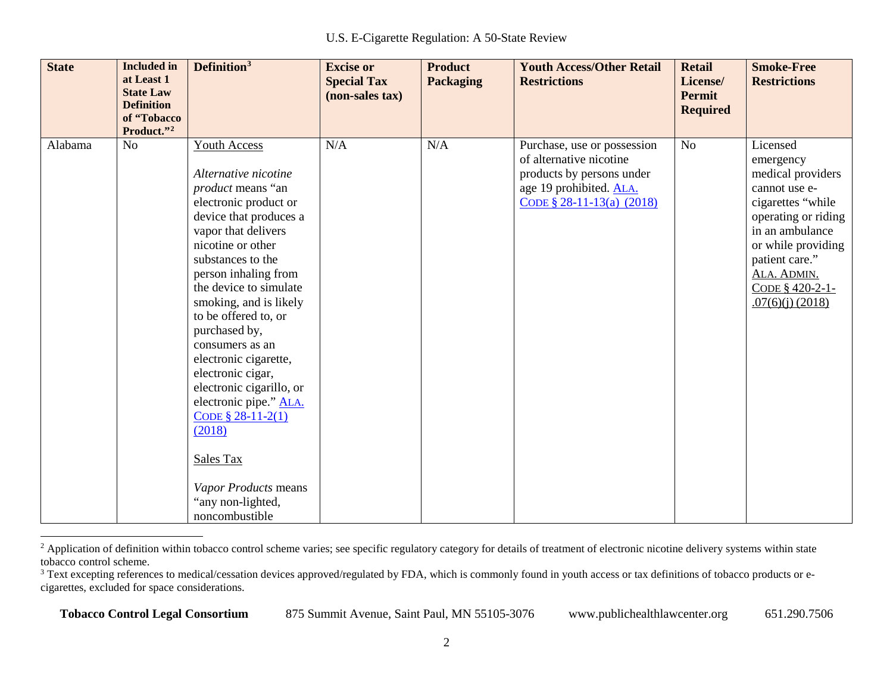| State | Included in at Least 1 State Law Definition of "Tobacco Product."[2] | Definition[3] | Excise or Special Tax (non-sales tax) | Product Packaging | Youth Access/Other Retail Restrictions | Retail License/ Permit Required | Smoke-Free Restrictions |
|---|---|---|---|---|---|---|---|
| Alabama | No | Youth Access<br><br>*Alternative nicotine product* means "an electronic product or device that produces a vapor that delivers nicotine or other substances to the person inhaling from the device to simulate smoking, and is likely to be offered to, or purchased by, consumers as an electronic cigarette, electronic cigar, electronic cigarillo, or electronic pipe." ALA. CODE § 28-11-2(1) (2018)<br><br>Sales Tax<br><br>*Vapor Products* means "any non-lighted, noncombustible | N/A | N/A | Purchase, use or possession of alternative nicotine products by persons under age 19 prohibited. ALA. CODE § 28-11-13(a) (2018) | No | Licensed emergency medical providers cannot use e-cigarettes "while operating or riding in an ambulance or while providing patient care." ALA. ADMIN. CODE § 420-2-1-.07(6)(j) (2018) |

[2] Application of definition within tobacco control scheme varies; see specific regulatory category for details of treatment of electronic nicotine delivery systems within state tobacco control scheme.

[3] Text excepting references to medical/cessation devices approved/regulated by FDA, which is commonly found in youth access or tax definitions of tobacco products or e-cigarettes, excluded for space considerations.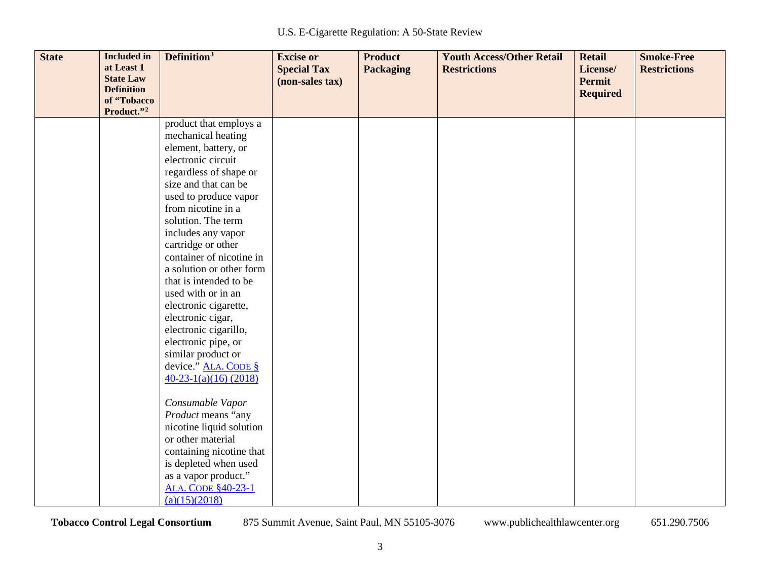| State | Included in at Least 1 State Law Definition of "Tobacco Product."[2] | Definition[3] | Excise or Special Tax (non-sales tax) | Product Packaging | Youth Access/Other Retail Restrictions | Retail License/ Permit Required | Smoke-Free Restrictions |
|---|---|---|---|---|---|---|---|
| | | product that employs a mechanical heating element, battery, or electronic circuit regardless of shape or size and that can be used to produce vapor from nicotine in a solution. The term includes any vapor cartridge or other container of nicotine in a solution or other form that is intended to be used with or in an electronic cigarette, electronic cigar, electronic cigarillo, electronic pipe, or similar product or device." ALA. CODE § 40-23-1(a)(16) (2018)<br><br>*Consumable Vapor Product* means "any nicotine liquid solution or other material containing nicotine that is depleted when used as a vapor product." ALA. CODE §40-23-1 (a)(15)(2018) | | | | | |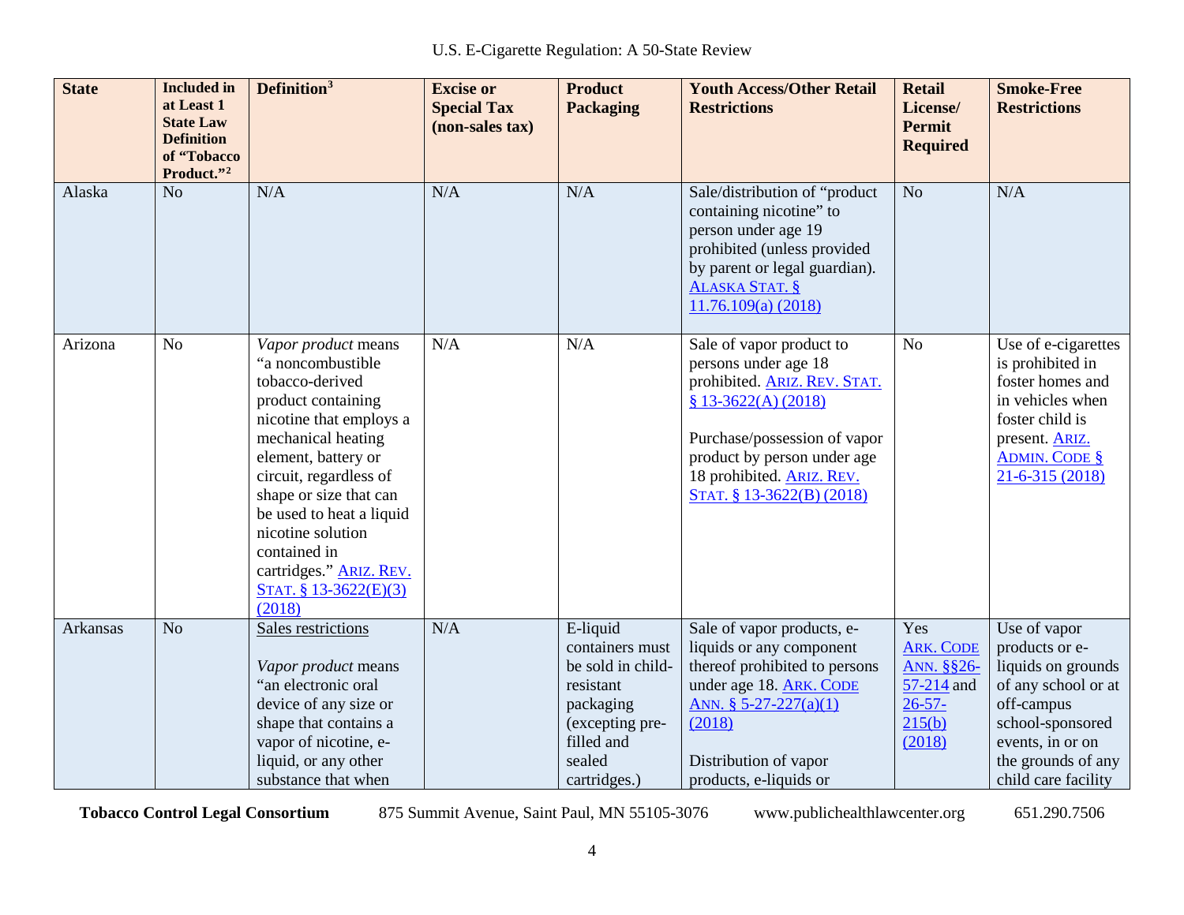| State | Included in at Least 1 State Law Definition of "Tobacco Product."[2] | Definition[3] | Excise or Special Tax (non-sales tax) | Product Packaging | Youth Access/Other Retail Restrictions | Retail License/ Permit Required | Smoke-Free Restrictions |
|---|---|---|---|---|---|---|---|
| Alaska | No | N/A | N/A | N/A | Sale/distribution of "product containing nicotine" to person under age 19 prohibited (unless provided by parent or legal guardian). ALASKA STAT. § 11.76.109(a) (2018) | No | N/A |
| Arizona | No | *Vapor product* means "a noncombustible tobacco-derived product containing nicotine that employs a mechanical heating element, battery or circuit, regardless of shape or size that can be used to heat a liquid nicotine solution contained in cartridges." ARIZ. REV. STAT. § 13-3622(E)(3) (2018) | N/A | N/A | Sale of vapor product to persons under age 18 prohibited. ARIZ. REV. STAT. § 13-3622(A) (2018)<br><br>Purchase/possession of vapor product by person under age 18 prohibited. ARIZ. REV. STAT. § 13-3622(B) (2018) | No | Use of e-cigarettes is prohibited in foster homes and in vehicles when foster child is present. ARIZ. ADMIN. CODE § 21-6-315 (2018) |
| Arkansas | No | Sales restrictions<br><br>*Vapor product* means "an electronic oral device of any size or shape that contains a vapor of nicotine, e-liquid, or any other substance that when | N/A | E-liquid containers must be sold in child-resistant packaging (excepting pre-filled and sealed cartridges.) | Sale of vapor products, e-liquids or any component thereof prohibited to persons under age 18. ARK. CODE ANN. § 5-27-227(a)(1) (2018)<br><br>Distribution of vapor products, e-liquids or | Yes ARK. CODE ANN. §§26-57-214 and 26-57-215(b) (2018) | Use of vapor products or e-liquids on grounds of any school or at off-campus school-sponsored events, in or on the grounds of any child care facility |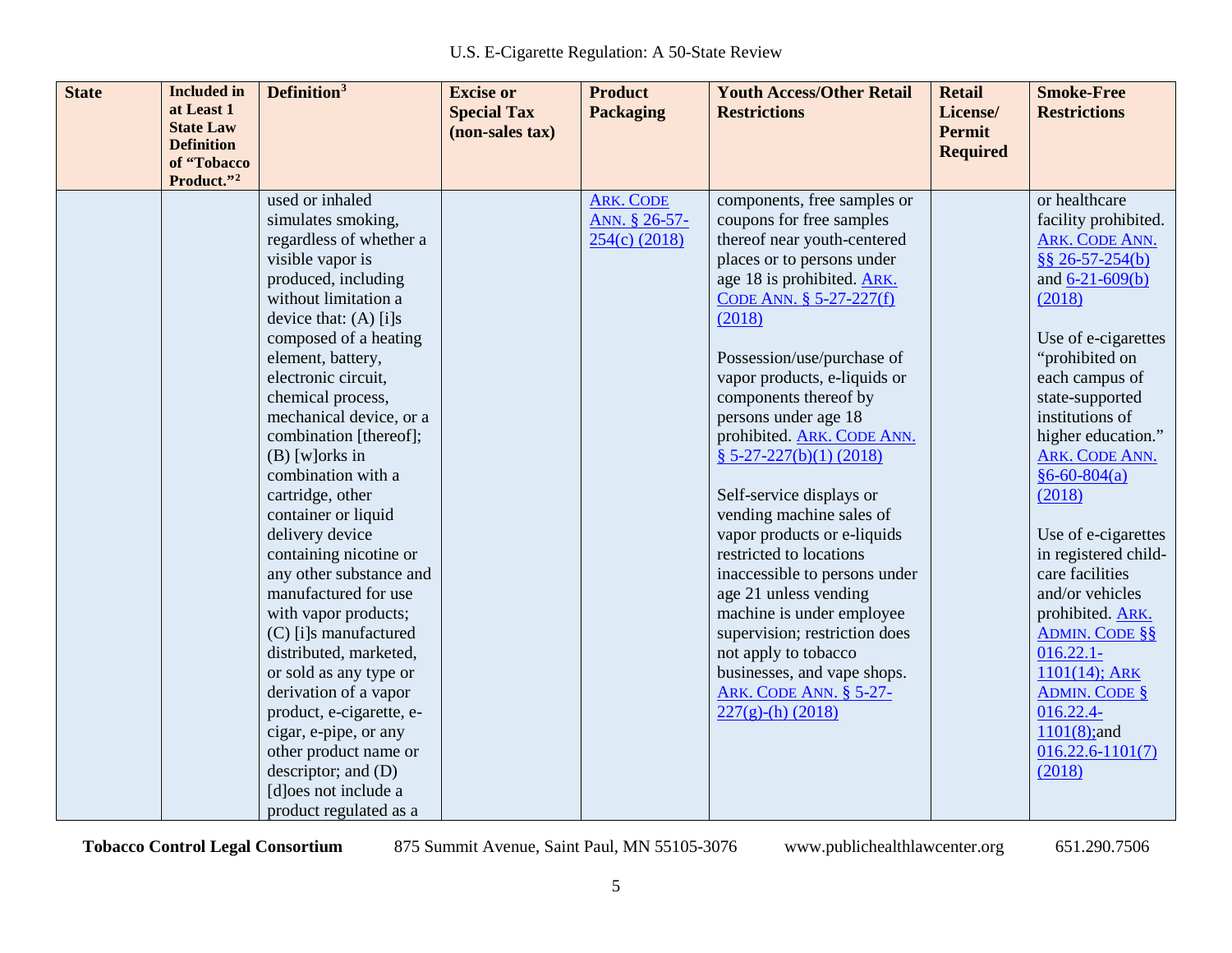| State | Included in at Least 1 State Law Definition of "Tobacco Product."[2] | Definition[3] | Excise or Special Tax (non-sales tax) | Product Packaging | Youth Access/Other Retail Restrictions | Retail License/ Permit Required | Smoke-Free Restrictions |
|---|---|---|---|---|---|---|---|
| | | used or inhaled simulates smoking, regardless of whether a visible vapor is produced, including without limitation a device that: (A) [i]s composed of a heating element, battery, electronic circuit, chemical process, mechanical device, or a combination [thereof]; (B) [w]orks in combination with a cartridge, other container or liquid delivery device containing nicotine or any other substance and manufactured for use with vapor products; (C) [i]s manufactured distributed, marketed, or sold as any type or derivation of a vapor product, e-cigarette, e-cigar, e-pipe, or any other product name or descriptor; and (D) [d]oes not include a product regulated as a | | ARK. CODE ANN. § 26-57-254(c) (2018) | components, free samples or coupons for free samples thereof near youth-centered places or to persons under age 18 is prohibited. ARK. CODE ANN. § 5-27-227(f) (2018)<br><br>Possession/use/purchase of vapor products, e-liquids or components thereof by persons under age 18 prohibited. ARK. CODE ANN. § 5-27-227(b)(1) (2018)<br><br>Self-service displays or vending machine sales of vapor products or e-liquids restricted to locations inaccessible to persons under age 21 unless vending machine is under employee supervision; restriction does not apply to tobacco businesses, and vape shops. ARK. CODE ANN. § 5-27-227(g)-(h) (2018) | | or healthcare facility prohibited. ARK. CODE ANN. §§ 26-57-254(b) and 6-21-609(b) (2018)<br><br>Use of e-cigarettes "prohibited on each campus of state-supported institutions of higher education." ARK. CODE ANN. §6-60-804(a) (2018)<br><br>Use of e-cigarettes in registered child-care facilities and/or vehicles prohibited. ARK. ADMIN. CODE §§ 016.22.1-1101(14); ARK ADMIN. CODE § 016.22.4-1101(8);and 016.22.6-1101(7) (2018) |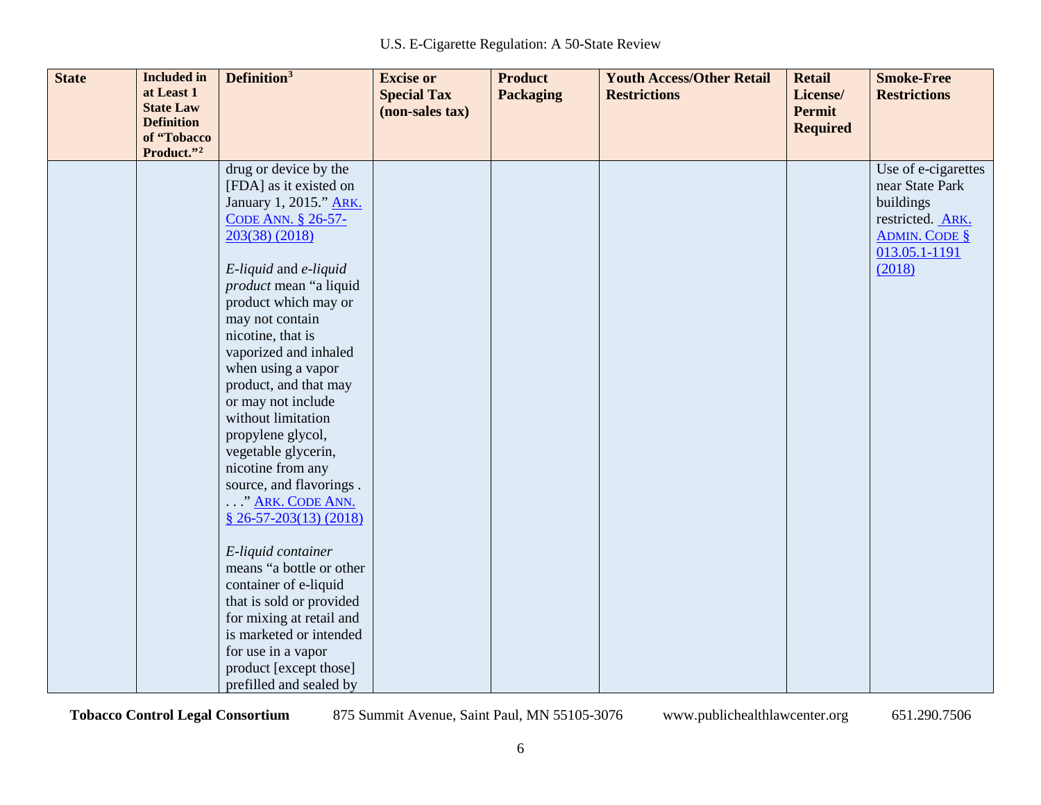| State | Included in at Least 1 State Law Definition of "Tobacco Product."[2] | Definition[3] | Excise or Special Tax (non-sales tax) | Product Packaging | Youth Access/Other Retail Restrictions | Retail License/ Permit Required | Smoke-Free Restrictions |
|---|---|---|---|---|---|---|---|
| | | drug or device by the [FDA] as it existed on January 1, 2015." ARK. CODE ANN. § 26-57-203(38) (2018)<br><br>*E-liquid* and *e-liquid product* mean "a liquid product which may or may not contain nicotine, that is vaporized and inhaled when using a vapor product, and that may or may not include without limitation propylene glycol, vegetable glycerin, nicotine from any source, and flavorings . . . ." ARK. CODE ANN. § 26-57-203(13) (2018)<br><br>*E-liquid container* means "a bottle or other container of e-liquid that is sold or provided for mixing at retail and is marketed or intended for use in a vapor product [except those] prefilled and sealed by | | | | | Use of e-cigarettes near State Park buildings restricted. ARK. ADMIN. CODE § 013.05.1-1191 (2018) |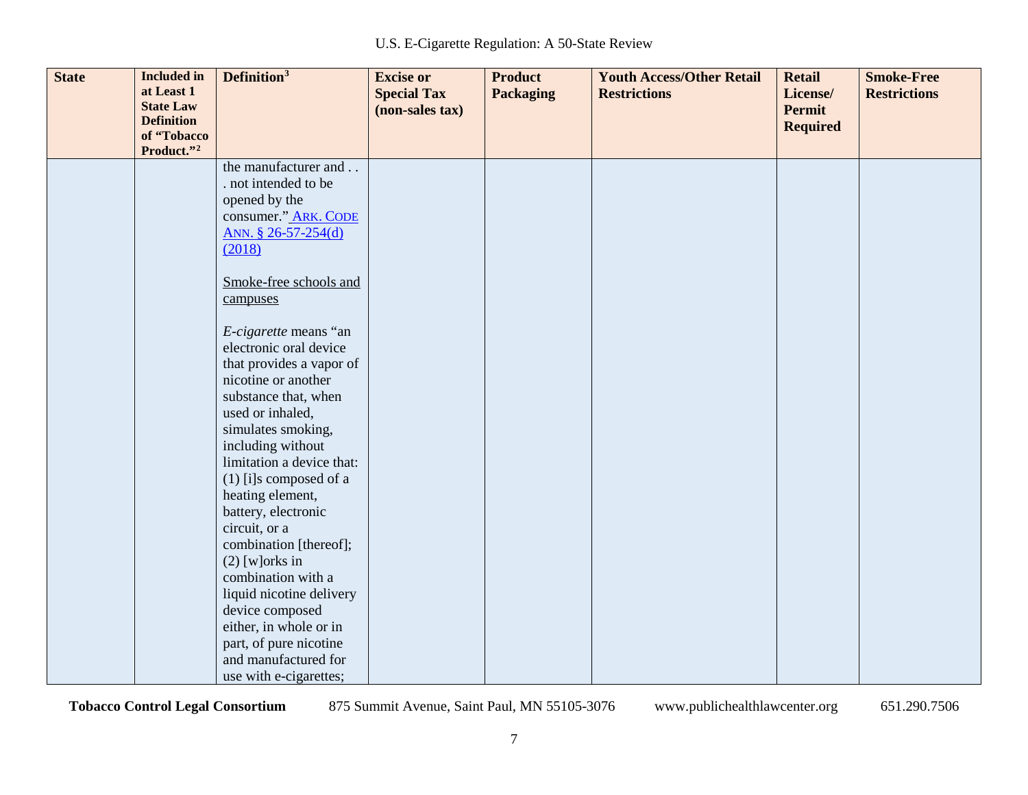| State | Included in at Least 1 State Law Definition of "Tobacco Product."[2] | Definition[3] | Excise or Special Tax (non-sales tax) | Product Packaging | Youth Access/Other Retail Restrictions | Retail License/ Permit Required | Smoke-Free Restrictions |
|---|---|---|---|---|---|---|---|
| | | the manufacturer and . . . not intended to be opened by the consumer." ARK. CODE ANN. § 26-57-254(d) (2018)<br><br>Smoke-free schools and campuses<br><br>*E-cigarette* means "an electronic oral device that provides a vapor of nicotine or another substance that, when used or inhaled, simulates smoking, including without limitation a device that: (1) [i]s composed of a heating element, battery, electronic circuit, or a combination [thereof]; (2) [w]orks in combination with a liquid nicotine delivery device composed either, in whole or in part, of pure nicotine and manufactured for use with e-cigarettes; | | | | | |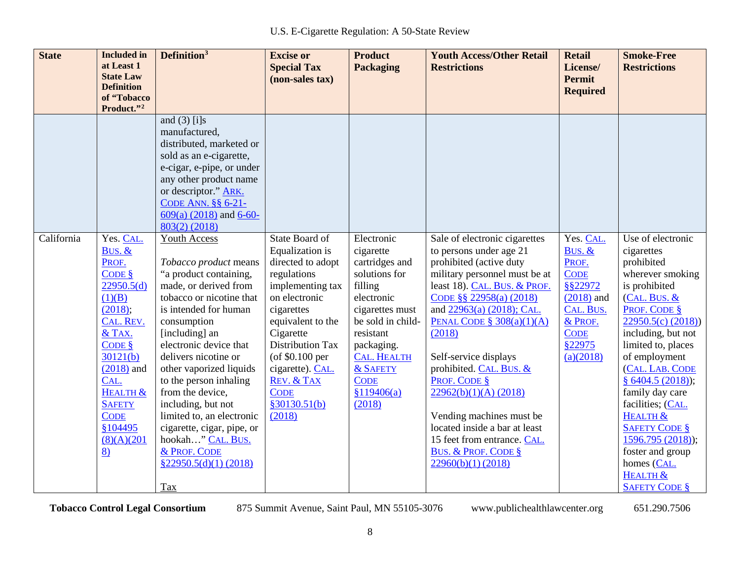| State | Included in at Least 1 State Law Definition of "Tobacco Product."[2] | Definition[3] | Excise or Special Tax (non-sales tax) | Product Packaging | Youth Access/Other Retail Restrictions | Retail License/ Permit Required | Smoke-Free Restrictions |
|---|---|---|---|---|---|---|---|
| | | and (3) [i]s manufactured, distributed, marketed or sold as an e-cigarette, e-cigar, e-pipe, or under any other product name or descriptor." ARK. CODE ANN. §§ 6-21-609(a) (2018) and 6-60-803(2) (2018) | | | | | |
| California | Yes. CAL. BUS. & PROF. CODE § 22950.5(d)(1)(B) (2018); CAL. REV. & TAX. CODE § 30121(b) (2018) and CAL. HEALTH & SAFETY CODE §104495 (8)(A)(2018) | Youth Access<br><br>*Tobacco product* means "a product containing, made, or derived from tobacco or nicotine that is intended for human consumption [including] an electronic device that delivers nicotine or other vaporized liquids to the person inhaling from the device, including, but not limited to, an electronic cigarette, cigar, pipe, or hookah…" CAL. BUS. & PROF. CODE §22950.5(d)(1) (2018)<br><br>Tax | State Board of Equalization is directed to adopt regulations implementing tax on electronic cigarettes equivalent to the Cigarette Distribution Tax (of $0.100 per cigarette). CAL. REV. & TAX CODE §30130.51(b) (2018) | Electronic cigarette cartridges and solutions for filling electronic cigarettes must be sold in child-resistant packaging. CAL. HEALTH & SAFETY CODE §119406(a) (2018) | Sale of electronic cigarettes to persons under age 21 prohibited (active duty military personnel must be at least 18). CAL. BUS. & PROF. CODE §§ 22958(a) (2018) and 22963(a) (2018); CAL. PENAL CODE § 308(a)(1)(A) (2018)<br><br>Self-service displays prohibited. CAL. BUS. & PROF. CODE § 22962(b)(1)(A) (2018)<br><br>Vending machines must be located inside a bar at least 15 feet from entrance. CAL. BUS. & PROF. CODE § 22960(b)(1) (2018) | Yes. CAL. BUS. & PROF. CODE §§22972 (2018) and CAL. BUS. & PROF. CODE §22975 (a)(2018) | Use of electronic cigarettes prohibited wherever smoking is prohibited (CAL. BUS. & PROF. CODE § 22950.5(c) (2018)) including, but not limited to, places of employment (CAL. LAB. CODE § 6404.5 (2018)); family day care facilities; (CAL. HEALTH & SAFETY CODE § 1596.795 (2018)); foster and group homes (CAL. HEALTH & SAFETY CODE § |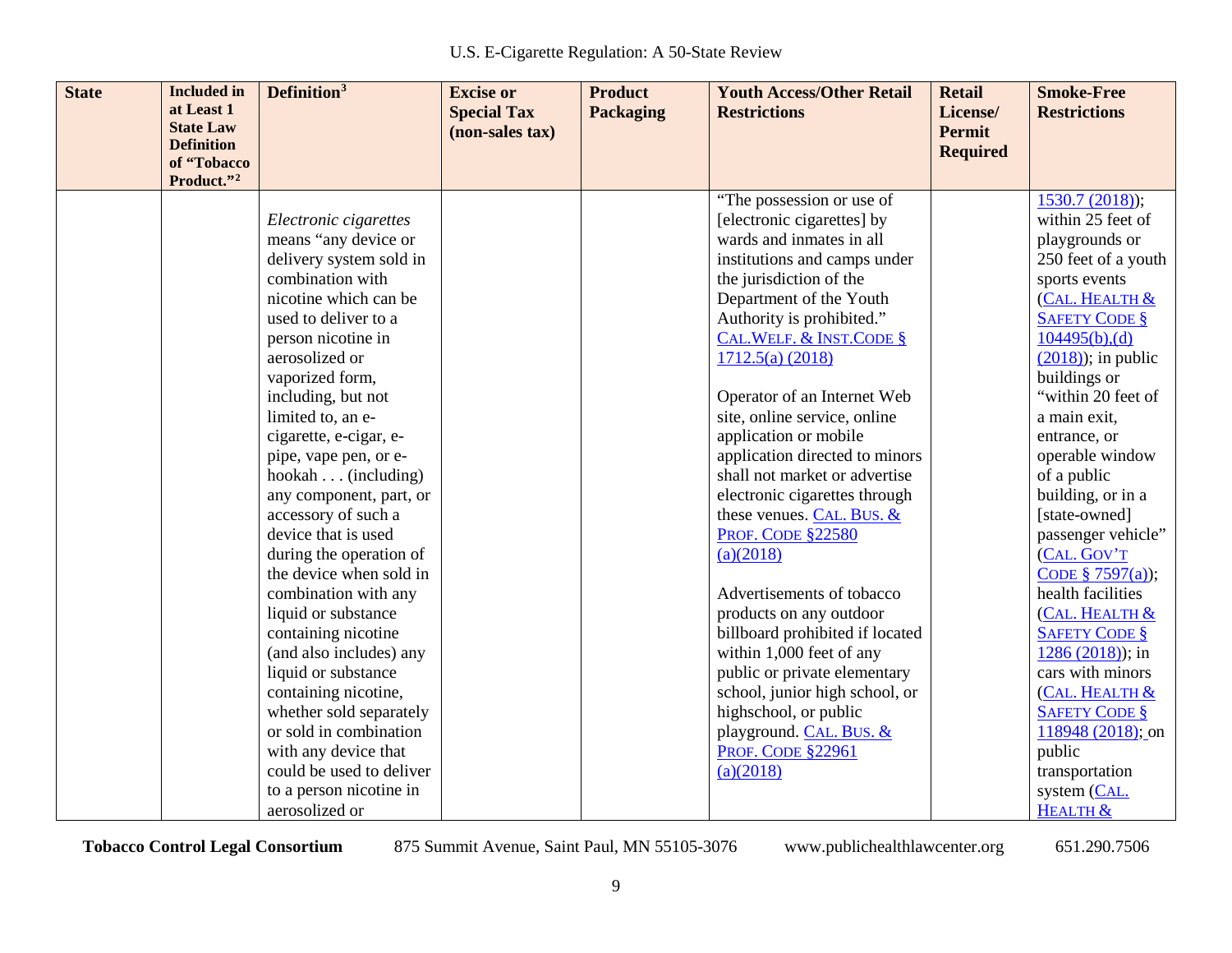| State | Included in at Least 1 State Law Definition of "Tobacco Product."[2] | Definition[3] | Excise or Special Tax (non-sales tax) | Product Packaging | Youth Access/Other Retail Restrictions | Retail License/ Permit Required | Smoke-Free Restrictions |
|---|---|---|---|---|---|---|---|
| | | *Electronic cigarettes* means "any device or delivery system sold in combination with nicotine which can be used to deliver to a person nicotine in aerosolized or vaporized form, including, but not limited to, an e-cigarette, e-cigar, e-pipe, vape pen, or e-hookah . . . (including) any component, part, or accessory of such a device that is used during the operation of the device when sold in combination with any liquid or substance containing nicotine (and also includes) any liquid or substance containing nicotine, whether sold separately or sold in combination with any device that could be used to deliver to a person nicotine in aerosolized or | | | "The possession or use of [electronic cigarettes] by wards and inmates in all institutions and camps under the jurisdiction of the Department of the Youth Authority is prohibited." CAL.WELF. & INST.CODE § 1712.5(a) (2018)<br><br>Operator of an Internet Web site, online service, online application or mobile application directed to minors shall not market or advertise electronic cigarettes through these venues. CAL. BUS. & PROF. CODE §22580 (a)(2018)<br><br>Advertisements of tobacco products on any outdoor billboard prohibited if located within 1,000 feet of any public or private elementary school, junior high school, or highschool, or public playground. CAL. BUS. & PROF. CODE §22961 (a)(2018) | | 1530.7 (2018)); within 25 feet of playgrounds or 250 feet of a youth sports events (CAL. HEALTH & SAFETY CODE § 104495(b),(d) (2018)); in public buildings or "within 20 feet of a main exit, entrance, or operable window of a public building, or in a [state-owned] passenger vehicle" (CAL. GOV'T CODE § 7597(a)); health facilities (CAL. HEALTH & SAFETY CODE § 1286 (2018)); in cars with minors (CAL. HEALTH & SAFETY CODE § 118948 (2018); on public transportation system (CAL. HEALTH & |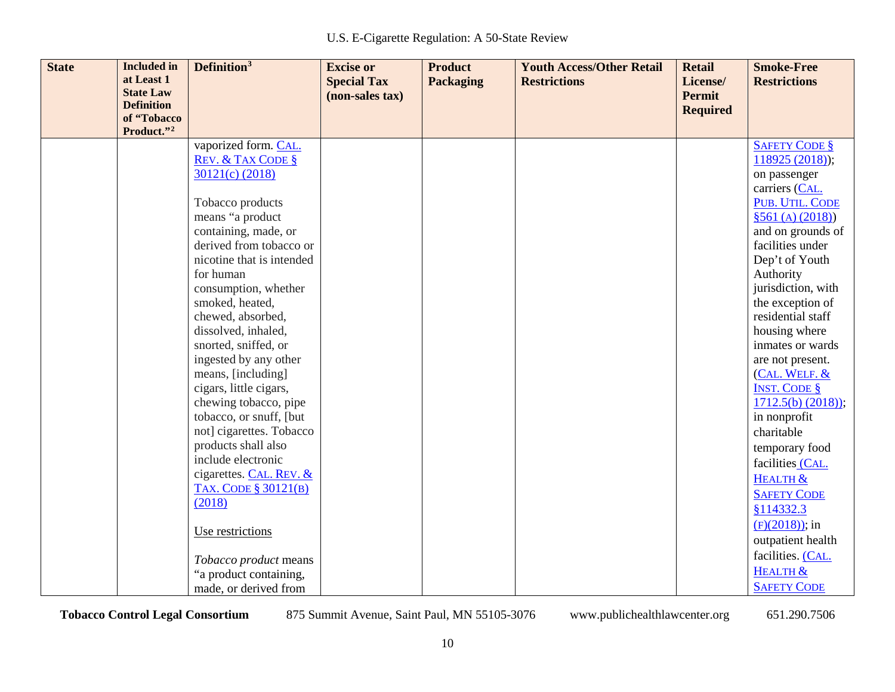| State | Included in at Least 1 State Law Definition of "Tobacco Product."[2] | Definition[3] | Excise or Special Tax (non-sales tax) | Product Packaging | Youth Access/Other Retail Restrictions | Retail License/ Permit Required | Smoke-Free Restrictions |
|---|---|---|---|---|---|---|---|
| | | vaporized form. CAL. REV. & TAX CODE § 30121(c) (2018)<br><br>Tobacco products means "a product containing, made, or derived from tobacco or nicotine that is intended for human consumption, whether smoked, heated, chewed, absorbed, dissolved, inhaled, snorted, sniffed, or ingested by any other means, [including] cigars, little cigars, chewing tobacco, pipe tobacco, or snuff, [but not] cigarettes. Tobacco products shall also include electronic cigarettes. CAL. REV. & TAX. CODE § 30121(B) (2018)<br><br>Use restrictions<br><br>*Tobacco product* means "a product containing, made, or derived from | | | | | SAFETY CODE § 118925 (2018)); on passenger carriers (CAL. PUB. UTIL. CODE §561 (A) (2018)) and on grounds of facilities under Dep't of Youth Authority jurisdiction, with the exception of residential staff housing where inmates or wards are not present. (CAL. WELF. & INST. CODE § 1712.5(b) (2018)); in nonprofit charitable temporary food facilities (CAL. HEALTH & SAFETY CODE §114332.3 (F)(2018)); in outpatient health facilities. (CAL. HEALTH & SAFETY CODE |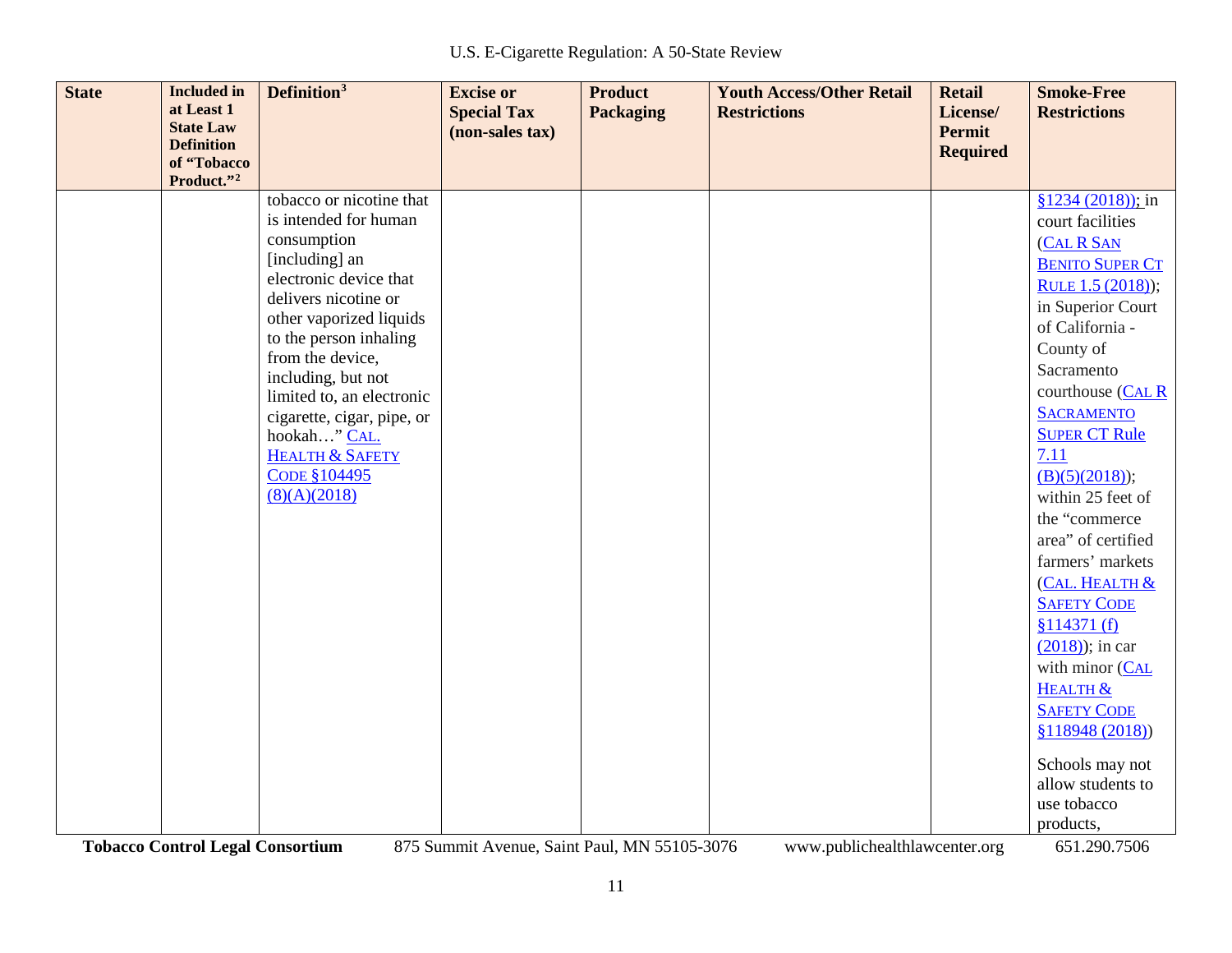| State | Included in at Least 1 State Law Definition of "Tobacco Product."[2] | Definition[3] | Excise or Special Tax (non-sales tax) | Product Packaging | Youth Access/Other Retail Restrictions | Retail License/ Permit Required | Smoke-Free Restrictions |
|---|---|---|---|---|---|---|---|
| | | tobacco or nicotine that is intended for human consumption [including] an electronic device that delivers nicotine or other vaporized liquids to the person inhaling from the device, including, but not limited to, an electronic cigarette, cigar, pipe, or hookah…" CAL. HEALTH & SAFETY CODE §104495 (8)(A)(2018) | | | | | §1234 (2018)); in court facilities (CAL R SAN BENITO SUPER CT RULE 1.5 (2018)); in Superior Court of California - County of Sacramento courthouse (CAL R SACRAMENTO SUPER CT Rule 7.11 (B)(5)(2018)); within 25 feet of the "commerce area" of certified farmers' markets (CAL. HEALTH & SAFETY CODE §114371 (f) (2018)); in car with minor (CAL HEALTH & SAFETY CODE §118948 (2018))<br><br>Schools may not allow students to use tobacco products, |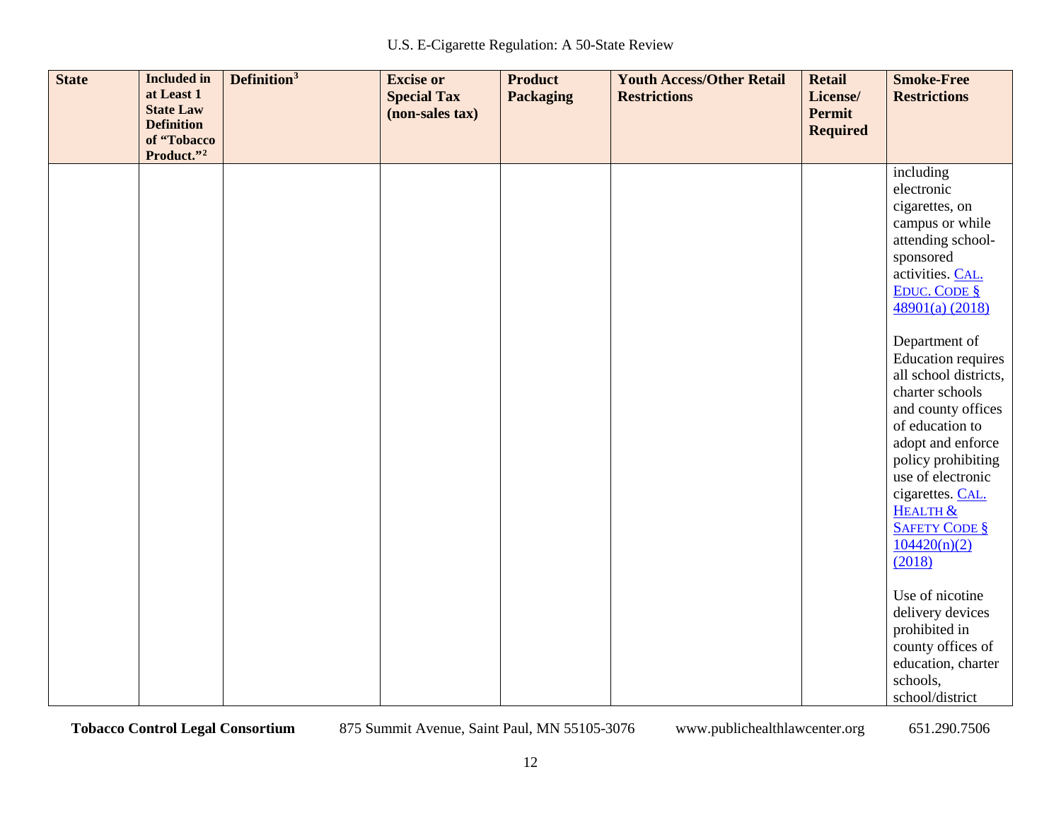| State | Included in at Least 1 State Law Definition of "Tobacco Product."[2] | Definition[3] | Excise or Special Tax (non-sales tax) | Product Packaging | Youth Access/Other Retail Restrictions | Retail License/ Permit Required | Smoke-Free Restrictions |
|---|---|---|---|---|---|---|---|
| | | | | | | | including electronic cigarettes, on campus or while attending school-sponsored activities. CAL. EDUC. CODE § 48901(a) (2018)<br><br>Department of Education requires all school districts, charter schools and county offices of education to adopt and enforce policy prohibiting use of electronic cigarettes. CAL. HEALTH & SAFETY CODE § 104420(n)(2) (2018)<br><br>Use of nicotine delivery devices prohibited in county offices of education, charter schools, school/district |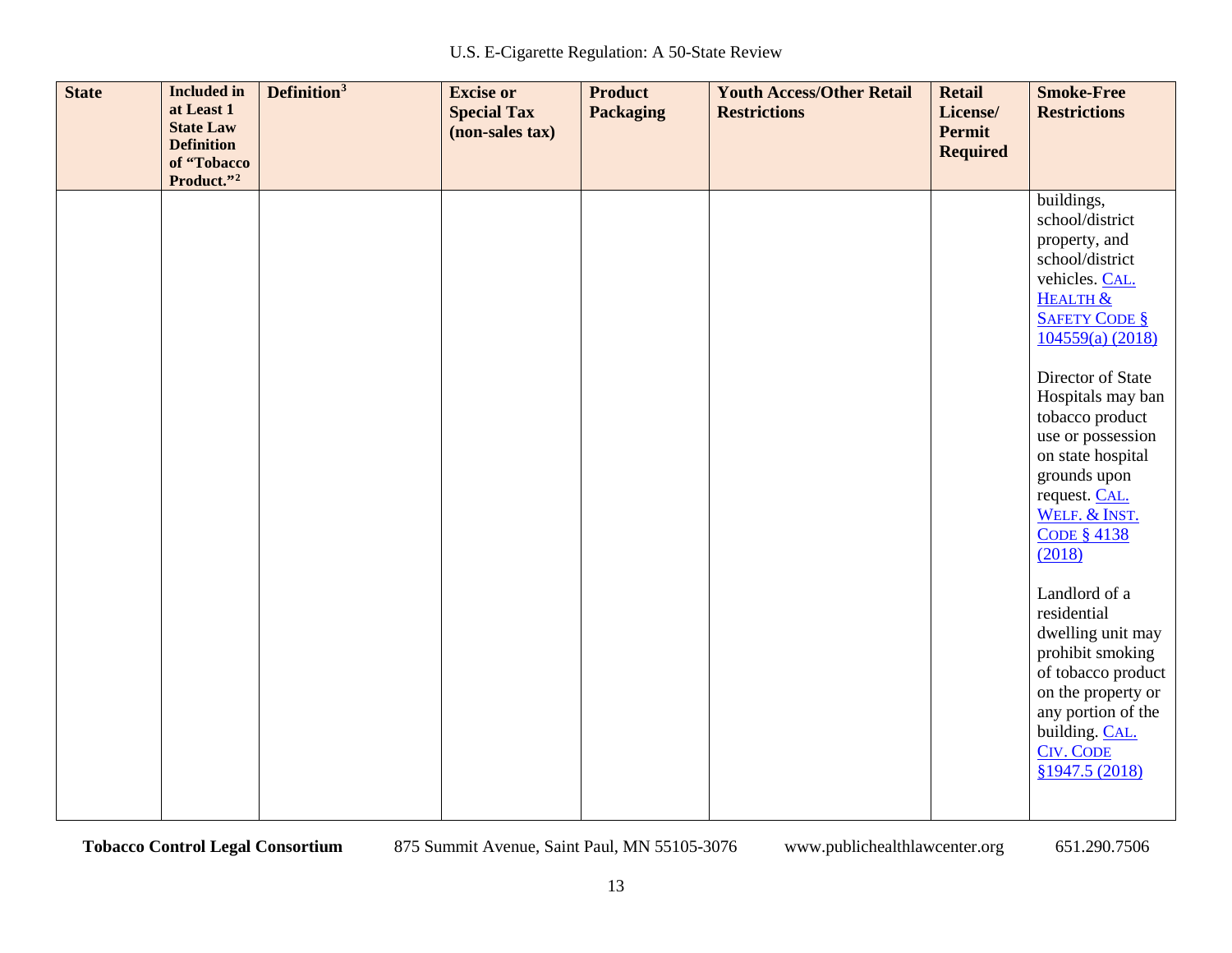| State | Included in at Least 1 State Law Definition of "Tobacco Product."[2] | Definition[3] | Excise or Special Tax (non-sales tax) | Product Packaging | Youth Access/Other Retail Restrictions | Retail License/ Permit Required | Smoke-Free Restrictions |
|---|---|---|---|---|---|---|---|
| | | | | | | | buildings, school/district property, and school/district vehicles. CAL. HEALTH & SAFETY CODE § 104559(a) (2018)<br><br>Director of State Hospitals may ban tobacco product use or possession on state hospital grounds upon request. CAL. WELF. & INST. CODE § 4138 (2018)<br><br>Landlord of a residential dwelling unit may prohibit smoking of tobacco product on the property or any portion of the building. CAL. CIV. CODE §1947.5 (2018) |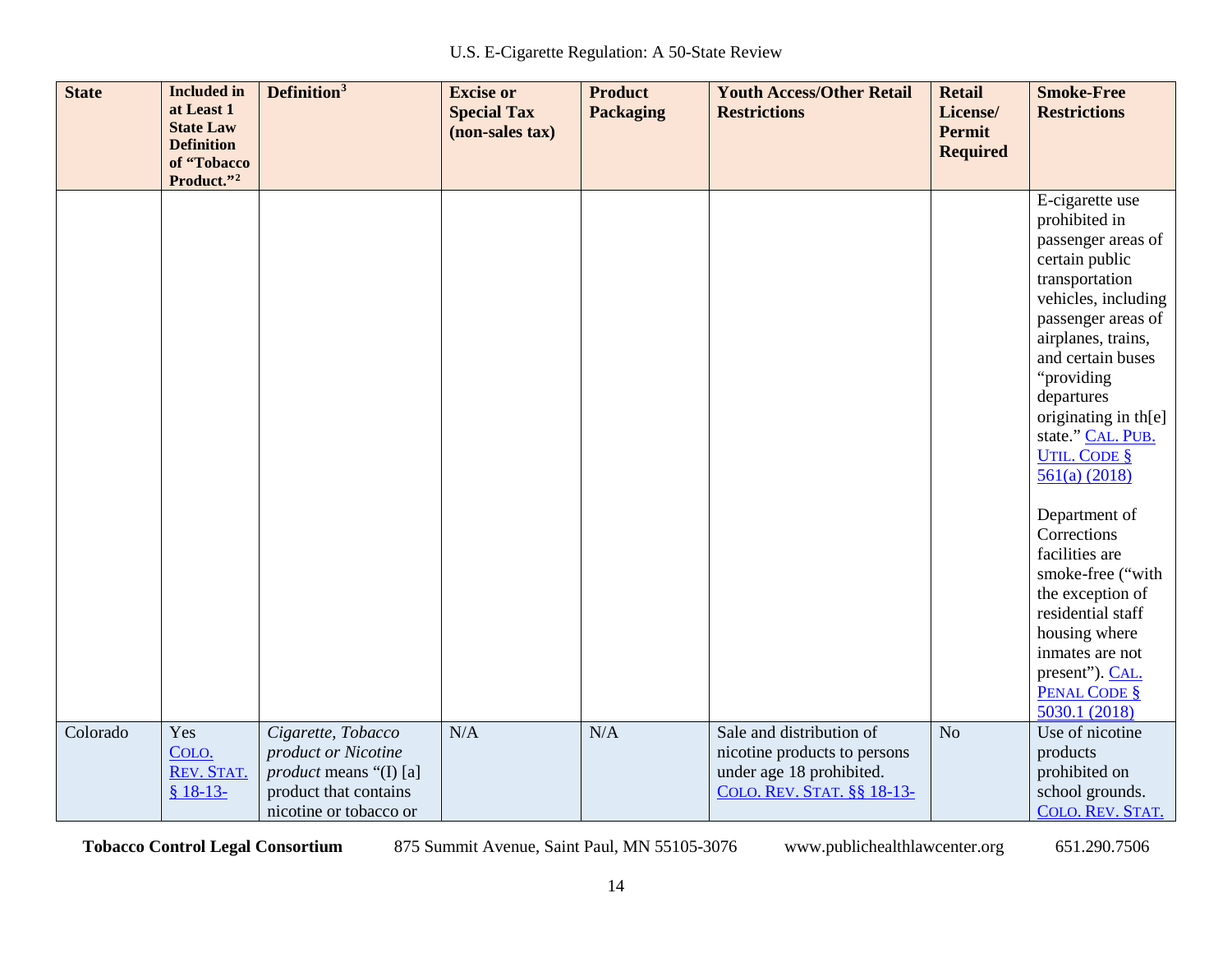| State | Included in at Least 1 State Law Definition of "Tobacco Product."[2] | Definition[3] | Excise or Special Tax (non-sales tax) | Product Packaging | Youth Access/Other Retail Restrictions | Retail License/ Permit Required | Smoke-Free Restrictions |
|---|---|---|---|---|---|---|---|
| | | | | | | | E-cigarette use prohibited in passenger areas of certain public transportation vehicles, including passenger areas of airplanes, trains, and certain buses "providing departures originating in th[e] state." CAL. PUB. UTIL. CODE § 561(a) (2018)<br><br>Department of Corrections facilities are smoke-free ("with the exception of residential staff housing where inmates are not present"). CAL. PENAL CODE § 5030.1 (2018) |
| Colorado | Yes COLO. REV. STAT. § 18-13- | *Cigarette, Tobacco product or Nicotine product* means "(I) [a] product that contains nicotine or tobacco or | N/A | N/A | Sale and distribution of nicotine products to persons under age 18 prohibited. COLO. REV. STAT. §§ 18-13- | No | Use of nicotine products prohibited on school grounds. COLO. REV. STAT. |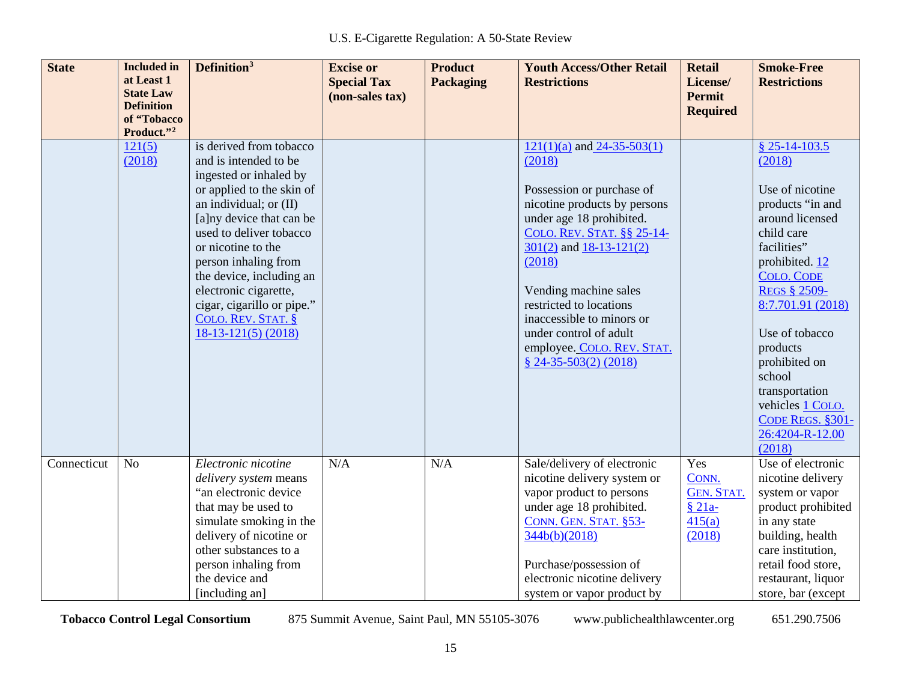| State | Included in at Least 1 State Law Definition of "Tobacco Product."[2] | Definition[3] | Excise or Special Tax (non-sales tax) | Product Packaging | Youth Access/Other Retail Restrictions | Retail License/ Permit Required | Smoke-Free Restrictions |
|---|---|---|---|---|---|---|---|
| | 121(5) (2018) | is derived from tobacco and is intended to be ingested or inhaled by or applied to the skin of an individual; or (II) [a]ny device that can be used to deliver tobacco or nicotine to the person inhaling from the device, including an electronic cigarette, cigar, cigarillo or pipe." COLO. REV. STAT. § 18-13-121(5) (2018) | | | 121(1)(a) and 24-35-503(1) (2018)<br><br>Possession or purchase of nicotine products by persons under age 18 prohibited. COLO. REV. STAT. §§ 25-14-301(2) and 18-13-121(2) (2018)<br><br>Vending machine sales restricted to locations inaccessible to minors or under control of adult employee. COLO. REV. STAT. § 24-35-503(2) (2018) | | § 25-14-103.5 (2018)<br><br>Use of nicotine products "in and around licensed child care facilities" prohibited. 12 COLO. CODE REGS § 2509-8:7.701.91 (2018)<br><br>Use of tobacco products prohibited on school transportation vehicles 1 COLO. CODE REGS. §301-26:4204-R-12.00 (2018) |
| Connecticut | No | *Electronic nicotine delivery system* means "an electronic device that may be used to simulate smoking in the delivery of nicotine or other substances to a person inhaling from the device and [including an] | N/A | N/A | Sale/delivery of electronic nicotine delivery system or vapor product to persons under age 18 prohibited. CONN. GEN. STAT. §53-344b(b)(2018)<br><br>Purchase/possession of electronic nicotine delivery system or vapor product by | Yes CONN. GEN. STAT. § 21a-415(a) (2018) | Use of electronic nicotine delivery system or vapor product prohibited in any state building, health care institution, retail food store, restaurant, liquor store, bar (except |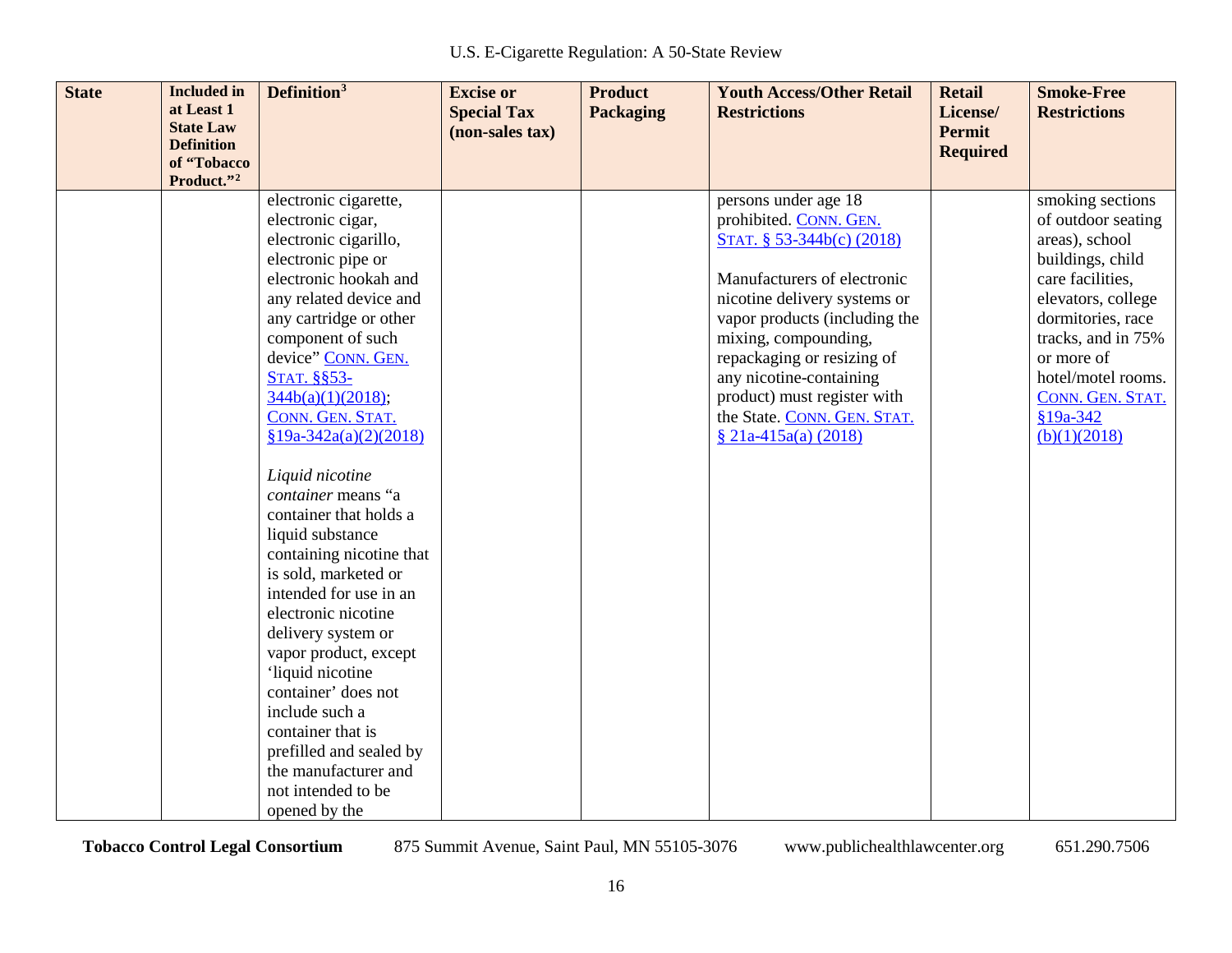| State | Included in at Least 1 State Law Definition of "Tobacco Product."[2] | Definition[3] | Excise or Special Tax (non-sales tax) | Product Packaging | Youth Access/Other Retail Restrictions | Retail License/ Permit Required | Smoke-Free Restrictions |
|---|---|---|---|---|---|---|---|
| | | electronic cigarette, electronic cigar, electronic cigarillo, electronic pipe or electronic hookah and any related device and any cartridge or other component of such device" CONN. GEN. STAT. §§53-344b(a)(1)(2018); CONN. GEN. STAT. §19a-342a(a)(2)(2018)<br><br>*Liquid nicotine container* means "a container that holds a liquid substance containing nicotine that is sold, marketed or intended for use in an electronic nicotine delivery system or vapor product, except 'liquid nicotine container' does not include such a container that is prefilled and sealed by the manufacturer and not intended to be opened by the | | | persons under age 18 prohibited. CONN. GEN. STAT. § 53-344b(c) (2018)<br><br>Manufacturers of electronic nicotine delivery systems or vapor products (including the mixing, compounding, repackaging or resizing of any nicotine-containing product) must register with the State. CONN. GEN. STAT. § 21a-415a(a) (2018) | | smoking sections of outdoor seating areas), school buildings, child care facilities, elevators, college dormitories, race tracks, and in 75% or more of hotel/motel rooms. CONN. GEN. STAT. §19a-342 (b)(1)(2018) |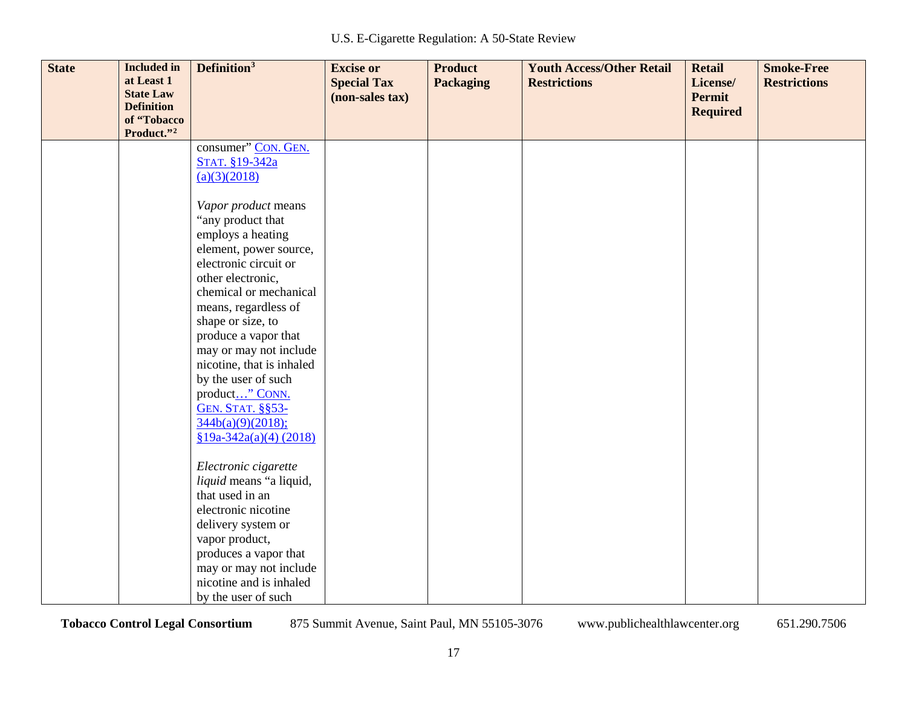| State | Included in at Least 1 State Law Definition of "Tobacco Product."[2] | Definition[3] | Excise or Special Tax (non-sales tax) | Product Packaging | Youth Access/Other Retail Restrictions | Retail License/ Permit Required | Smoke-Free Restrictions |
|---|---|---|---|---|---|---|---|
| | | consumer" CON. GEN. STAT. §19-342a (a)(3)(2018)<br><br>*Vapor product* means "any product that employs a heating element, power source, electronic circuit or other electronic, chemical or mechanical means, regardless of shape or size, to produce a vapor that may or may not include nicotine, that is inhaled by the user of such product…" CONN. GEN. STAT. §§53-344b(a)(9)(2018); §19a-342a(a)(4) (2018)<br><br>*Electronic cigarette liquid* means "a liquid, that used in an electronic nicotine delivery system or vapor product, produces a vapor that may or may not include nicotine and is inhaled by the user of such | | | | | |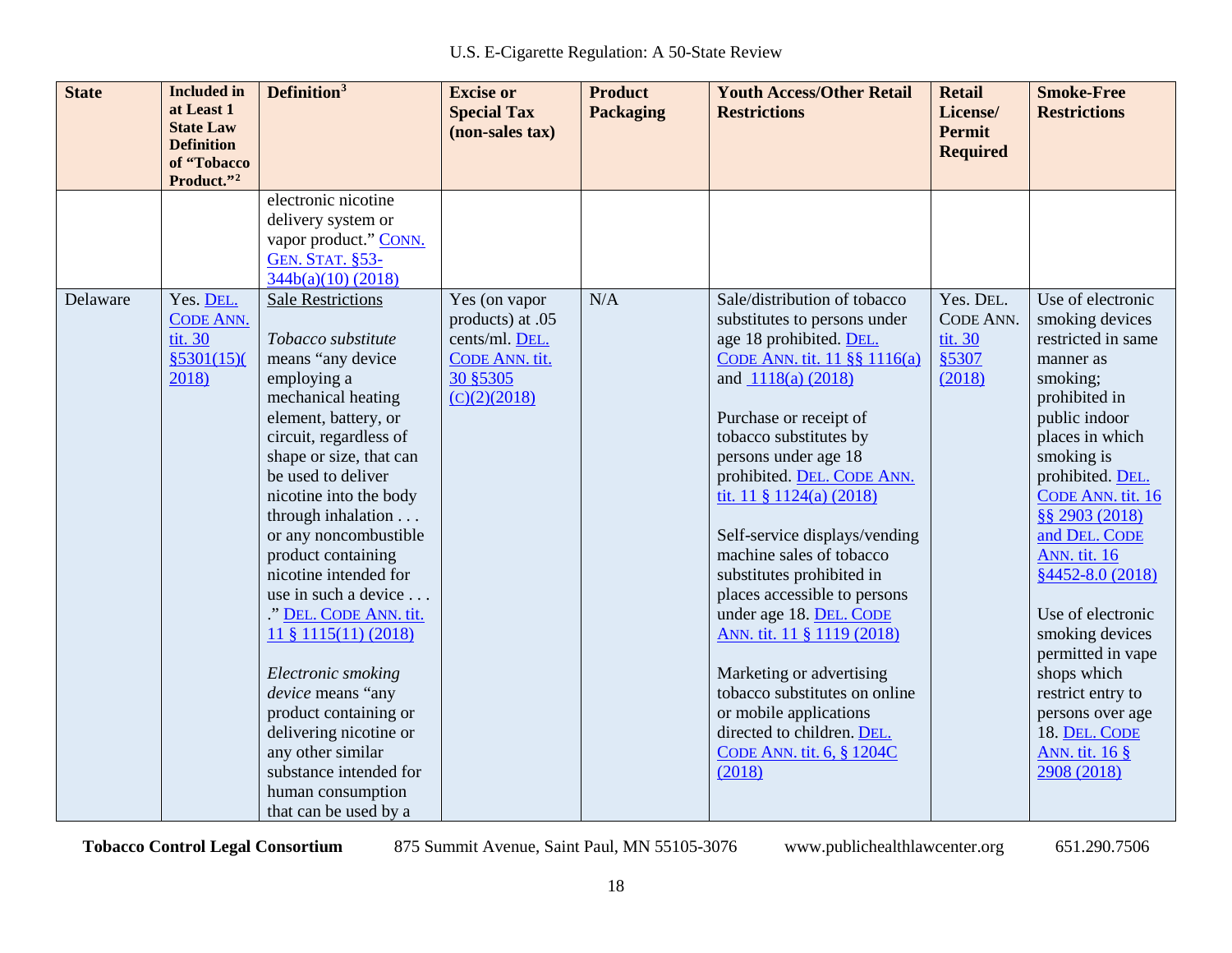| State | Included in at Least 1 State Law Definition of "Tobacco Product."[2] | Definition[3] | Excise or Special Tax (non-sales tax) | Product Packaging | Youth Access/Other Retail Restrictions | Retail License/ Permit Required | Smoke-Free Restrictions |
|---|---|---|---|---|---|---|---|
| | | electronic nicotine delivery system or vapor product." CONN. GEN. STAT. §53-344b(a)(10) (2018) | | | | | |
| Delaware | Yes. DEL. CODE ANN. tit. 30 §5301(15)(2018) | Sale Restrictions<br><br>*Tobacco substitute* means "any device employing a mechanical heating element, battery, or circuit, regardless of shape or size, that can be used to deliver nicotine into the body through inhalation . . . or any noncombustible product containing nicotine intended for use in such a device . . . ." DEL. CODE ANN. tit. 11 § 1115(11) (2018)<br><br>*Electronic smoking device* means "any product containing or delivering nicotine or any other similar substance intended for human consumption that can be used by a | Yes (on vapor products) at .05 cents/ml. DEL. CODE ANN. tit. 30 §5305 (C)(2)(2018) | N/A | Sale/distribution of tobacco substitutes to persons under age 18 prohibited. DEL. CODE ANN. tit. 11 §§ 1116(a) and 1118(a) (2018)<br><br>Purchase or receipt of tobacco substitutes by persons under age 18 prohibited. DEL. CODE ANN. tit. 11 § 1124(a) (2018)<br><br>Self-service displays/vending machine sales of tobacco substitutes prohibited in places accessible to persons under age 18. DEL. CODE ANN. tit. 11 § 1119 (2018)<br><br>Marketing or advertising tobacco substitutes on online or mobile applications directed to children. DEL. CODE ANN. tit. 6, § 1204C (2018) | Yes. DEL. CODE ANN. tit. 30 §5307 (2018) | Use of electronic smoking devices restricted in same manner as smoking; prohibited in public indoor places in which smoking is prohibited. DEL. CODE ANN. tit. 16 §§ 2903 (2018) and DEL. CODE ANN. tit. 16 §4452-8.0 (2018)<br><br>Use of electronic smoking devices permitted in vape shops which restrict entry to persons over age 18. DEL. CODE ANN. tit. 16 § 2908 (2018) |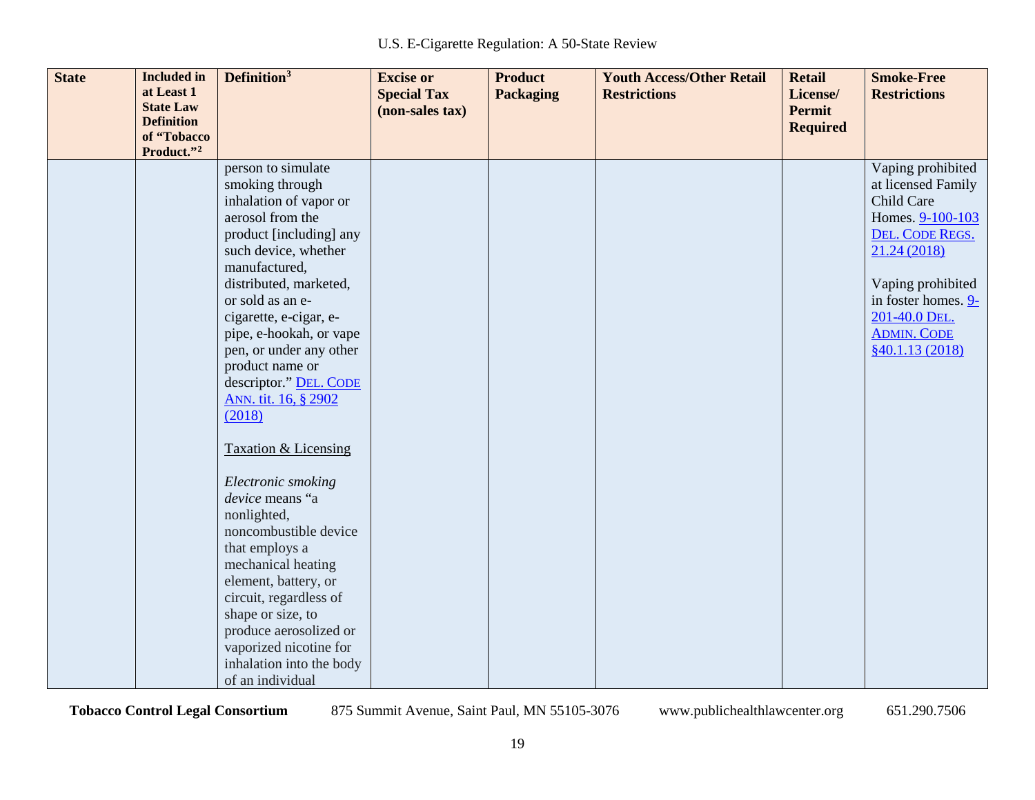| State | Included in at Least 1 State Law Definition of "Tobacco Product."[2] | Definition[3] | Excise or Special Tax (non-sales tax) | Product Packaging | Youth Access/Other Retail Restrictions | Retail License/ Permit Required | Smoke-Free Restrictions |
|---|---|---|---|---|---|---|---|
| | | person to simulate smoking through inhalation of vapor or aerosol from the product [including] any such device, whether manufactured, distributed, marketed, or sold as an e-cigarette, e-cigar, e-pipe, e-hookah, or vape pen, or under any other product name or descriptor." DEL. CODE ANN. tit. 16, § 2902 (2018)<br><br>Taxation & Licensing<br><br>*Electronic smoking device* means "a nonlighted, noncombustible device that employs a mechanical heating element, battery, or circuit, regardless of shape or size, to produce aerosolized or vaporized nicotine for inhalation into the body of an individual | | | | | Vaping prohibited at licensed Family Child Care Homes. 9-100-103 DEL. CODE REGS. 21.24 (2018)<br><br>Vaping prohibited in foster homes. 9-201-40.0 DEL. ADMIN. CODE §40.1.13 (2018) |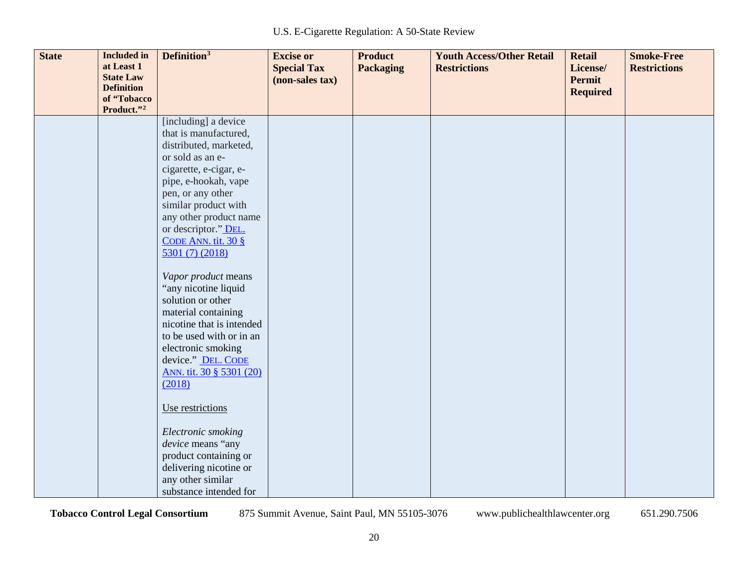| State | Included in at Least 1 State Law Definition of "Tobacco Product."[2] | Definition[3] | Excise or Special Tax (non-sales tax) | Product Packaging | Youth Access/Other Retail Restrictions | Retail License/ Permit Required | Smoke-Free Restrictions |
|---|---|---|---|---|---|---|---|
| | | [including] a device that is manufactured, distributed, marketed, or sold as an e-cigarette, e-cigar, e-pipe, e-hookah, vape pen, or any other similar product with any other product name or descriptor." DEL. CODE ANN. tit. 30 § 5301 (7) (2018)<br><br>*Vapor product* means "any nicotine liquid solution or other material containing nicotine that is intended to be used with or in an electronic smoking device." DEL. CODE ANN. tit. 30 § 5301 (20) (2018)<br><br>Use restrictions<br><br>*Electronic smoking device* means "any product containing or delivering nicotine or any other similar substance intended for | | | | | |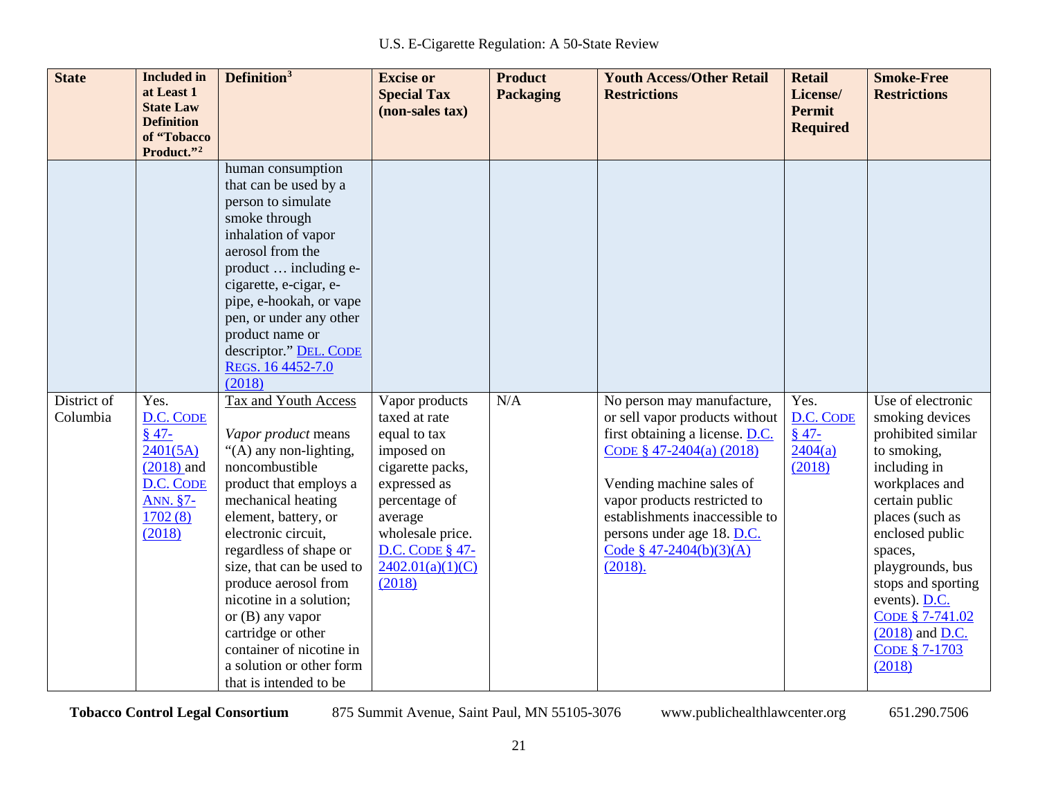| State | Included in at Least 1 State Law Definition of "Tobacco Product."[2] | Definition[3] | Excise or Special Tax (non-sales tax) | Product Packaging | Youth Access/Other Retail Restrictions | Retail License/ Permit Required | Smoke-Free Restrictions |
|---|---|---|---|---|---|---|---|
| | | human consumption that can be used by a person to simulate smoke through inhalation of vapor aerosol from the product … including e-cigarette, e-cigar, e-pipe, e-hookah, or vape pen, or under any other product name or descriptor." DEL. CODE REGS. 16 4452-7.0 (2018) | | | | | |
| District of Columbia | Yes. D.C. CODE § 47-2401(5A) (2018) and D.C. CODE ANN. §7-1702 (8) (2018) | Tax and Youth Access<br><br>*Vapor product* means "(A) any non-lighting, noncombustible product that employs a mechanical heating element, battery, or electronic circuit, regardless of shape or size, that can be used to produce aerosol from nicotine in a solution; or (B) any vapor cartridge or other container of nicotine in a solution or other form that is intended to be | Vapor products taxed at rate equal to tax imposed on cigarette packs, expressed as percentage of average wholesale price. D.C. CODE § 47-2402.01(a)(1)(C) (2018) | N/A | No person may manufacture, or sell vapor products without first obtaining a license. D.C. CODE § 47-2404(a) (2018)<br><br>Vending machine sales of vapor products restricted to establishments inaccessible to persons under age 18. D.C. Code § 47-2404(b)(3)(A) (2018). | Yes. D.C. CODE § 47-2404(a) (2018) | Use of electronic smoking devices prohibited similar to smoking, including in workplaces and certain public places (such as enclosed public spaces, playgrounds, bus stops and sporting events). D.C. CODE § 7-741.02 (2018) and D.C. CODE § 7-1703 (2018) |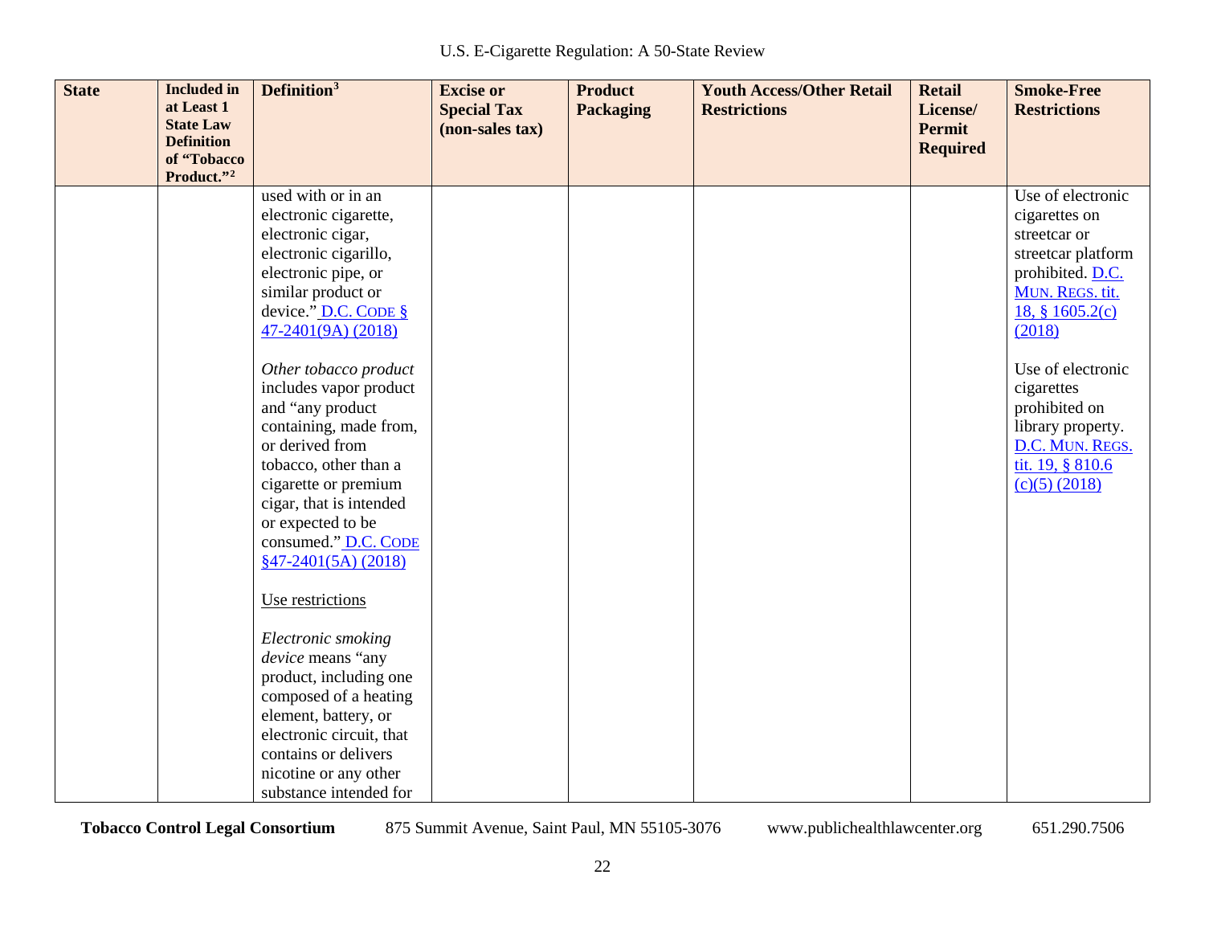| State | Included in at Least 1 State Law Definition of "Tobacco Product."[2] | Definition[3] | Excise or Special Tax (non-sales tax) | Product Packaging | Youth Access/Other Retail Restrictions | Retail License/ Permit Required | Smoke-Free Restrictions |
|---|---|---|---|---|---|---|---|
| | | used with or in an electronic cigarette, electronic cigar, electronic cigarillo, electronic pipe, or similar product or device." D.C. CODE § 47-2401(9A) (2018)<br><br>*Other tobacco product* includes vapor product and "any product containing, made from, or derived from tobacco, other than a cigarette or premium cigar, that is intended or expected to be consumed." D.C. CODE §47-2401(5A) (2018)<br><br>Use restrictions<br><br>*Electronic smoking device* means "any product, including one composed of a heating element, battery, or electronic circuit, that contains or delivers nicotine or any other substance intended for | | | | | Use of electronic cigarettes on streetcar or streetcar platform prohibited. D.C. MUN. REGS. tit. 18, § 1605.2(c) (2018)<br><br>Use of electronic cigarettes prohibited on library property. D.C. MUN. REGS. tit. 19, § 810.6 (c)(5) (2018) |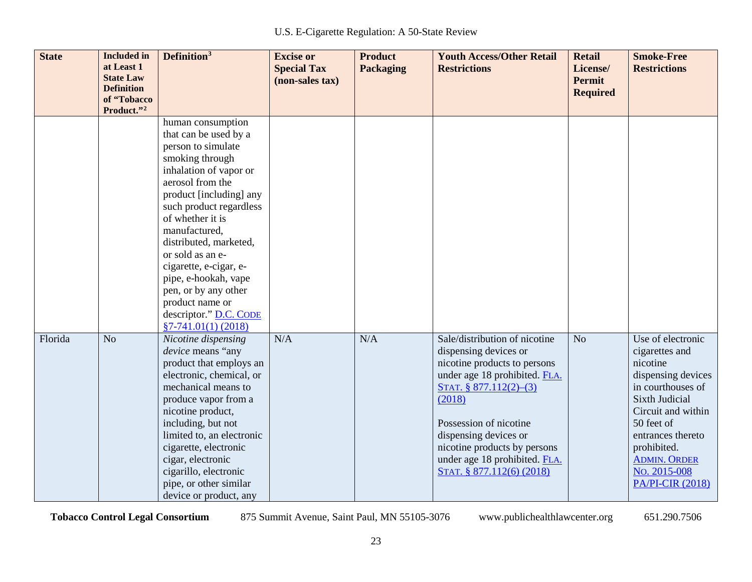| State | Included in at Least 1 State Law Definition of "Tobacco Product."[2] | Definition[3] | Excise or Special Tax (non-sales tax) | Product Packaging | Youth Access/Other Retail Restrictions | Retail License/ Permit Required | Smoke-Free Restrictions |
|---|---|---|---|---|---|---|---|
| | | human consumption that can be used by a person to simulate smoking through inhalation of vapor or aerosol from the product [including] any such product regardless of whether it is manufactured, distributed, marketed, or sold as an e-cigarette, e-cigar, e-pipe, e-hookah, vape pen, or by any other product name or descriptor." D.C. CODE §7-741.01(1) (2018) | | | | | |
| Florida | No | *Nicotine dispensing device* means "any product that employs an electronic, chemical, or mechanical means to produce vapor from a nicotine product, including, but not limited to, an electronic cigarette, electronic cigar, electronic cigarillo, electronic pipe, or other similar device or product, any | N/A | N/A | Sale/distribution of nicotine dispensing devices or nicotine products to persons under age 18 prohibited. FLA. STAT. § 877.112(2)–(3) (2018)<br><br>Possession of nicotine dispensing devices or nicotine products by persons under age 18 prohibited. FLA. STAT. § 877.112(6) (2018) | No | Use of electronic cigarettes and nicotine dispensing devices in courthouses of Sixth Judicial Circuit and within 50 feet of entrances thereto prohibited. ADMIN. ORDER NO. 2015-008 PA/PI-CIR (2018) |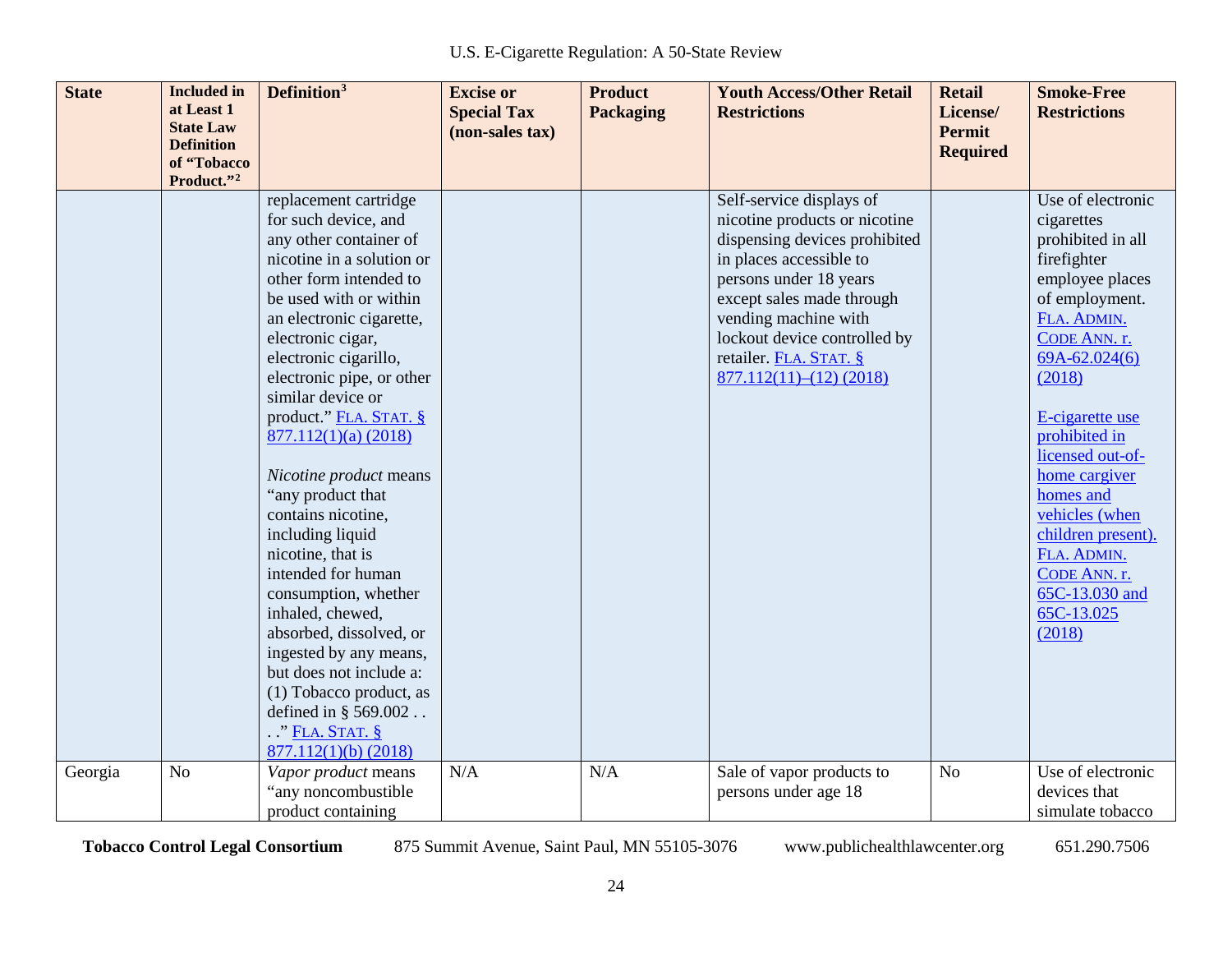| State | Included in at Least 1 State Law Definition of "Tobacco Product."[2] | Definition[3] | Excise or Special Tax (non-sales tax) | Product Packaging | Youth Access/Other Retail Restrictions | Retail License/ Permit Required | Smoke-Free Restrictions |
|---|---|---|---|---|---|---|---|
| | | replacement cartridge for such device, and any other container of nicotine in a solution or other form intended to be used with or within an electronic cigarette, electronic cigar, electronic cigarillo, electronic pipe, or other similar device or product." FLA. STAT. § 877.112(1)(a) (2018)<br><br>*Nicotine product* means "any product that contains nicotine, including liquid nicotine, that is intended for human consumption, whether inhaled, chewed, absorbed, dissolved, or ingested by any means, but does not include a: (1) Tobacco product, as defined in § 569.002 . . . ." FLA. STAT. § 877.112(1)(b) (2018) | | | Self-service displays of nicotine products or nicotine dispensing devices prohibited in places accessible to persons under 18 years except sales made through vending machine with lockout device controlled by retailer. FLA. STAT. § 877.112(11)–(12) (2018) | | Use of electronic cigarettes prohibited in all firefighter employee places of employment. FLA. ADMIN. CODE ANN. r. 69A-62.024(6) (2018)<br><br>E-cigarette use prohibited in licensed out-of-home cargiver homes and vehicles (when children present). FLA. ADMIN. CODE ANN. r. 65C-13.030 and 65C-13.025 (2018) |
| Georgia | No | *Vapor product* means "any noncombustible product containing | N/A | N/A | Sale of vapor products to persons under age 18 | No | Use of electronic devices that simulate tobacco |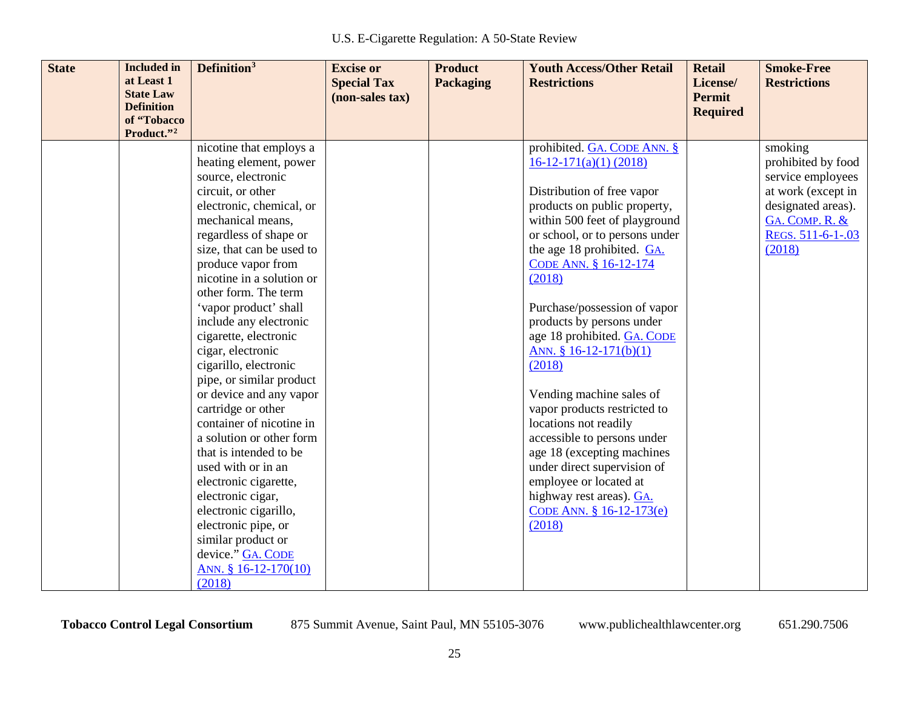| State | Included in at Least 1 State Law Definition of "Tobacco Product."[2] | Definition[3] | Excise or Special Tax (non-sales tax) | Product Packaging | Youth Access/Other Retail Restrictions | Retail License/ Permit Required | Smoke-Free Restrictions |
|---|---|---|---|---|---|---|---|
| | | nicotine that employs a heating element, power source, electronic circuit, or other electronic, chemical, or mechanical means, regardless of shape or size, that can be used to produce vapor from nicotine in a solution or other form. The term 'vapor product' shall include any electronic cigarette, electronic cigar, electronic cigarillo, electronic pipe, or similar product or device and any vapor cartridge or other container of nicotine in a solution or other form that is intended to be used with or in an electronic cigarette, electronic cigar, electronic cigarillo, electronic pipe, or similar product or device." GA. CODE ANN. § 16-12-170(10) (2018) | | | prohibited. GA. CODE ANN. § 16-12-171(a)(1) (2018)<br><br>Distribution of free vapor products on public property, within 500 feet of playground or school, or to persons under the age 18 prohibited. GA. CODE ANN. § 16-12-174 (2018)<br><br>Purchase/possession of vapor products by persons under age 18 prohibited. GA. CODE ANN. § 16-12-171(b)(1) (2018)<br><br>Vending machine sales of vapor products restricted to locations not readily accessible to persons under age 18 (excepting machines under direct supervision of employee or located at highway rest areas). GA. CODE ANN. § 16-12-173(e) (2018) | | smoking prohibited by food service employees at work (except in designated areas). GA. COMP. R. & REGS. 511-6-1-.03 (2018) |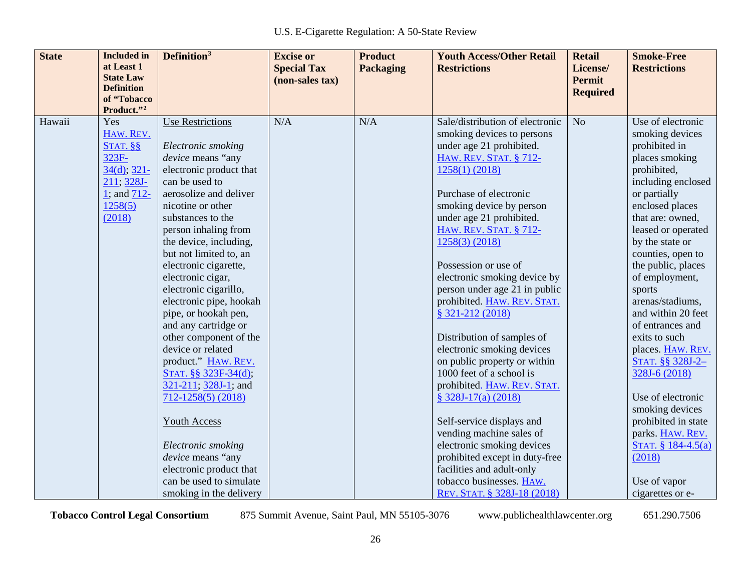| State | Included in at Least 1 State Law Definition of "Tobacco Product."[2] | Definition[3] | Excise or Special Tax (non-sales tax) | Product Packaging | Youth Access/Other Retail Restrictions | Retail License/ Permit Required | Smoke-Free Restrictions |
|---|---|---|---|---|---|---|---|
| Hawaii | Yes HAW. REV. STAT. §§ 323F-34(d); 321-211; 328J-1; and 712-1258(5) (2018) | Use Restrictions<br><br>*Electronic smoking device* means "any electronic product that can be used to aerosolize and deliver nicotine or other substances to the person inhaling from the device, including, but not limited to, an electronic cigarette, electronic cigar, electronic cigarillo, electronic pipe, hookah pipe, or hookah pen, and any cartridge or other component of the device or related product." HAW. REV. STAT. §§ 323F-34(d); 321-211; 328J-1; and 712-1258(5) (2018)<br><br>Youth Access<br><br>*Electronic smoking device* means "any electronic product that can be used to simulate smoking in the delivery | N/A | N/A | Sale/distribution of electronic smoking devices to persons under age 21 prohibited. HAW. REV. STAT. § 712-1258(1) (2018)<br><br>Purchase of electronic smoking device by person under age 21 prohibited. HAW. REV. STAT. § 712-1258(3) (2018)<br><br>Possession or use of electronic smoking device by person under age 21 in public prohibited. HAW. REV. STAT. § 321-212 (2018)<br><br>Distribution of samples of electronic smoking devices on public property or within 1000 feet of a school is prohibited. HAW. REV. STAT. § 328J-17(a) (2018)<br><br>Self-service displays and vending machine sales of electronic smoking devices prohibited except in duty-free facilities and adult-only tobacco businesses. HAW. REV. STAT. § 328J-18 (2018) | No | Use of electronic smoking devices prohibited in places smoking prohibited, including enclosed or partially enclosed places that are: owned, leased or operated by the state or counties, open to the public, places of employment, sports arenas/stadiums, and within 20 feet of entrances and exits to such places. HAW. REV. STAT. §§ 328J-2–328J-6 (2018)<br><br>Use of electronic smoking devices prohibited in state parks. HAW. REV. STAT. § 184-4.5(a) (2018)<br><br>Use of vapor cigarettes or e- |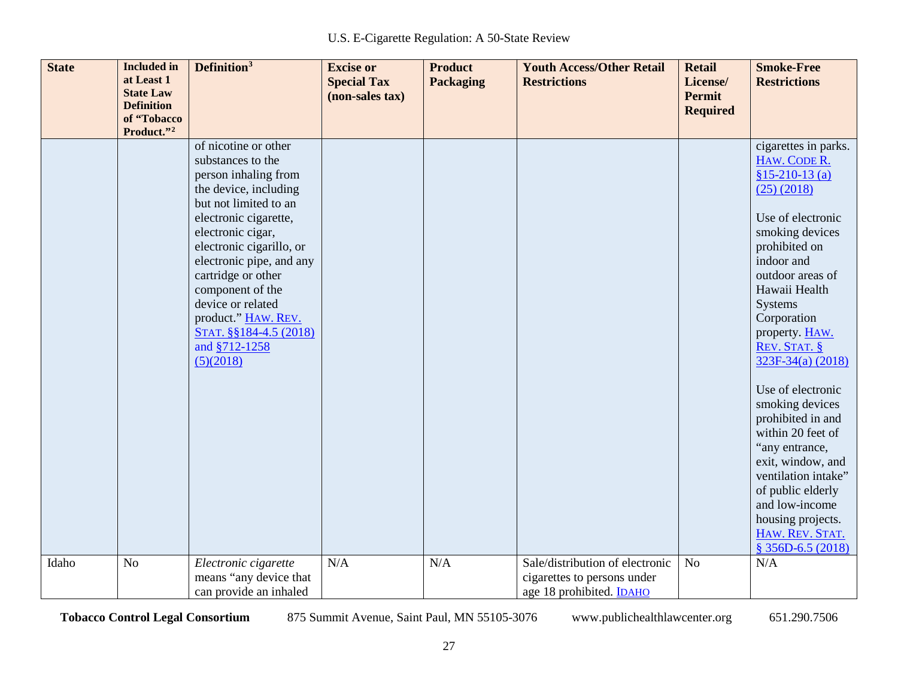| State | Included in at Least 1 State Law Definition of "Tobacco Product."[2] | Definition[3] | Excise or Special Tax (non-sales tax) | Product Packaging | Youth Access/Other Retail Restrictions | Retail License/ Permit Required | Smoke-Free Restrictions |
|---|---|---|---|---|---|---|---|
| | | of nicotine or other substances to the person inhaling from the device, including but not limited to an electronic cigarette, electronic cigar, electronic cigarillo, or electronic pipe, and any cartridge or other component of the device or related product." HAW. REV. STAT. §§184-4.5 (2018) and §712-1258 (5)(2018) | | | | | cigarettes in parks. HAW. CODE R. §15-210-13 (a) (25) (2018)<br><br>Use of electronic smoking devices prohibited on indoor and outdoor areas of Hawaii Health Systems Corporation property. HAW. REV. STAT. § 323F-34(a) (2018)<br><br>Use of electronic smoking devices prohibited in and within 20 feet of "any entrance, exit, window, and ventilation intake" of public elderly and low-income housing projects. HAW. REV. STAT. § 356D-6.5 (2018) |
| Idaho | No | *Electronic cigarette* means "any device that can provide an inhaled | N/A | N/A | Sale/distribution of electronic cigarettes to persons under age 18 prohibited. IDAHO | No | N/A |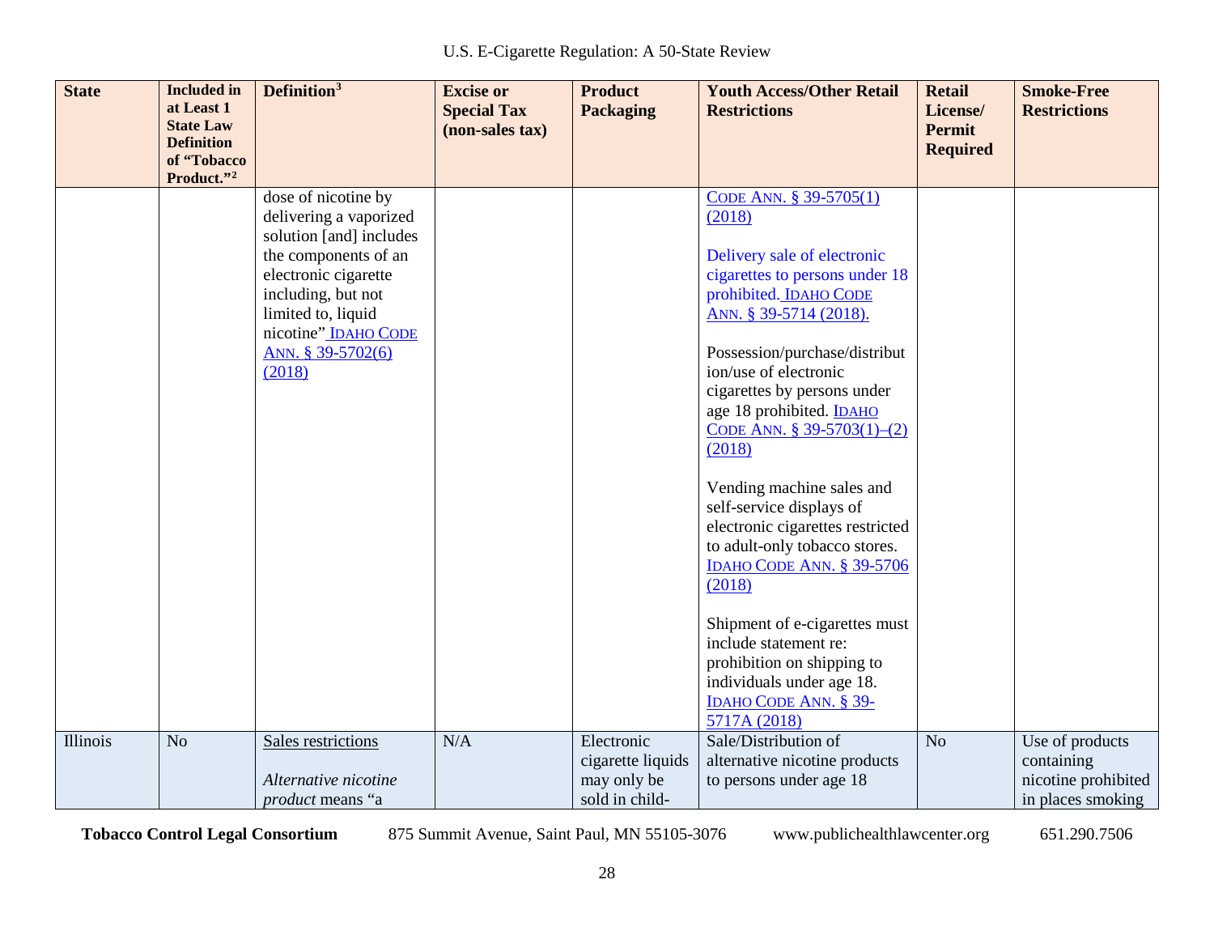| State | Included in at Least 1 State Law Definition of "Tobacco Product."[2] | Definition[3] | Excise or Special Tax (non-sales tax) | Product Packaging | Youth Access/Other Retail Restrictions | Retail License/ Permit Required | Smoke-Free Restrictions |
|---|---|---|---|---|---|---|---|
| | | dose of nicotine by delivering a vaporized solution [and] includes the components of an electronic cigarette including, but not limited to, liquid nicotine" IDAHO CODE ANN. § 39-5702(6) (2018) | | | CODE ANN. § 39-5705(1) (2018)<br><br>Delivery sale of electronic cigarettes to persons under 18 prohibited. IDAHO CODE ANN. § 39-5714 (2018).<br><br>Possession/purchase/distribution/use of electronic cigarettes by persons under age 18 prohibited. IDAHO CODE ANN. § 39-5703(1)–(2) (2018)<br><br>Vending machine sales and self-service displays of electronic cigarettes restricted to adult-only tobacco stores. IDAHO CODE ANN. § 39-5706 (2018)<br><br>Shipment of e-cigarettes must include statement re: prohibition on shipping to individuals under age 18. IDAHO CODE ANN. § 39-5717A (2018) | | |
| Illinois | No | Sales restrictions<br><br>*Alternative nicotine product* means "a | N/A | Electronic cigarette liquids may only be sold in child- | Sale/Distribution of alternative nicotine products to persons under age 18 | No | Use of products containing nicotine prohibited in places smoking |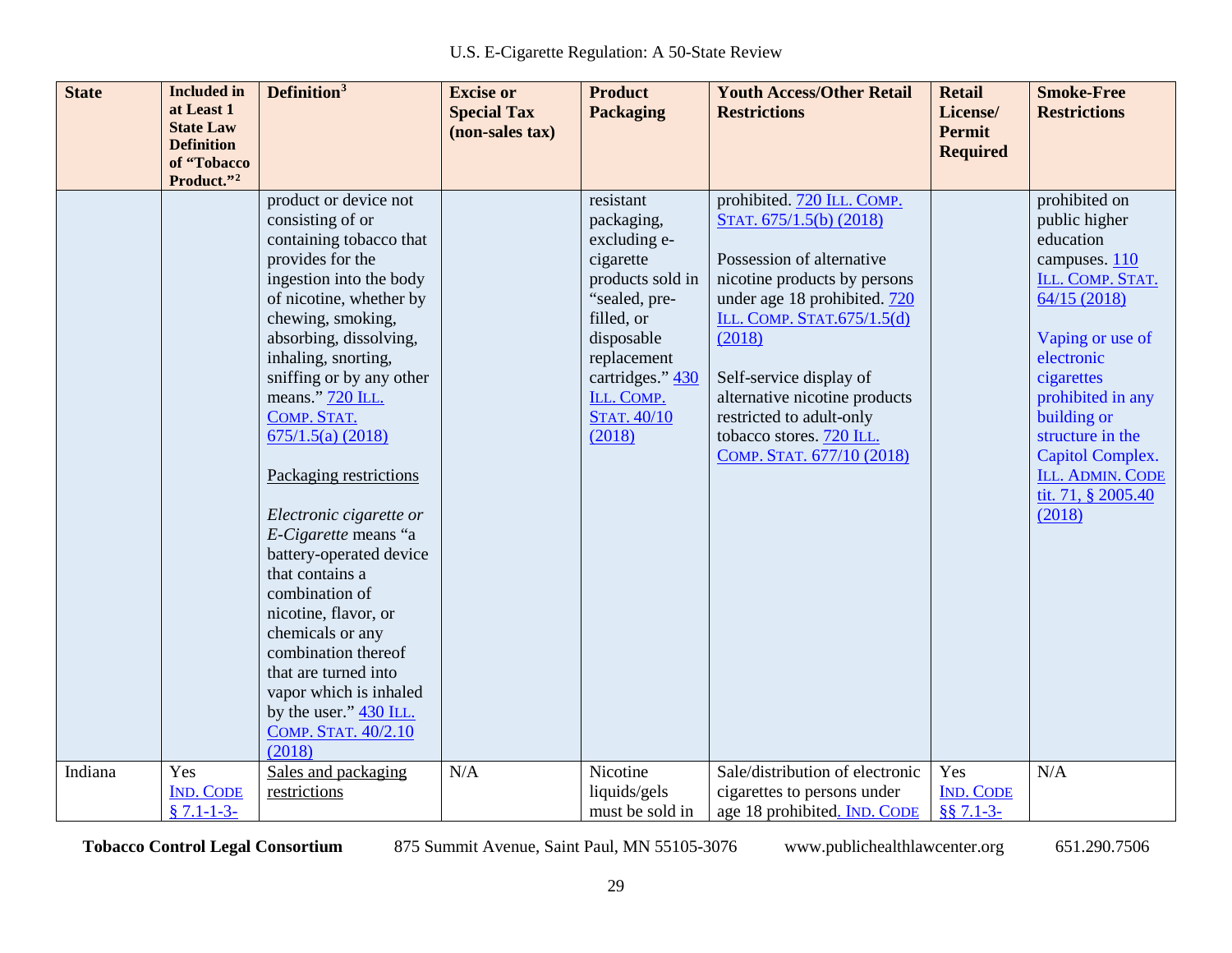| State | Included in at Least 1 State Law Definition of "Tobacco Product."[2] | Definition[3] | Excise or Special Tax (non-sales tax) | Product Packaging | Youth Access/Other Retail Restrictions | Retail License/ Permit Required | Smoke-Free Restrictions |
|---|---|---|---|---|---|---|---|
| | | product or device not consisting of or containing tobacco that provides for the ingestion into the body of nicotine, whether by chewing, smoking, absorbing, dissolving, inhaling, snorting, sniffing or by any other means." 720 ILL. COMP. STAT. 675/1.5(a) (2018)<br><br>Packaging restrictions<br><br>*Electronic cigarette or E-Cigarette* means "a battery-operated device that contains a combination of nicotine, flavor, or chemicals or any combination thereof that are turned into vapor which is inhaled by the user." 430 ILL. COMP. STAT. 40/2.10 (2018) | | resistant packaging, excluding e-cigarette products sold in "sealed, pre-filled, or disposable replacement cartridges." 430 ILL. COMP. STAT. 40/10 (2018) | prohibited. 720 ILL. COMP. STAT. 675/1.5(b) (2018)<br><br>Possession of alternative nicotine products by persons under age 18 prohibited. 720 ILL. COMP. STAT.675/1.5(d) (2018)<br><br>Self-service display of alternative nicotine products restricted to adult-only tobacco stores. 720 ILL. COMP. STAT. 677/10 (2018) | | prohibited on public higher education campuses. 110 ILL. COMP. STAT. 64/15 (2018)<br><br>Vaping or use of electronic cigarettes prohibited in any building or structure in the Capitol Complex. ILL. ADMIN. CODE tit. 71, § 2005.40 (2018) |
| Indiana | Yes IND. CODE § 7.1-1-3- | Sales and packaging restrictions | N/A | Nicotine liquids/gels must be sold in | Sale/distribution of electronic cigarettes to persons under age 18 prohibited. IND. CODE | Yes IND. CODE §§ 7.1-3- | N/A |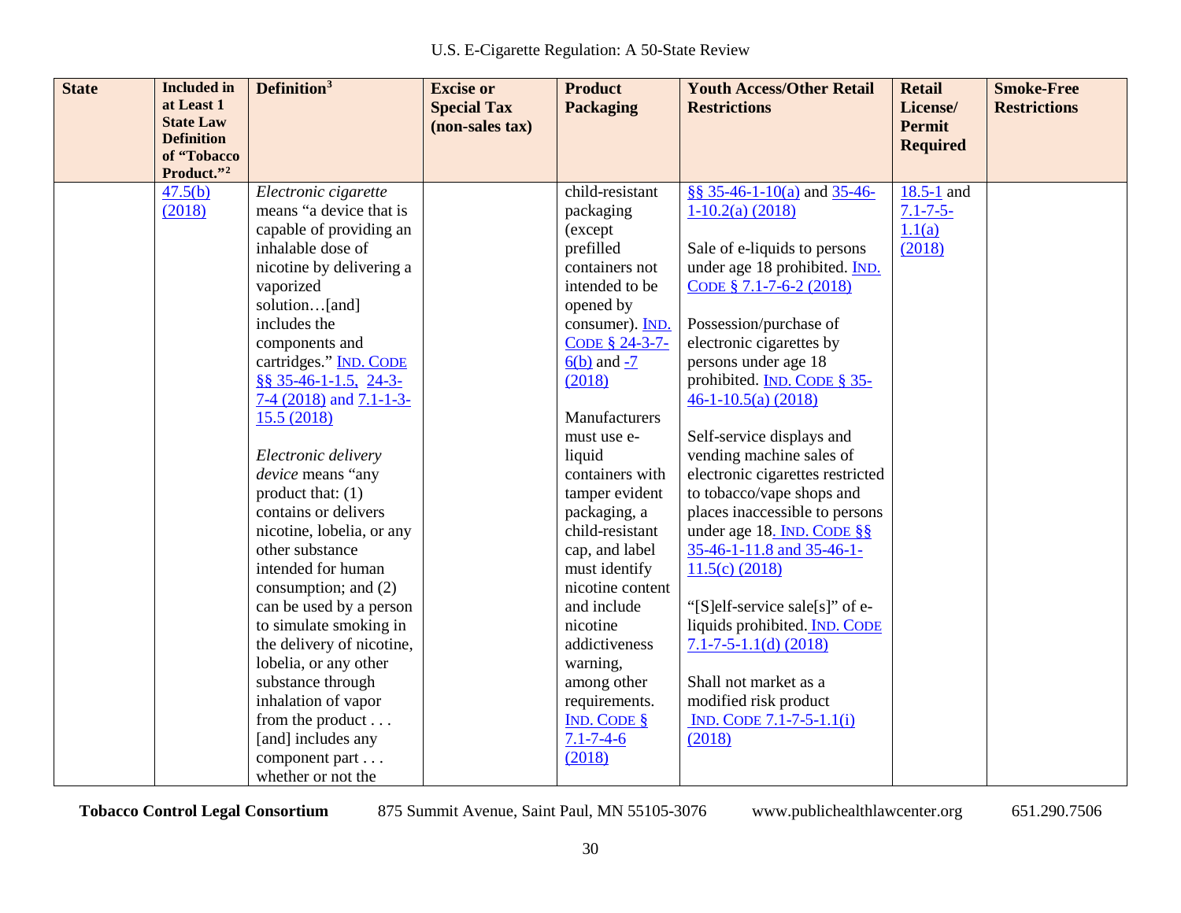| State | Included in at Least 1 State Law Definition of "Tobacco Product."[2] | Definition[3] | Excise or Special Tax (non-sales tax) | Product Packaging | Youth Access/Other Retail Restrictions | Retail License/ Permit Required | Smoke-Free Restrictions |
|---|---|---|---|---|---|---|---|
| | 47.5(b) (2018) | *Electronic cigarette* means "a device that is capable of providing an inhalable dose of nicotine by delivering a vaporized solution…[and] includes the components and cartridges." IND. CODE §§ 35-46-1-1.5, 24-3-7-4 (2018) and 7.1-1-3-15.5 (2018)<br><br>*Electronic delivery device* means "any product that: (1) contains or delivers nicotine, lobelia, or any other substance intended for human consumption; and (2) can be used by a person to simulate smoking in the delivery of nicotine, lobelia, or any other substance through inhalation of vapor from the product . . . [and] includes any component part . . . whether or not the | | child-resistant packaging (except prefilled containers not intended to be opened by consumer). IND. CODE § 24-3-7-6(b) and -7 (2018)<br><br>Manufacturers must use e-liquid containers with tamper evident packaging, a child-resistant cap, and label must identify nicotine content and include nicotine addictiveness warning, among other requirements. IND. CODE § 7.1-7-4-6 (2018) | §§ 35-46-1-10(a) and 35-46-1-10.2(a) (2018)<br><br>Sale of e-liquids to persons under age 18 prohibited. IND. CODE § 7.1-7-6-2 (2018)<br><br>Possession/purchase of electronic cigarettes by persons under age 18 prohibited. IND. CODE § 35-46-1-10.5(a) (2018)<br><br>Self-service displays and vending machine sales of electronic cigarettes restricted to tobacco/vape shops and places inaccessible to persons under age 18. IND. CODE §§ 35-46-1-11.8 and 35-46-1-11.5(c) (2018)<br><br>"[S]elf-service sale[s]" of e-liquids prohibited. IND. CODE 7.1-7-5-1.1(d) (2018)<br><br>Shall not market as a modified risk product IND. CODE 7.1-7-5-1.1(i) (2018) | 18.5-1 and 7.1-7-5-1.1(a) (2018) | |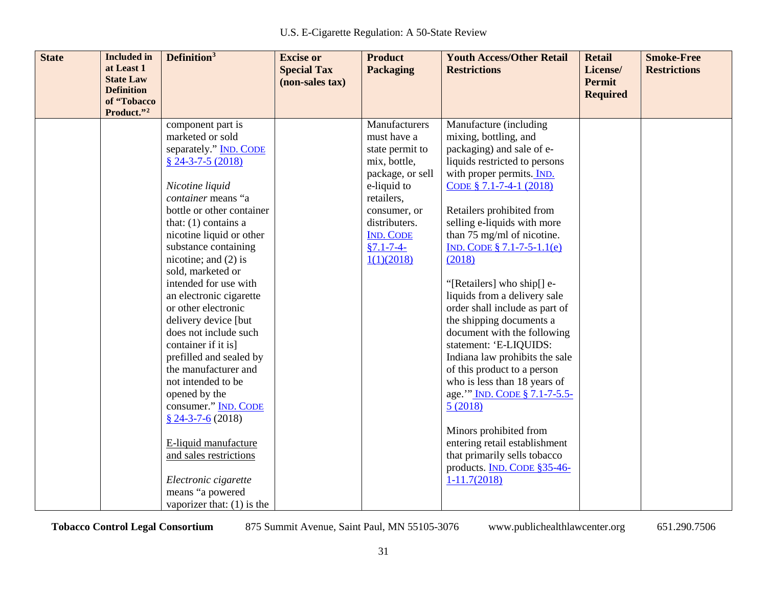| State | Included in at Least 1 State Law Definition of "Tobacco Product."[2] | Definition[3] | Excise or Special Tax (non-sales tax) | Product Packaging | Youth Access/Other Retail Restrictions | Retail License/ Permit Required | Smoke-Free Restrictions |
|---|---|---|---|---|---|---|---|
| | | component part is marketed or sold separately." IND. CODE § 24-3-7-5 (2018)<br><br>*Nicotine liquid container* means "a bottle or other container that: (1) contains a nicotine liquid or other substance containing nicotine; and (2) is sold, marketed or intended for use with an electronic cigarette or other electronic delivery device [but does not include such container if it is] prefilled and sealed by the manufacturer and not intended to be opened by the consumer." IND. CODE § 24-3-7-6 (2018)<br><br>E-liquid manufacture and sales restrictions<br><br>*Electronic cigarette* means "a powered vaporizer that: (1) is the | | Manufacturers must have a state permit to mix, bottle, package, or sell e-liquid to retailers, consumer, or distributers. IND. CODE §7.1-7-4-1(1)(2018) | Manufacture (including mixing, bottling, and packaging) and sale of e-liquids restricted to persons with proper permits. IND. CODE § 7.1-7-4-1 (2018)<br><br>Retailers prohibited from selling e-liquids with more than 75 mg/ml of nicotine. IND. CODE § 7.1-7-5-1.1(e) (2018)<br><br>"[Retailers] who ship[] e-liquids from a delivery sale order shall include as part of the shipping documents a document with the following statement: 'E-LIQUIDS: Indiana law prohibits the sale of this product to a person who is less than 18 years of age.'" IND. CODE § 7.1-7-5.5-5 (2018)<br><br>Minors prohibited from entering retail establishment that primarily sells tobacco products. IND. CODE §35-46-1-11.7(2018) | | |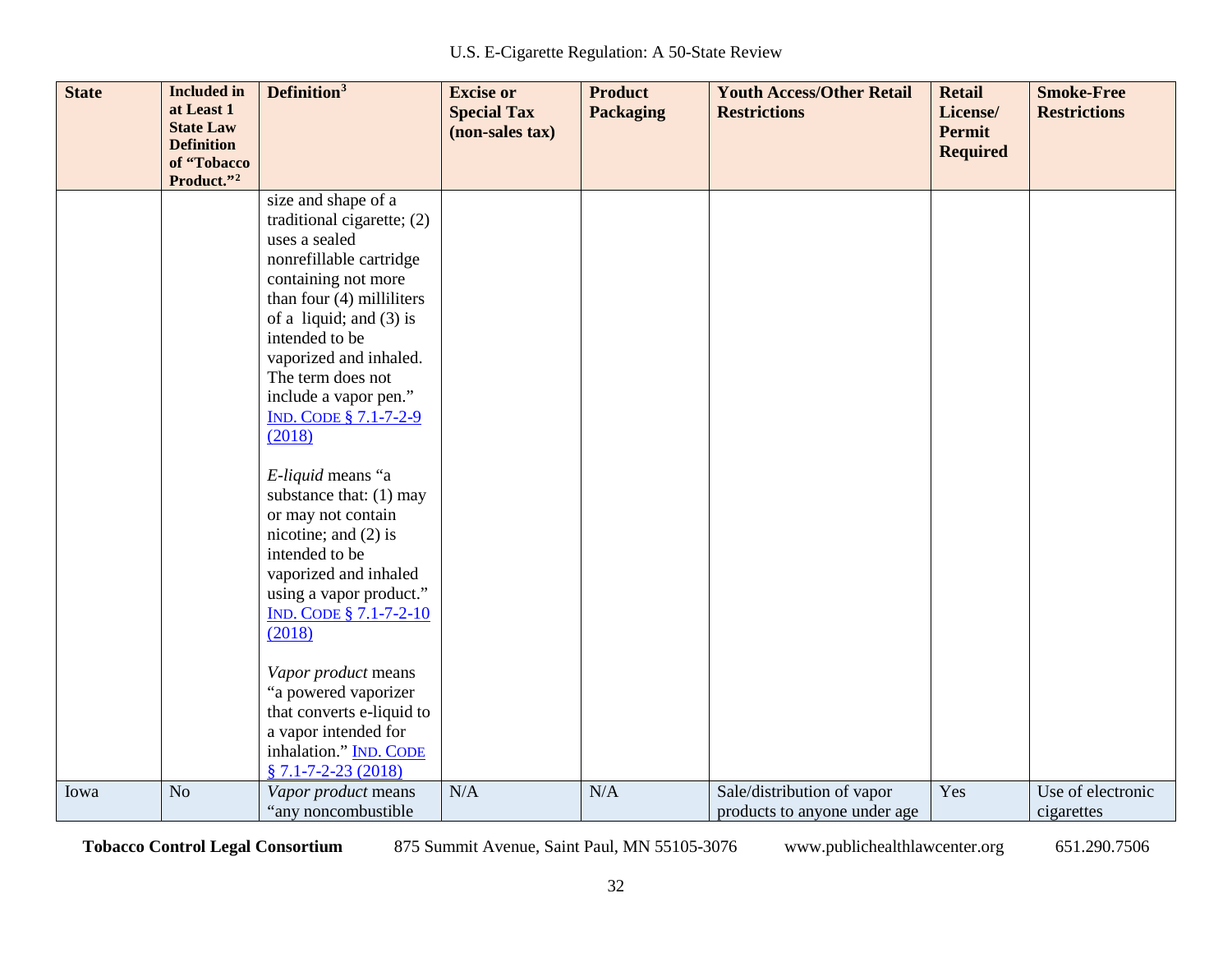| State | Included in at Least 1 State Law Definition of "Tobacco Product."[2] | Definition[3] | Excise or Special Tax (non-sales tax) | Product Packaging | Youth Access/Other Retail Restrictions | Retail License/ Permit Required | Smoke-Free Restrictions |
|---|---|---|---|---|---|---|---|
| | | size and shape of a traditional cigarette; (2) uses a sealed nonrefillable cartridge containing not more than four (4) milliliters of a liquid; and (3) is intended to be vaporized and inhaled. The term does not include a vapor pen." IND. CODE § 7.1-7-2-9 (2018)<br><br>*E-liquid* means "a substance that: (1) may or may not contain nicotine; and (2) is intended to be vaporized and inhaled using a vapor product." IND. CODE § 7.1-7-2-10 (2018)<br><br>*Vapor product* means "a powered vaporizer that converts e-liquid to a vapor intended for inhalation." IND. CODE § 7.1-7-2-23 (2018) | | | | | |
| Iowa | No | *Vapor product* means "any noncombustible | N/A | N/A | Sale/distribution of vapor products to anyone under age | Yes | Use of electronic cigarettes |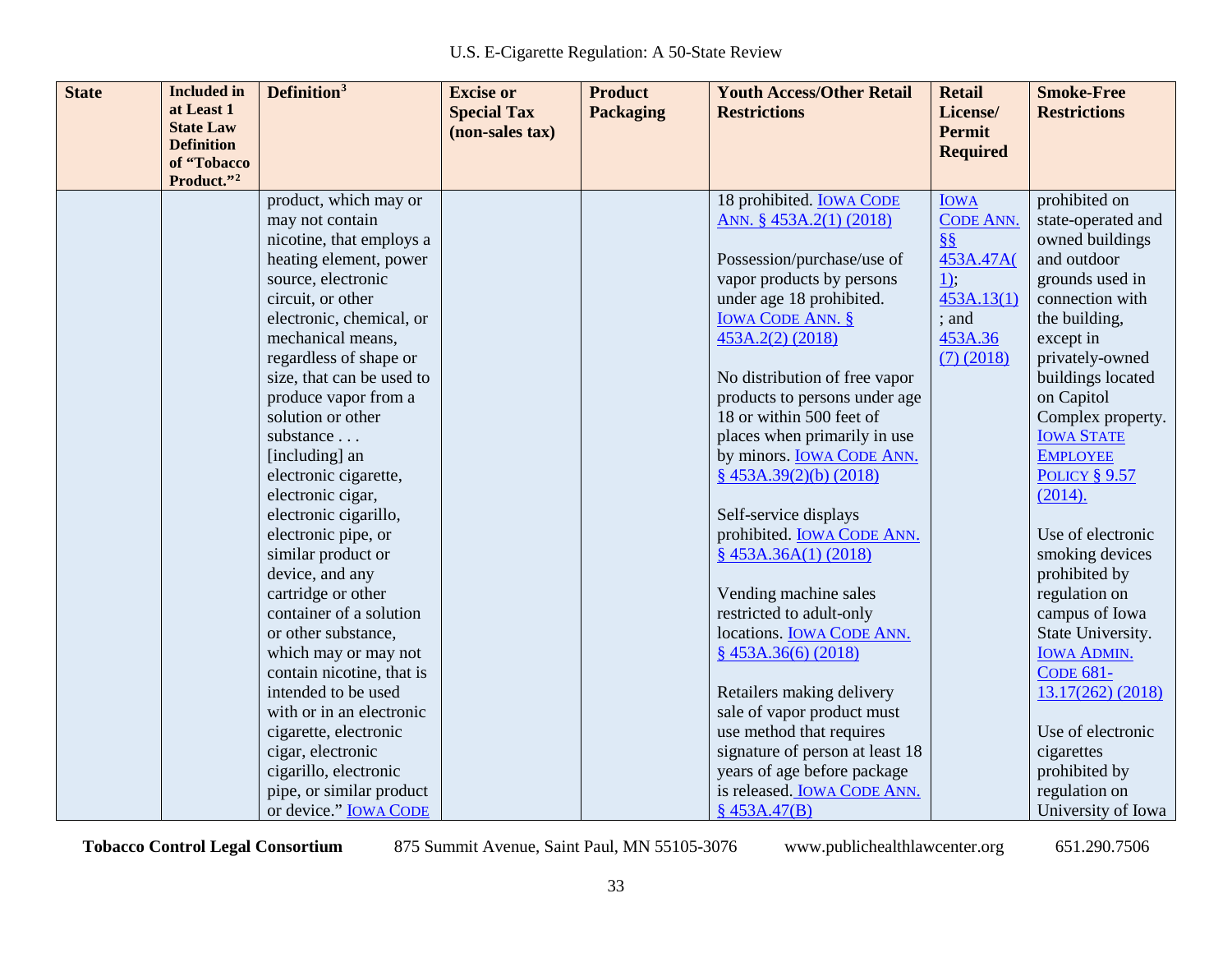| State | Included in at Least 1 State Law Definition of "Tobacco Product."[2] | Definition[3] | Excise or Special Tax (non-sales tax) | Product Packaging | Youth Access/Other Retail Restrictions | Retail License/ Permit Required | Smoke-Free Restrictions |
|---|---|---|---|---|---|---|---|
| | | product, which may or may not contain nicotine, that employs a heating element, power source, electronic circuit, or other electronic, chemical, or mechanical means, regardless of shape or size, that can be used to produce vapor from a solution or other substance . . . [including] an electronic cigarette, electronic cigar, electronic cigarillo, electronic pipe, or similar product or device, and any cartridge or other container of a solution or other substance, which may or may not contain nicotine, that is intended to be used with or in an electronic cigarette, electronic cigar, electronic cigarillo, electronic pipe, or similar product or device." IOWA CODE | | | 18 prohibited. IOWA CODE ANN. § 453A.2(1) (2018)<br><br>Possession/purchase/use of vapor products by persons under age 18 prohibited. IOWA CODE ANN. § 453A.2(2) (2018)<br><br>No distribution of free vapor products to persons under age 18 or within 500 feet of places when primarily in use by minors. IOWA CODE ANN. § 453A.39(2)(b) (2018)<br><br>Self-service displays prohibited. IOWA CODE ANN. § 453A.36A(1) (2018)<br><br>Vending machine sales restricted to adult-only locations. IOWA CODE ANN. § 453A.36(6) (2018)<br><br>Retailers making delivery sale of vapor product must use method that requires signature of person at least 18 years of age before package is released. IOWA CODE ANN. § 453A.47(B) | IOWA CODE ANN. §§ 453A.47A(1); 453A.13(1); and 453A.36(7) (2018) | prohibited on state-operated and owned buildings and outdoor grounds used in connection with the building, except in privately-owned buildings located on Capitol Complex property. IOWA STATE EMPLOYEE POLICY § 9.57 (2014).<br><br>Use of electronic smoking devices prohibited by regulation on campus of Iowa State University. IOWA ADMIN. CODE 681-13.17(262) (2018)<br><br>Use of electronic cigarettes prohibited by regulation on University of Iowa |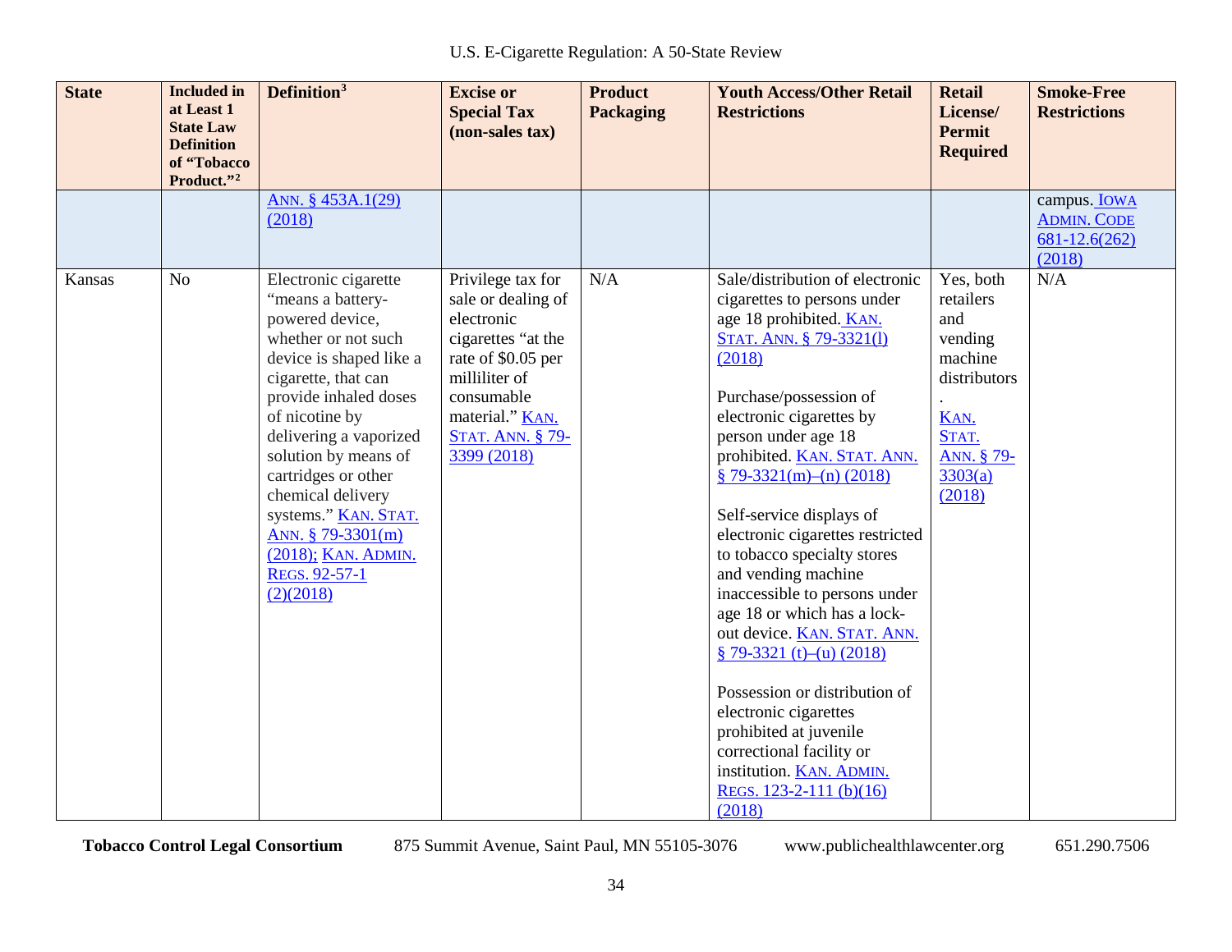| State | Included in at Least 1 State Law Definition of "Tobacco Product."[2] | Definition[3] | Excise or Special Tax (non-sales tax) | Product Packaging | Youth Access/Other Retail Restrictions | Retail License/ Permit Required | Smoke-Free Restrictions |
|---|---|---|---|---|---|---|---|
| | | ANN. § 453A.1(29) (2018) | | | | | campus. IOWA ADMIN. CODE 681-12.6(262) (2018) |
| Kansas | No | Electronic cigarette "means a battery-powered device, whether or not such device is shaped like a cigarette, that can provide inhaled doses of nicotine by delivering a vaporized solution by means of cartridges or other chemical delivery systems." KAN. STAT. ANN. § 79-3301(m) (2018); KAN. ADMIN. REGS. 92-57-1 (2)(2018) | Privilege tax for sale or dealing of electronic cigarettes "at the rate of $0.05 per milliliter of consumable material." KAN. STAT. ANN. § 79-3399 (2018) | N/A | Sale/distribution of electronic cigarettes to persons under age 18 prohibited. KAN. STAT. ANN. § 79-3321(l) (2018)<br><br>Purchase/possession of electronic cigarettes by person under age 18 prohibited. KAN. STAT. ANN. § 79-3321(m)–(n) (2018)<br><br>Self-service displays of electronic cigarettes restricted to tobacco specialty stores and vending machine inaccessible to persons under age 18 or which has a lock-out device. KAN. STAT. ANN. § 79-3321 (t)–(u) (2018)<br><br>Possession or distribution of electronic cigarettes prohibited at juvenile correctional facility or institution. KAN. ADMIN. REGS. 123-2-111 (b)(16) (2018) | Yes, both retailers and vending machine distributors.<br><br>KAN. STAT. ANN. § 79-3303(a) (2018) | N/A |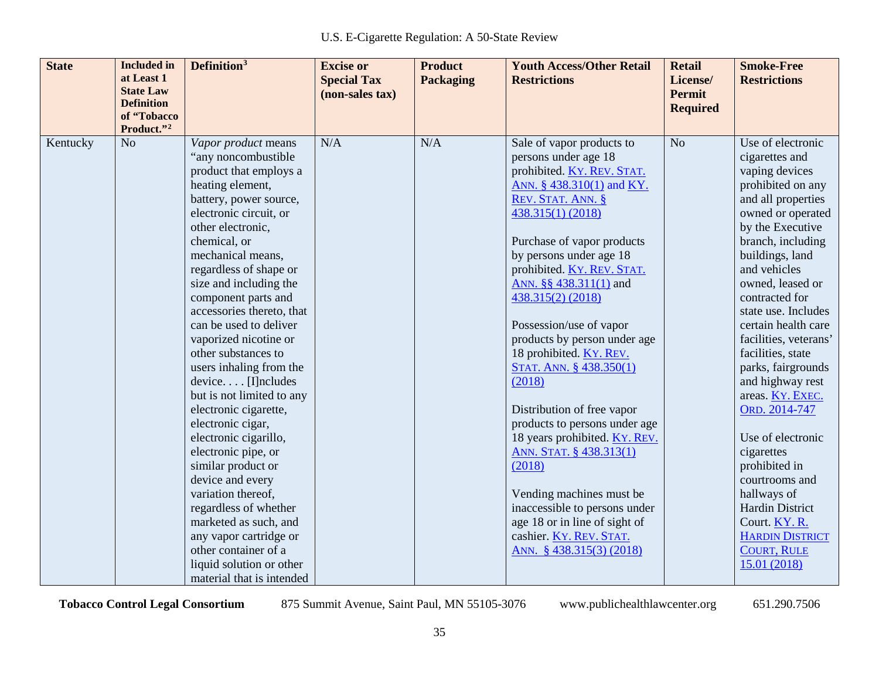| State | Included in at Least 1 State Law Definition of "Tobacco Product."[2] | Definition[3] | Excise or Special Tax (non-sales tax) | Product Packaging | Youth Access/Other Retail Restrictions | Retail License/ Permit Required | Smoke-Free Restrictions |
|---|---|---|---|---|---|---|---|
| Kentucky | No | *Vapor product* means "any noncombustible product that employs a heating element, battery, power source, electronic circuit, or other electronic, chemical, or mechanical means, regardless of shape or size and including the component parts and accessories thereto, that can be used to deliver vaporized nicotine or other substances to users inhaling from the device. . . . [I]ncludes but is not limited to any electronic cigarette, electronic cigar, electronic cigarillo, electronic pipe, or similar product or device and every variation thereof, regardless of whether marketed as such, and any vapor cartridge or other container of a liquid solution or other material that is intended | N/A | N/A | Sale of vapor products to persons under age 18 prohibited. KY. REV. STAT. ANN. § 438.310(1) and KY. REV. STAT. ANN. § 438.315(1) (2018)<br><br>Purchase of vapor products by persons under age 18 prohibited. KY. REV. STAT. ANN. §§ 438.311(1) and 438.315(2) (2018)<br><br>Possession/use of vapor products by person under age 18 prohibited. KY. REV. STAT. ANN. § 438.350(1) (2018)<br><br>Distribution of free vapor products to persons under age 18 years prohibited. KY. REV. ANN. STAT. § 438.313(1) (2018)<br><br>Vending machines must be inaccessible to persons under age 18 or in line of sight of cashier. KY. REV. STAT. ANN. § 438.315(3) (2018) | No | Use of electronic cigarettes and vaping devices prohibited on any and all properties owned or operated by the Executive branch, including buildings, land and vehicles owned, leased or contracted for state use. Includes certain health care facilities, veterans' facilities, state parks, fairgrounds and highway rest areas. KY. EXEC. ORD. 2014-747<br><br>Use of electronic cigarettes prohibited in courtrooms and hallways of Hardin District Court. KY. R. HARDIN DISTRICT COURT, RULE 15.01 (2018) |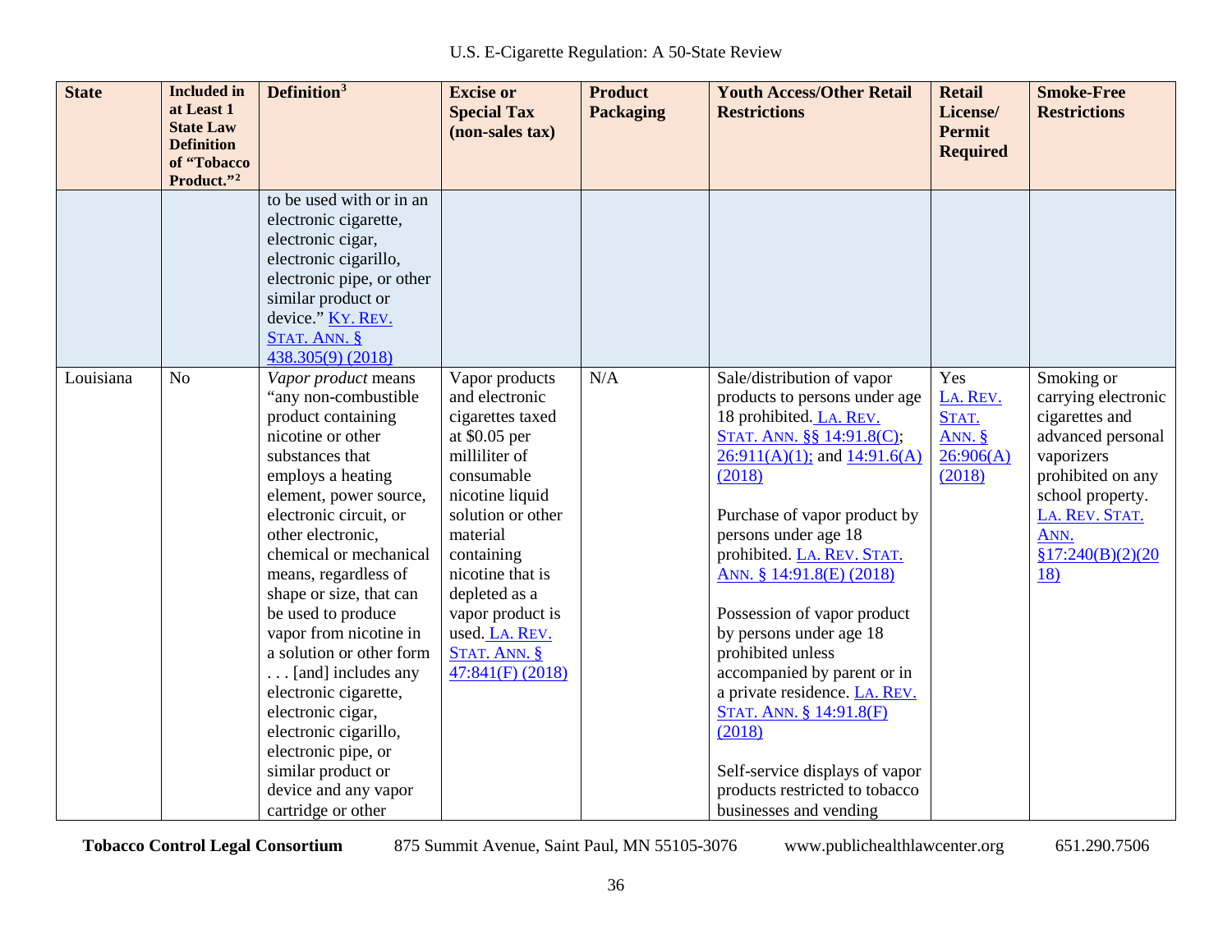| State | Included in at Least 1 State Law Definition of "Tobacco Product."[2] | Definition[3] | Excise or Special Tax (non-sales tax) | Product Packaging | Youth Access/Other Retail Restrictions | Retail License/ Permit Required | Smoke-Free Restrictions |
|---|---|---|---|---|---|---|---|
| | | to be used with or in an electronic cigarette, electronic cigar, electronic cigarillo, electronic pipe, or other similar product or device." KY. REV. STAT. ANN. § 438.305(9) (2018) | | | | | |
| Louisiana | No | *Vapor product* means "any non-combustible product containing nicotine or other substances that employs a heating element, power source, electronic circuit, or other electronic, chemical or mechanical means, regardless of shape or size, that can be used to produce vapor from nicotine in a solution or other form . . . [and] includes any electronic cigarette, electronic cigar, electronic cigarillo, electronic pipe, or similar product or device and any vapor cartridge or other | Vapor products and electronic cigarettes taxed at $0.05 per milliliter of consumable nicotine liquid solution or other material containing nicotine that is depleted as a vapor product is used. LA. REV. STAT. ANN. § 47:841(F) (2018) | N/A | Sale/distribution of vapor products to persons under age 18 prohibited. LA. REV. STAT. ANN. §§ 14:91.8(C); 26:911(A)(1); and 14:91.6(A) (2018)<br><br>Purchase of vapor product by persons under age 18 prohibited. LA. REV. STAT. ANN. § 14:91.8(E) (2018)<br><br>Possession of vapor product by persons under age 18 prohibited unless accompanied by parent or in a private residence. LA. REV. STAT. ANN. § 14:91.8(F) (2018)<br><br>Self-service displays of vapor products restricted to tobacco businesses and vending | Yes LA. REV. STAT. ANN. § 26:906(A) (2018) | Smoking or carrying electronic cigarettes and advanced personal vaporizers prohibited on any school property. LA. REV. STAT. ANN. §17:240(B)(2)(2018) |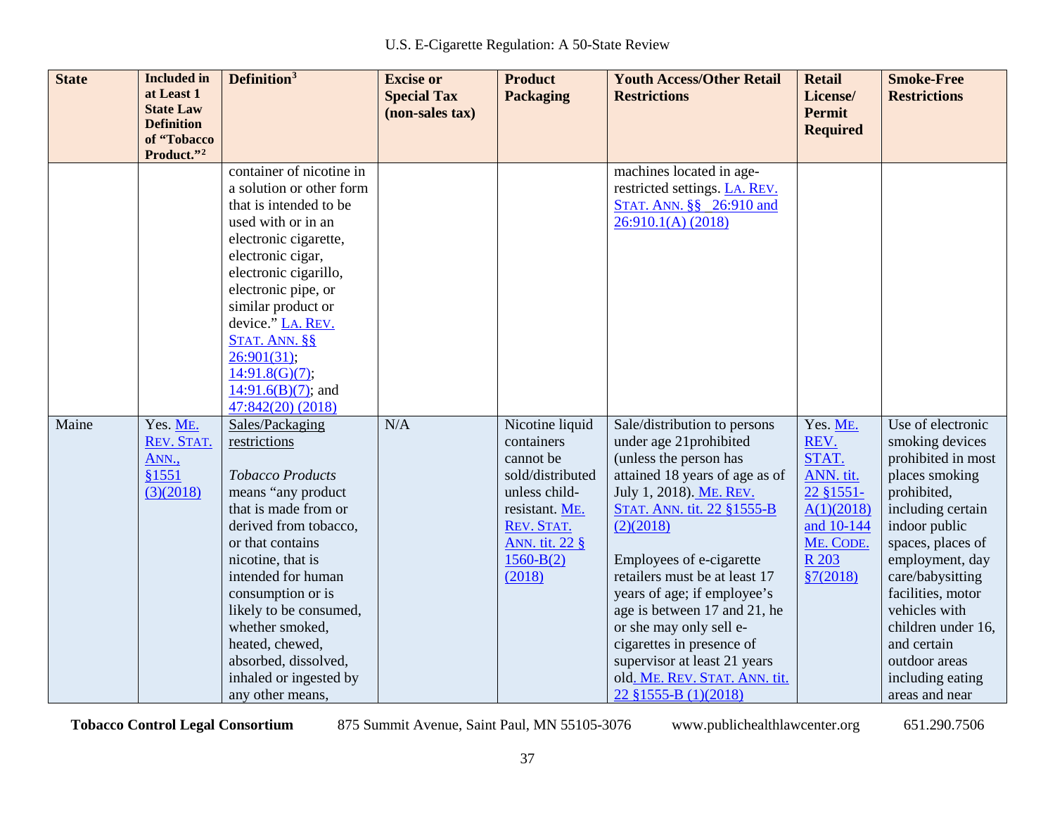| State | Included in at Least 1 State Law Definition of "Tobacco Product."[2] | Definition[3] | Excise or Special Tax (non-sales tax) | Product Packaging | Youth Access/Other Retail Restrictions | Retail License/ Permit Required | Smoke-Free Restrictions |
|---|---|---|---|---|---|---|---|
| | | container of nicotine in a solution or other form that is intended to be used with or in an electronic cigarette, electronic cigar, electronic cigarillo, electronic pipe, or similar product or device." LA. REV. STAT. ANN. §§ 26:901(31); 14:91.8(G)(7); 14:91.6(B)(7); and 47:842(20) (2018) | | | machines located in age-restricted settings. LA. REV. STAT. ANN. §§ 26:910 and 26:910.1(A) (2018) | | |
| Maine | Yes. ME. REV. STAT. ANN., §1551 (3)(2018) | Sales/Packaging restrictions<br><br>*Tobacco Products* means "any product that is made from or derived from tobacco, or that contains nicotine, that is intended for human consumption or is likely to be consumed, whether smoked, heated, chewed, absorbed, dissolved, inhaled or ingested by any other means, | N/A | Nicotine liquid containers cannot be sold/distributed unless child-resistant. ME. REV. STAT. ANN. tit. 22 § 1560-B(2) (2018) | Sale/distribution to persons under age 21prohibited (unless the person has attained 18 years of age as of July 1, 2018). ME. REV. STAT. ANN. tit. 22 §1555-B (2)(2018)<br><br>Employees of e-cigarette retailers must be at least 17 years of age; if employee's age is between 17 and 21, he or she may only sell e-cigarettes in presence of supervisor at least 21 years old. ME. REV. STAT. ANN. tit. 22 §1555-B (1)(2018) | Yes. ME. REV. STAT. ANN. tit. 22 §1551-A(1)(2018) and 10-144 ME. CODE. R 203 §7(2018) | Use of electronic smoking devices prohibited in most places smoking prohibited, including certain indoor public spaces, places of employment, day care/babysitting facilities, motor vehicles with children under 16, and certain outdoor areas including eating areas and near |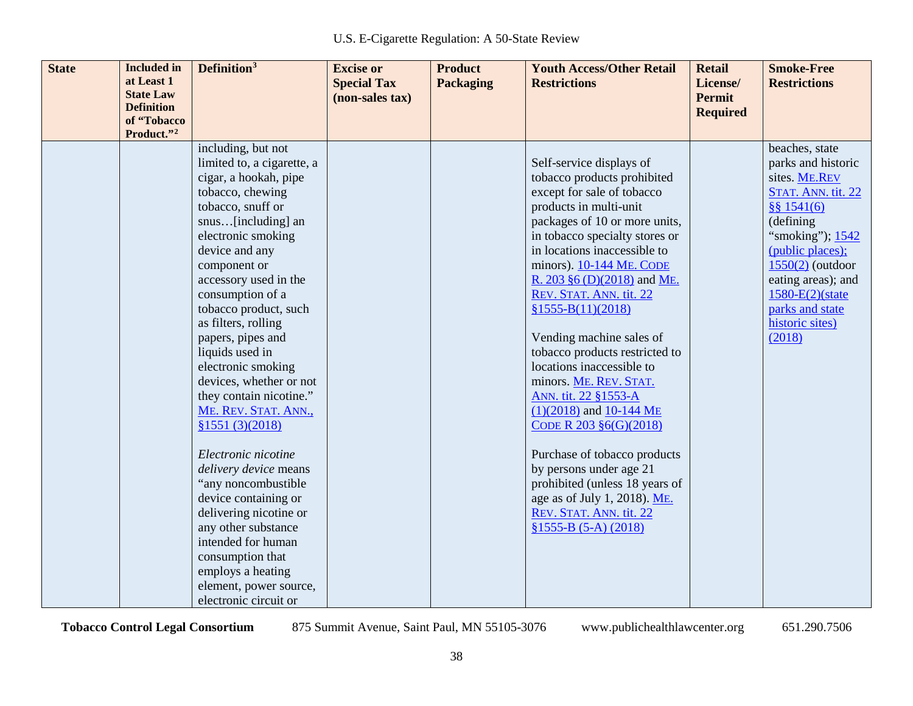| State | Included in at Least 1 State Law Definition of "Tobacco Product."[2] | Definition[3] | Excise or Special Tax (non-sales tax) | Product Packaging | Youth Access/Other Retail Restrictions | Retail License/ Permit Required | Smoke-Free Restrictions |
|---|---|---|---|---|---|---|---|
| | | including, but not limited to, a cigarette, a cigar, a hookah, pipe tobacco, chewing tobacco, snuff or snus…[including] an electronic smoking device and any component or accessory used in the consumption of a tobacco product, such as filters, rolling papers, pipes and liquids used in electronic smoking devices, whether or not they contain nicotine." ME. REV. STAT. ANN., §1551 (3)(2018)<br><br>*Electronic nicotine delivery device* means "any noncombustible device containing or delivering nicotine or any other substance intended for human consumption that employs a heating element, power source, electronic circuit or | | | Self-service displays of tobacco products prohibited except for sale of tobacco products in multi-unit packages of 10 or more units, in tobacco specialty stores or in locations inaccessible to minors). 10-144 ME. CODE R. 203 §6 (D)(2018) and ME. REV. STAT. ANN. tit. 22 §1555-B(11)(2018)<br><br>Vending machine sales of tobacco products restricted to locations inaccessible to minors. ME. REV. STAT. ANN. tit. 22 §1553-A (1)(2018) and 10-144 ME CODE R 203 §6(G)(2018)<br><br>Purchase of tobacco products by persons under age 21 prohibited (unless 18 years of age as of July 1, 2018). ME. REV. STAT. ANN. tit. 22 §1555-B (5-A) (2018) | | beaches, state parks and historic sites. ME.REV STAT. ANN. tit. 22 §§ 1541(6) (defining "smoking"); 1542 (public places); 1550(2) (outdoor eating areas); and 1580-E(2)(state parks and state historic sites) (2018) |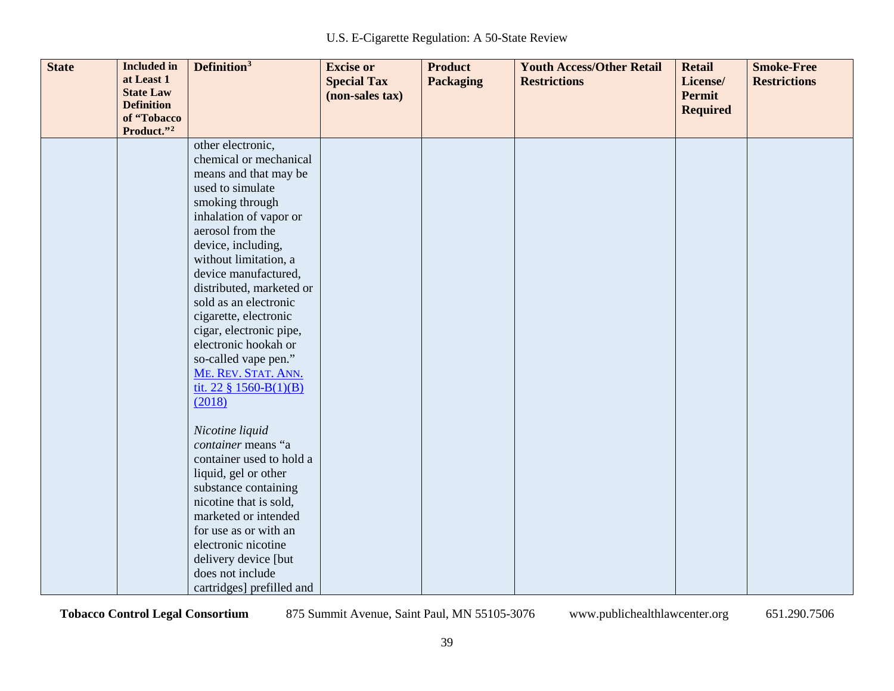| State | Included in at Least 1 State Law Definition of "Tobacco Product."[2] | Definition[3] | Excise or Special Tax (non-sales tax) | Product Packaging | Youth Access/Other Retail Restrictions | Retail License/ Permit Required | Smoke-Free Restrictions |
|---|---|---|---|---|---|---|---|
| | | other electronic, chemical or mechanical means and that may be used to simulate smoking through inhalation of vapor or aerosol from the device, including, without limitation, a device manufactured, distributed, marketed or sold as an electronic cigarette, electronic cigar, electronic pipe, electronic hookah or so-called vape pen." [ME. REV. STAT. ANN. tit. 22 § 1560-B(1)(B) (2018)] <br><br> *Nicotine liquid container* means "a container used to hold a liquid, gel or other substance containing nicotine that is sold, marketed or intended for use as or with an electronic nicotine delivery device [but does not include cartridges] prefilled and | | | | | |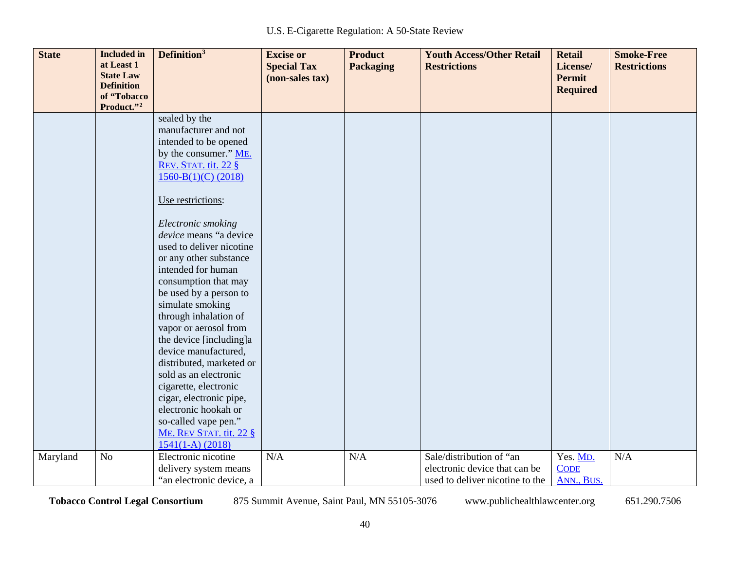| State | Included in at Least 1 State Law Definition of "Tobacco Product."[2] | Definition[3] | Excise or Special Tax (non-sales tax) | Product Packaging | Youth Access/Other Retail Restrictions | Retail License/ Permit Required | Smoke-Free Restrictions |
|---|---|---|---|---|---|---|---|
| | | sealed by the manufacturer and not intended to be opened by the consumer." ME. REV. STAT. tit. 22 § 1560-B(1)(C) (2018)<br><br>Use restrictions:<br><br>*Electronic smoking device* means "a device used to deliver nicotine or any other substance intended for human consumption that may be used by a person to simulate smoking through inhalation of vapor or aerosol from the device [including]a device manufactured, distributed, marketed or sold as an electronic cigarette, electronic cigar, electronic pipe, electronic hookah or so-called vape pen." ME. REV STAT. tit. 22 § 1541(1-A) (2018) | | | | | |
| Maryland | No | Electronic nicotine delivery system means "an electronic device, a | N/A | N/A | Sale/distribution of "an electronic device that can be used to deliver nicotine to the | Yes. MD. CODE ANN., BUS. | N/A |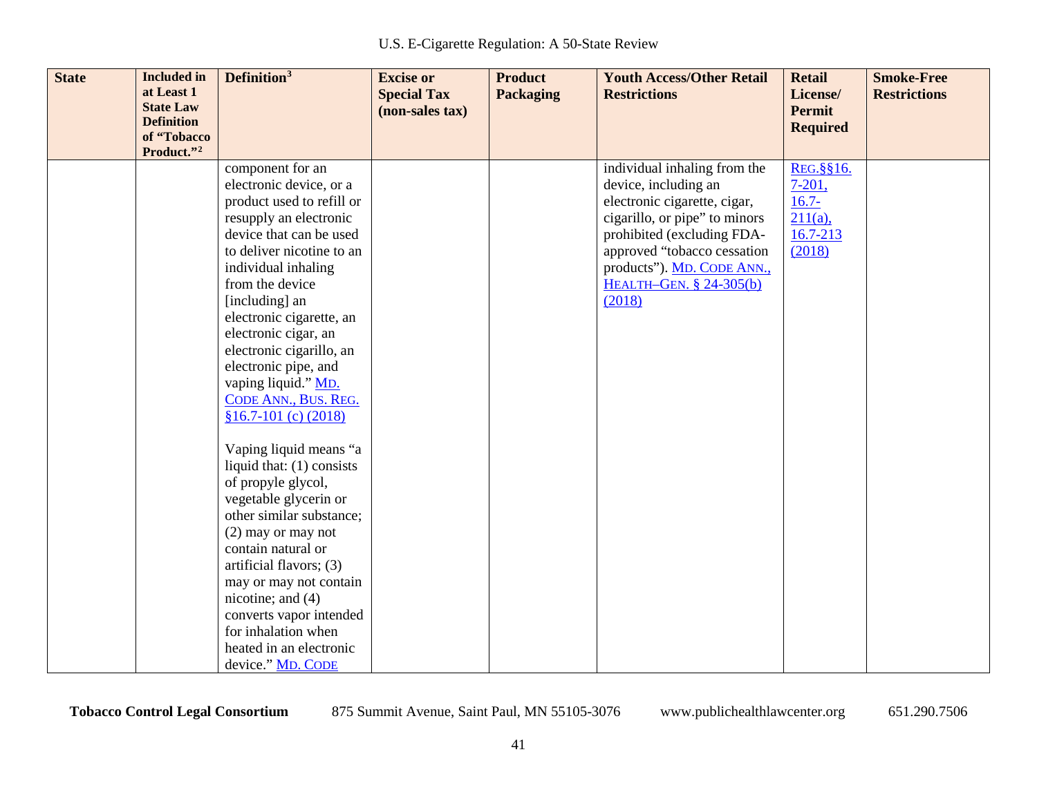| State | Included in at Least 1 State Law Definition of "Tobacco Product."[2] | Definition[3] | Excise or Special Tax (non-sales tax) | Product Packaging | Youth Access/Other Retail Restrictions | Retail License/ Permit Required | Smoke-Free Restrictions |
|---|---|---|---|---|---|---|---|
| | | component for an electronic device, or a product used to refill or resupply an electronic device that can be used to deliver nicotine to an individual inhaling from the device [including] an electronic cigarette, an electronic cigar, an electronic cigarillo, an electronic pipe, and vaping liquid." MD. CODE ANN., BUS. REG. §16.7-101 (c) (2018)<br><br>Vaping liquid means "a liquid that: (1) consists of propyle glycol, vegetable glycerin or other similar substance; (2) may or may not contain natural or artificial flavors; (3) may or may not contain nicotine; and (4) converts vapor intended for inhalation when heated in an electronic device." MD. CODE | | | individual inhaling from the device, including an electronic cigarette, cigar, cigarillo, or pipe" to minors prohibited (excluding FDA-approved "tobacco cessation products"). MD. CODE ANN., HEALTH–GEN. § 24-305(b) (2018) | REG.§§16. 7-201, 16.7-211(a), 16.7-213 (2018) | |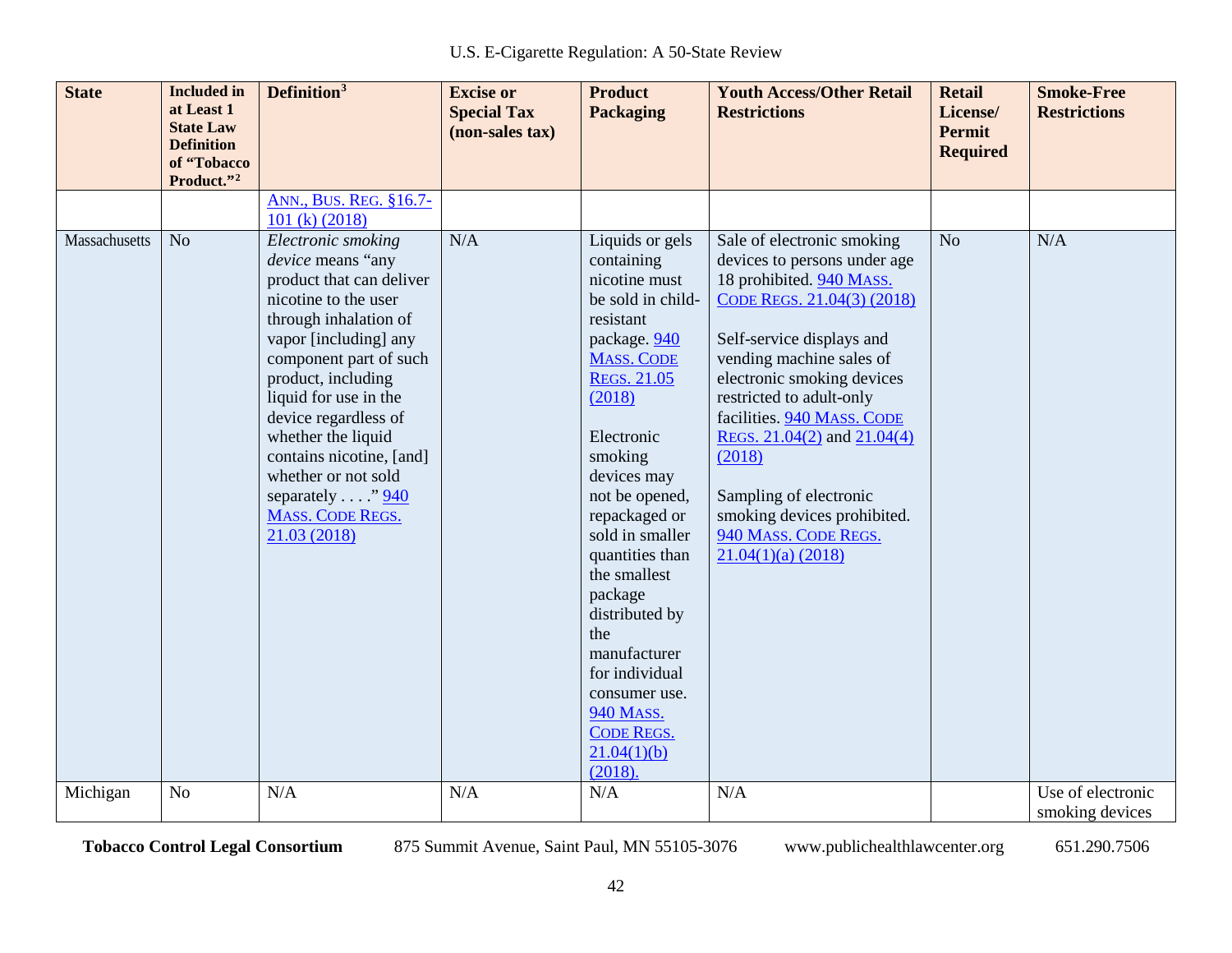| State | Included in at Least 1 State Law Definition of "Tobacco Product."[2] | Definition[3] | Excise or Special Tax (non-sales tax) | Product Packaging | Youth Access/Other Retail Restrictions | Retail License/ Permit Required | Smoke-Free Restrictions |
|---|---|---|---|---|---|---|---|
| | | ANN., BUS. REG. §16.7-101 (k) (2018) | | | | | |
| Massachusetts | No | *Electronic smoking device* means "any product that can deliver nicotine to the user through inhalation of vapor [including] any component part of such product, including liquid for use in the device regardless of whether the liquid contains nicotine, [and] whether or not sold separately . . . ." 940 MASS. CODE REGS. 21.03 (2018) | N/A | Liquids or gels containing nicotine must be sold in child-resistant package. 940 MASS. CODE REGS. 21.05 (2018)<br><br>Electronic smoking devices may not be opened, repackaged or sold in smaller quantities than the smallest package distributed by the manufacturer for individual consumer use. 940 MASS. CODE REGS. 21.04(1)(b) (2018). | Sale of electronic smoking devices to persons under age 18 prohibited. 940 MASS. CODE REGS. 21.04(3) (2018)<br><br>Self-service displays and vending machine sales of electronic smoking devices restricted to adult-only facilities. 940 MASS. CODE REGS. 21.04(2) and 21.04(4) (2018)<br><br>Sampling of electronic smoking devices prohibited. 940 MASS. CODE REGS. 21.04(1)(a) (2018) | No | N/A |
| Michigan | No | N/A | N/A | N/A | N/A | | Use of electronic smoking devices |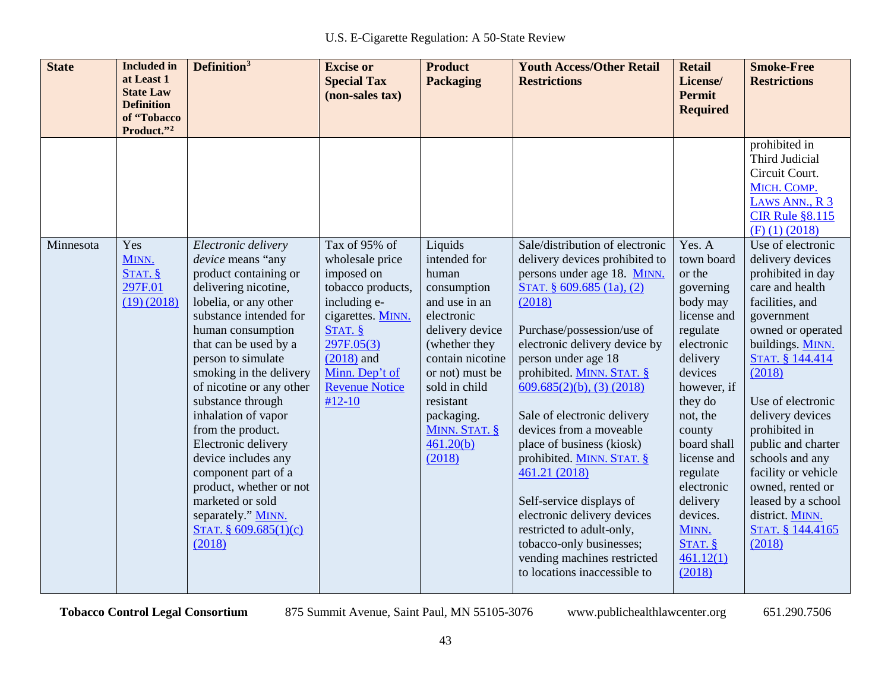| State | Included in at Least 1 State Law Definition of "Tobacco Product."[2] | Definition[3] | Excise or Special Tax (non-sales tax) | Product Packaging | Youth Access/Other Retail Restrictions | Retail License/ Permit Required | Smoke-Free Restrictions |
|---|---|---|---|---|---|---|---|
| | | | | | | | prohibited in Third Judicial Circuit Court. MICH. COMP. LAWS ANN., R 3 CIR Rule §8.115 (F) (1) (2018) |
| Minnesota | Yes MINN. STAT. § 297F.01 (19) (2018) | *Electronic delivery device* means "any product containing or delivering nicotine, lobelia, or any other substance intended for human consumption that can be used by a person to simulate smoking in the delivery of nicotine or any other substance through inhalation of vapor from the product. Electronic delivery device includes any component part of a product, whether or not marketed or sold separately." MINN. STAT. § 609.685(1)(c) (2018) | Tax of 95% of wholesale price imposed on tobacco products, including e-cigarettes. MINN. STAT. § 297F.05(3) (2018) and Minn. Dep't of Revenue Notice #12-10 | Liquids intended for human consumption and use in an electronic delivery device (whether they contain nicotine or not) must be sold in child resistant packaging. MINN. STAT. § 461.20(b) (2018) | Sale/distribution of electronic delivery devices prohibited to persons under age 18. MINN. STAT. § 609.685 (1a), (2) (2018)<br><br>Purchase/possession/use of electronic delivery device by person under age 18 prohibited. MINN. STAT. § 609.685(2)(b), (3) (2018)<br><br>Sale of electronic delivery devices from a moveable place of business (kiosk) prohibited. MINN. STAT. § 461.21 (2018)<br><br>Self-service displays of electronic delivery devices restricted to adult-only, tobacco-only businesses; vending machines restricted to locations inaccessible to | Yes. A town board or the governing body may license and regulate electronic delivery devices however, if they do not, the county board shall license and regulate electronic delivery devices. MINN. STAT. § 461.12(1) (2018) | Use of electronic delivery devices prohibited in day care and health facilities, and government owned or operated buildings. MINN. STAT. § 144.414 (2018)<br><br>Use of electronic delivery devices prohibited in public and charter schools and any facility or vehicle owned, rented or leased by a school district. MINN. STAT. § 144.4165 (2018) |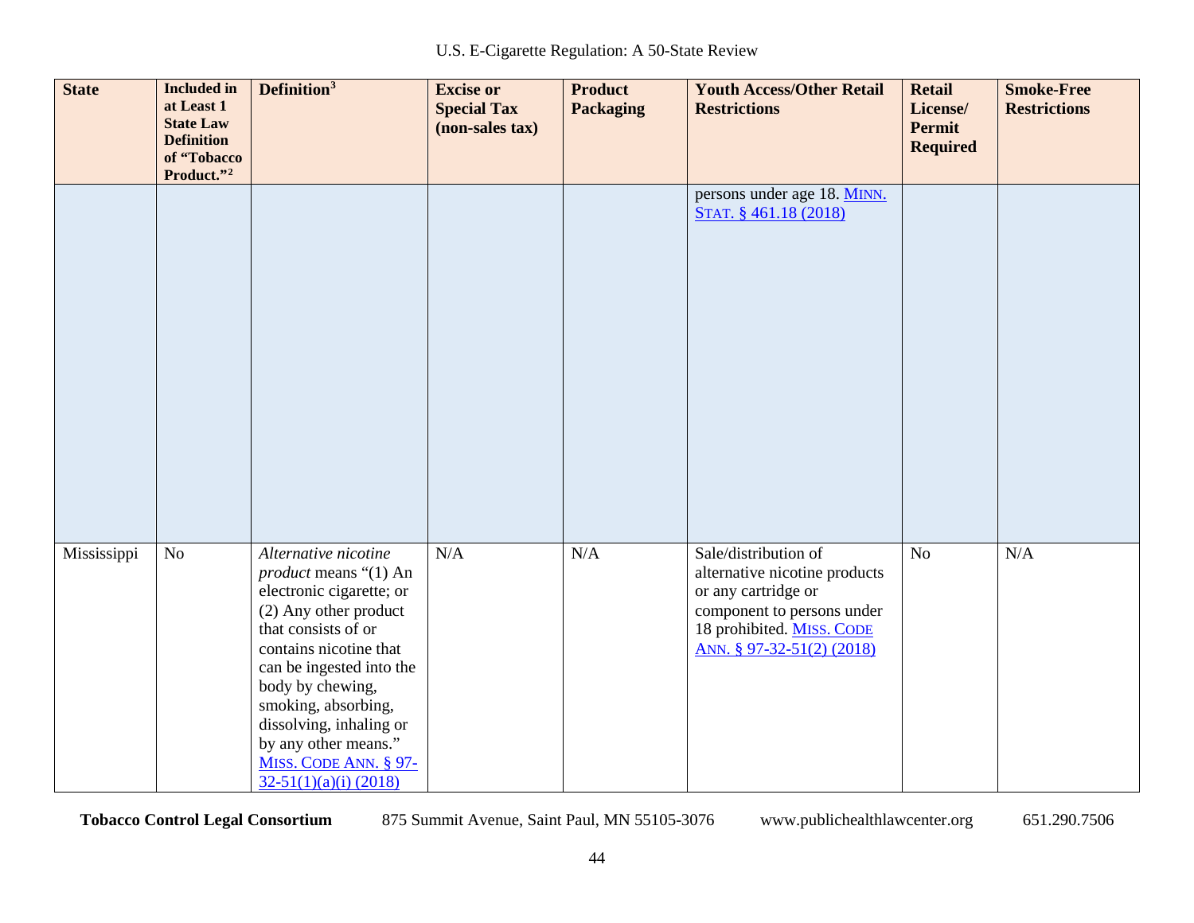| State | Included in at Least 1 State Law Definition of "Tobacco Product."[2] | Definition[3] | Excise or Special Tax (non-sales tax) | Product Packaging | Youth Access/Other Retail Restrictions | Retail License/ Permit Required | Smoke-Free Restrictions |
|---|---|---|---|---|---|---|---|
| | | | | | persons under age 18. MINN. STAT. § 461.18 (2018) | | |
| Mississippi | No | *Alternative nicotine product* means "(1) An electronic cigarette; or (2) Any other product that consists of or contains nicotine that can be ingested into the body by chewing, smoking, absorbing, dissolving, inhaling or by any other means." MISS. CODE ANN. § 97-32-51(1)(a)(i) (2018) | N/A | N/A | Sale/distribution of alternative nicotine products or any cartridge or component to persons under 18 prohibited. MISS. CODE ANN. § 97-32-51(2) (2018) | No | N/A |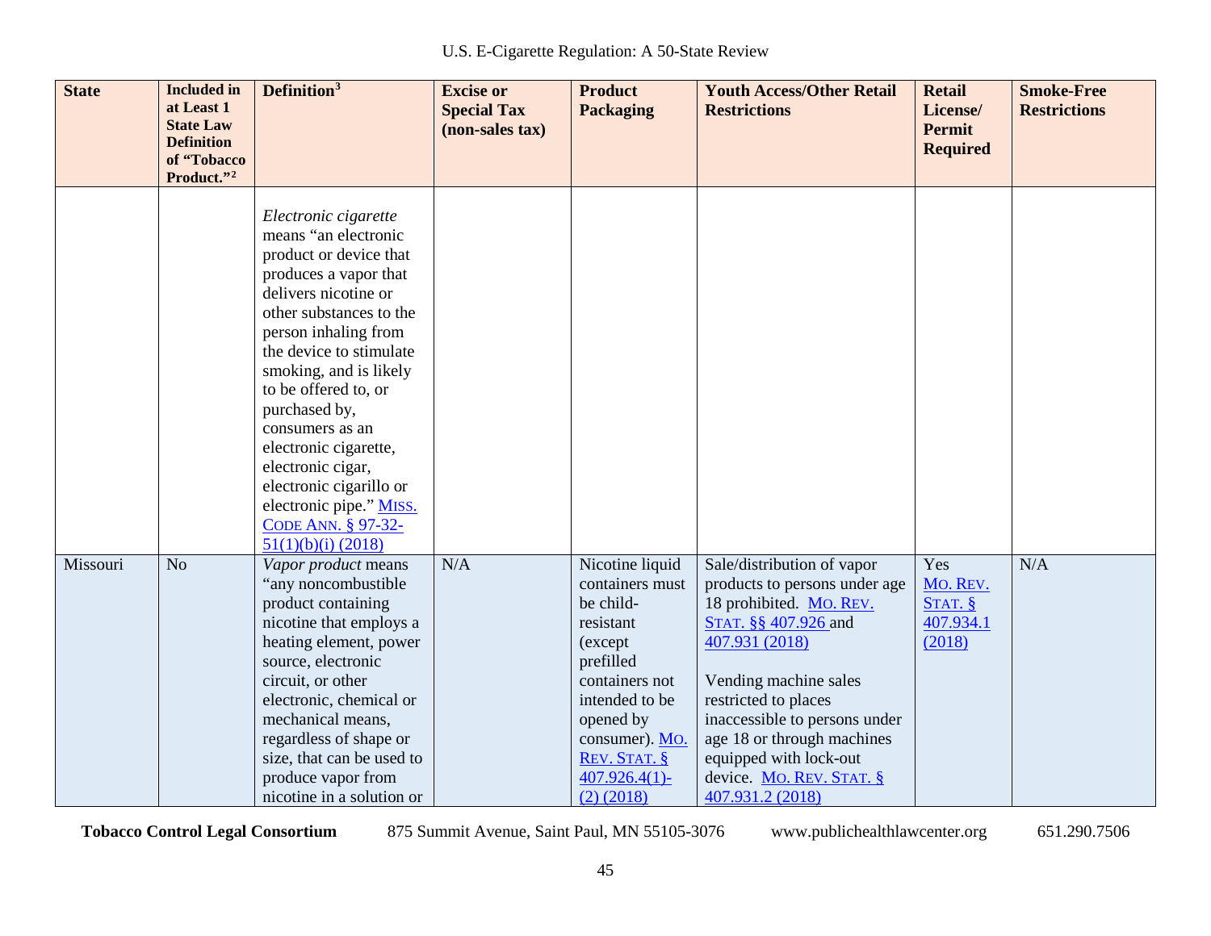| State | Included in at Least 1 State Law Definition of "Tobacco Product."[2] | Definition[3] | Excise or Special Tax (non-sales tax) | Product Packaging | Youth Access/Other Retail Restrictions | Retail License/ Permit Required | Smoke-Free Restrictions |
|---|---|---|---|---|---|---|---|
| | | *Electronic cigarette* means "an electronic product or device that produces a vapor that delivers nicotine or other substances to the person inhaling from the device to stimulate smoking, and is likely to be offered to, or purchased by, consumers as an electronic cigarette, electronic cigar, electronic cigarillo or electronic pipe." MISS. CODE ANN. § 97-32-51(1)(b)(i) (2018) | | | | | |
| Missouri | No | *Vapor product* means "any noncombustible product containing nicotine that employs a heating element, power source, electronic circuit, or other electronic, chemical or mechanical means, regardless of shape or size, that can be used to produce vapor from nicotine in a solution or | N/A | Nicotine liquid containers must be child-resistant (except prefilled containers not intended to be opened by consumer). MO. REV. STAT. § 407.926.4(1)-(2) (2018) | Sale/distribution of vapor products to persons under age 18 prohibited. MO. REV. STAT. §§ 407.926 and 407.931 (2018)<br><br>Vending machine sales restricted to places inaccessible to persons under age 18 or through machines equipped with lock-out device. MO. REV. STAT. § 407.931.2 (2018) | Yes MO. REV. STAT. § 407.934.1 (2018) | N/A |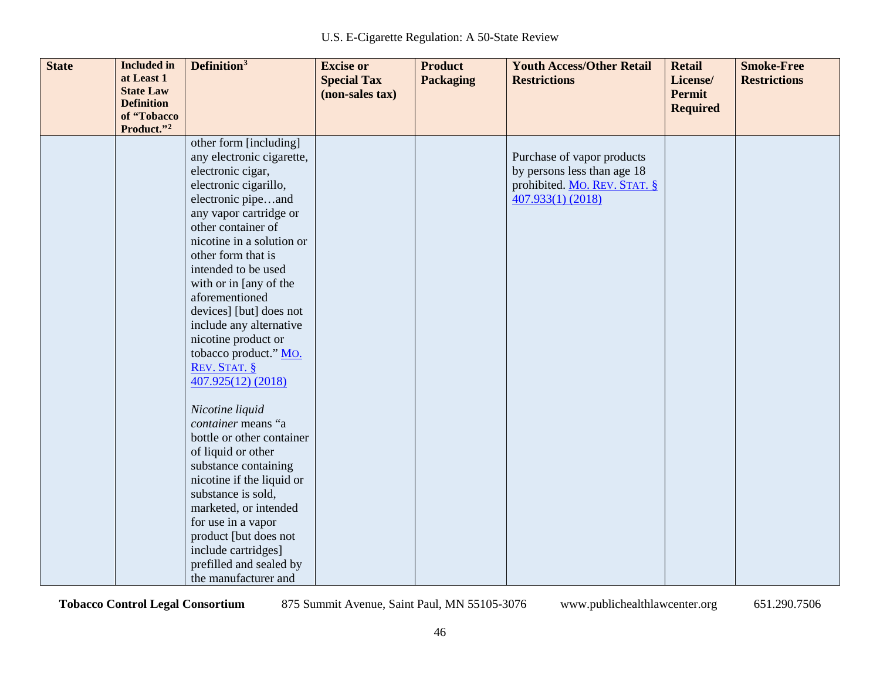| State | Included in at Least 1 State Law Definition of "Tobacco Product."[2] | Definition[3] | Excise or Special Tax (non-sales tax) | Product Packaging | Youth Access/Other Retail Restrictions | Retail License/ Permit Required | Smoke-Free Restrictions |
|---|---|---|---|---|---|---|---|
| | | other form [including] any electronic cigarette, electronic cigar, electronic cigarillo, electronic pipe…and any vapor cartridge or other container of nicotine in a solution or other form that is intended to be used with or in [any of the aforementioned devices] [but] does not include any alternative nicotine product or tobacco product." MO. REV. STAT. § 407.925(12) (2018)<br><br>*Nicotine liquid container* means "a bottle or other container of liquid or other substance containing nicotine if the liquid or substance is sold, marketed, or intended for use in a vapor product [but does not include cartridges] prefilled and sealed by the manufacturer and | | | Purchase of vapor products by persons less than age 18 prohibited. MO. REV. STAT. § 407.933(1) (2018) | | |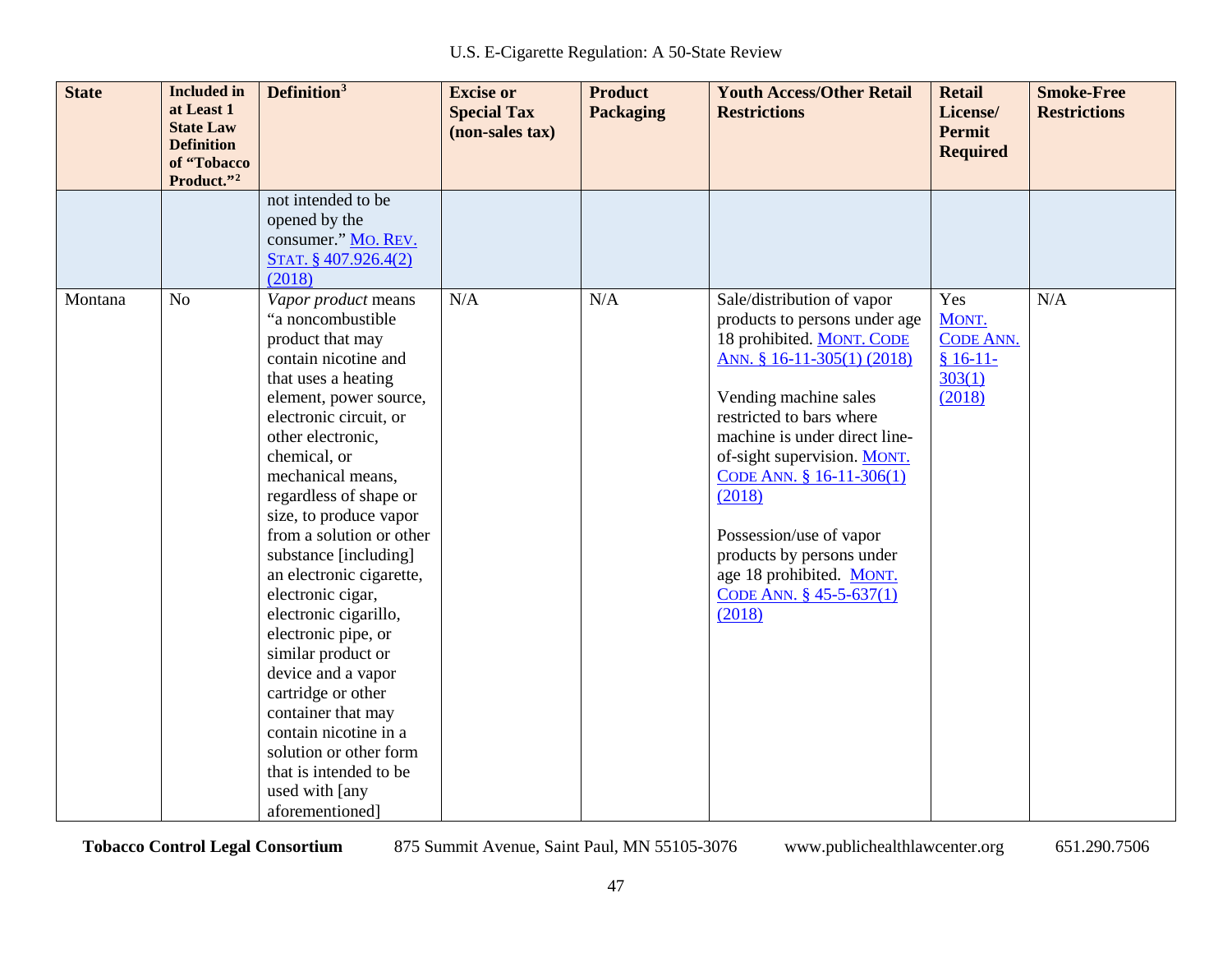| State | Included in at Least 1 State Law Definition of "Tobacco Product."[2] | Definition[3] | Excise or Special Tax (non-sales tax) | Product Packaging | Youth Access/Other Retail Restrictions | Retail License/ Permit Required | Smoke-Free Restrictions |
|---|---|---|---|---|---|---|---|
| | | not intended to be opened by the consumer." MO. REV. STAT. § 407.926.4(2) (2018) | | | | | |
| Montana | No | *Vapor product* means "a noncombustible product that may contain nicotine and that uses a heating element, power source, electronic circuit, or other electronic, chemical, or mechanical means, regardless of shape or size, to produce vapor from a solution or other substance [including] an electronic cigarette, electronic cigar, electronic cigarillo, electronic pipe, or similar product or device and a vapor cartridge or other container that may contain nicotine in a solution or other form that is intended to be used with [any aforementioned] | N/A | N/A | Sale/distribution of vapor products to persons under age 18 prohibited. MONT. CODE ANN. § 16-11-305(1) (2018)<br><br>Vending machine sales restricted to bars where machine is under direct line-of-sight supervision. MONT. CODE ANN. § 16-11-306(1) (2018)<br><br>Possession/use of vapor products by persons under age 18 prohibited. MONT. CODE ANN. § 45-5-637(1) (2018) | Yes MONT. CODE ANN. § 16-11-303(1) (2018) | N/A |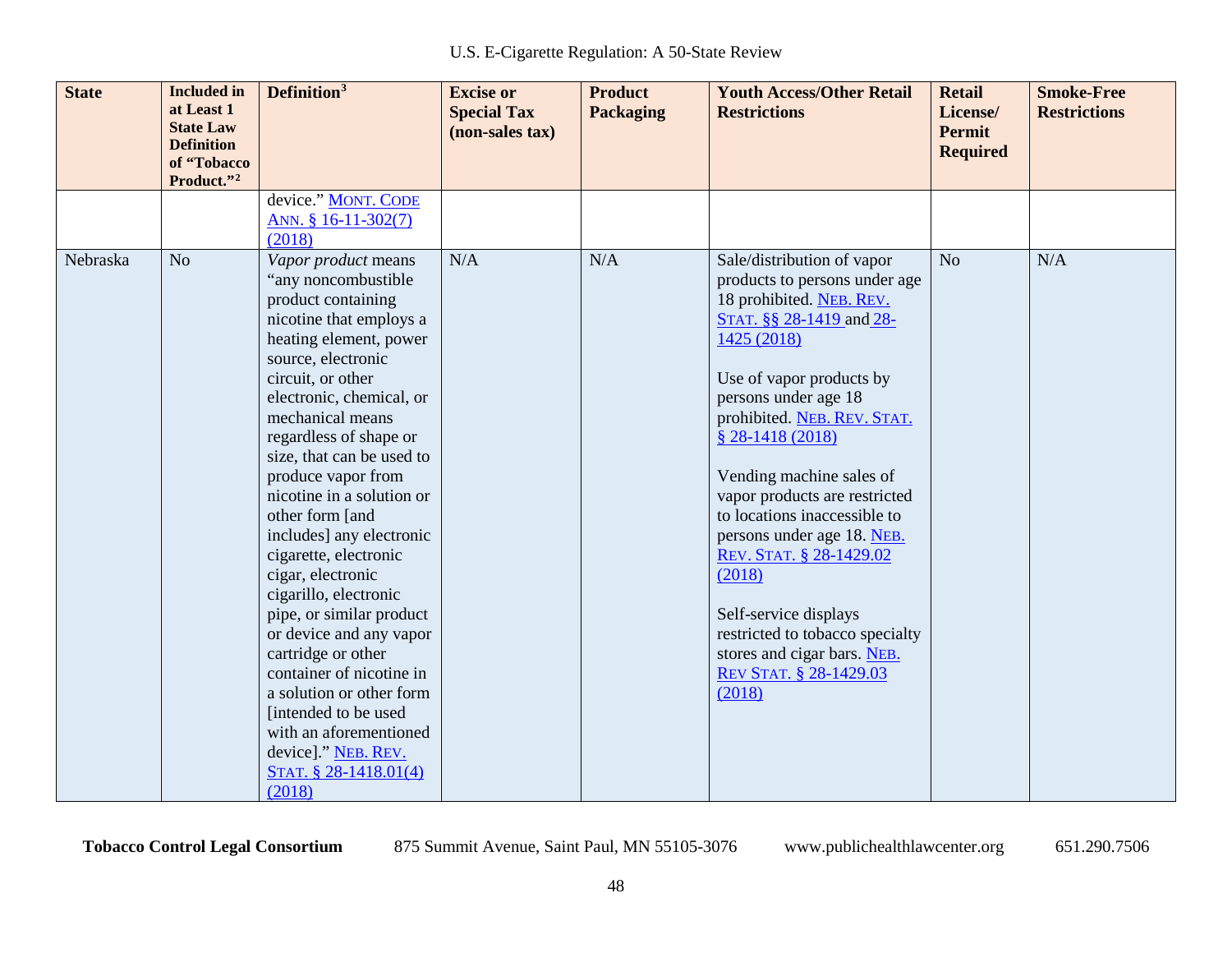| State | Included in at Least 1 State Law Definition of "Tobacco Product."[2] | Definition[3] | Excise or Special Tax (non-sales tax) | Product Packaging | Youth Access/Other Retail Restrictions | Retail License/ Permit Required | Smoke-Free Restrictions |
|---|---|---|---|---|---|---|---|
| | | device." MONT. CODE ANN. § 16-11-302(7) (2018) | | | | | |
| Nebraska | No | *Vapor product* means "any noncombustible product containing nicotine that employs a heating element, power source, electronic circuit, or other electronic, chemical, or mechanical means regardless of shape or size, that can be used to produce vapor from nicotine in a solution or other form [and includes] any electronic cigarette, electronic cigar, electronic cigarillo, electronic pipe, or similar product or device and any vapor cartridge or other container of nicotine in a solution or other form [intended to be used with an aforementioned device]." NEB. REV. STAT. § 28-1418.01(4) (2018) | N/A | N/A | Sale/distribution of vapor products to persons under age 18 prohibited. NEB. REV. STAT. §§ 28-1419 and 28-1425 (2018)<br><br>Use of vapor products by persons under age 18 prohibited. NEB. REV. STAT. § 28-1418 (2018)<br><br>Vending machine sales of vapor products are restricted to locations inaccessible to persons under age 18. NEB. REV. STAT. § 28-1429.02 (2018)<br><br>Self-service displays restricted to tobacco specialty stores and cigar bars. NEB. REV STAT. § 28-1429.03 (2018) | No | N/A |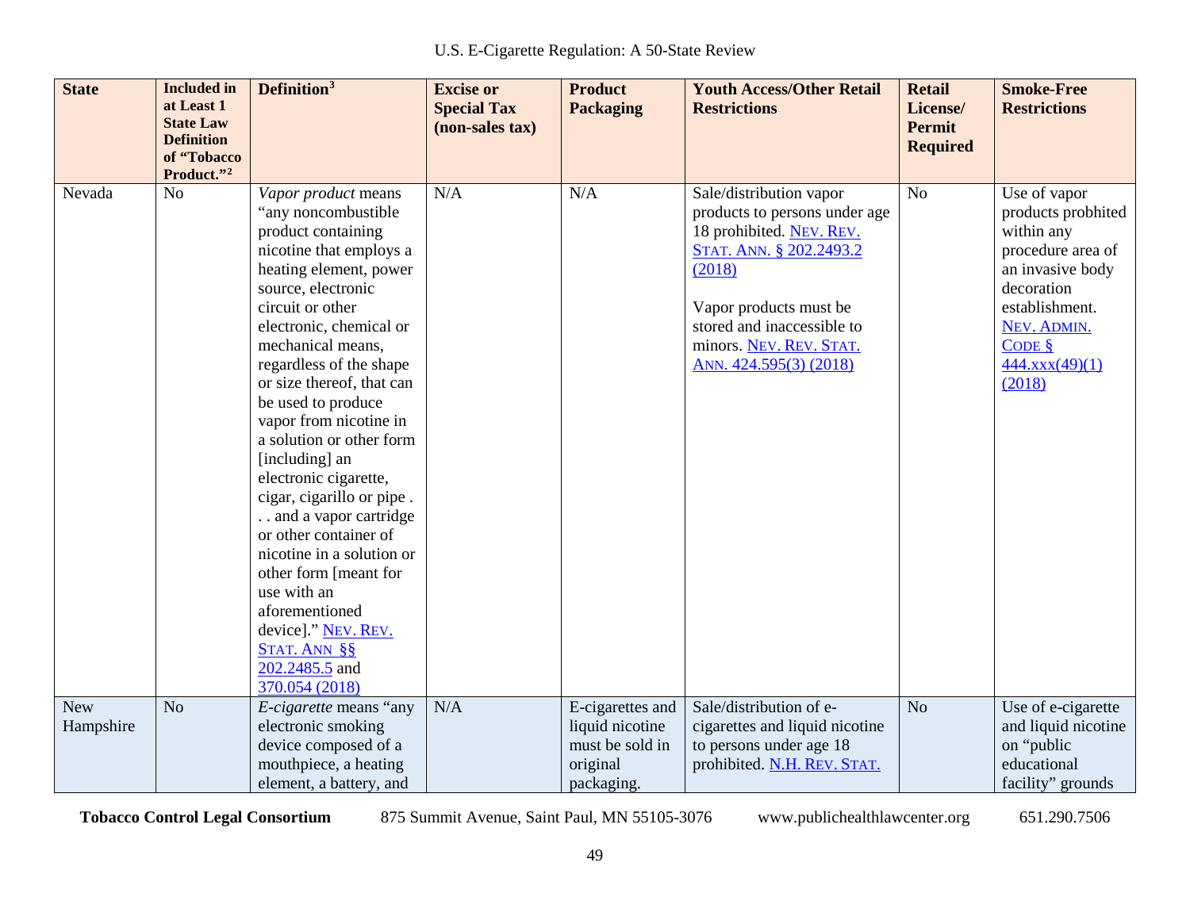| State | Included in at Least 1 State Law Definition of "Tobacco Product."[2] | Definition[3] | Excise or Special Tax (non-sales tax) | Product Packaging | Youth Access/Other Retail Restrictions | Retail License/ Permit Required | Smoke-Free Restrictions |
|---|---|---|---|---|---|---|---|
| Nevada | No | *Vapor product* means "any noncombustible product containing nicotine that employs a heating element, power source, electronic circuit or other electronic, chemical or mechanical means, regardless of the shape or size thereof, that can be used to produce vapor from nicotine in a solution or other form [including] an electronic cigarette, cigar, cigarillo or pipe . . . and a vapor cartridge or other container of nicotine in a solution or other form [meant for use with an aforementioned device]." NEV. REV. STAT. ANN §§ 202.2485.5 and 370.054 (2018) | N/A | N/A | Sale/distribution vapor products to persons under age 18 prohibited. NEV. REV. STAT. ANN. § 202.2493.2 (2018)<br><br>Vapor products must be stored and inaccessible to minors. NEV. REV. STAT. ANN. 424.595(3) (2018) | No | Use of vapor products probhited within any procedure area of an invasive body decoration establishment. NEV. ADMIN. CODE § 444.xxx(49)(1) (2018) |
| New Hampshire | No | *E-cigarette* means "any electronic smoking device composed of a mouthpiece, a heating element, a battery, and | N/A | E-cigarettes and liquid nicotine must be sold in original packaging. | Sale/distribution of e-cigarettes and liquid nicotine to persons under age 18 prohibited. N.H. REV. STAT. | No | Use of e-cigarette and liquid nicotine on "public educational facility" grounds |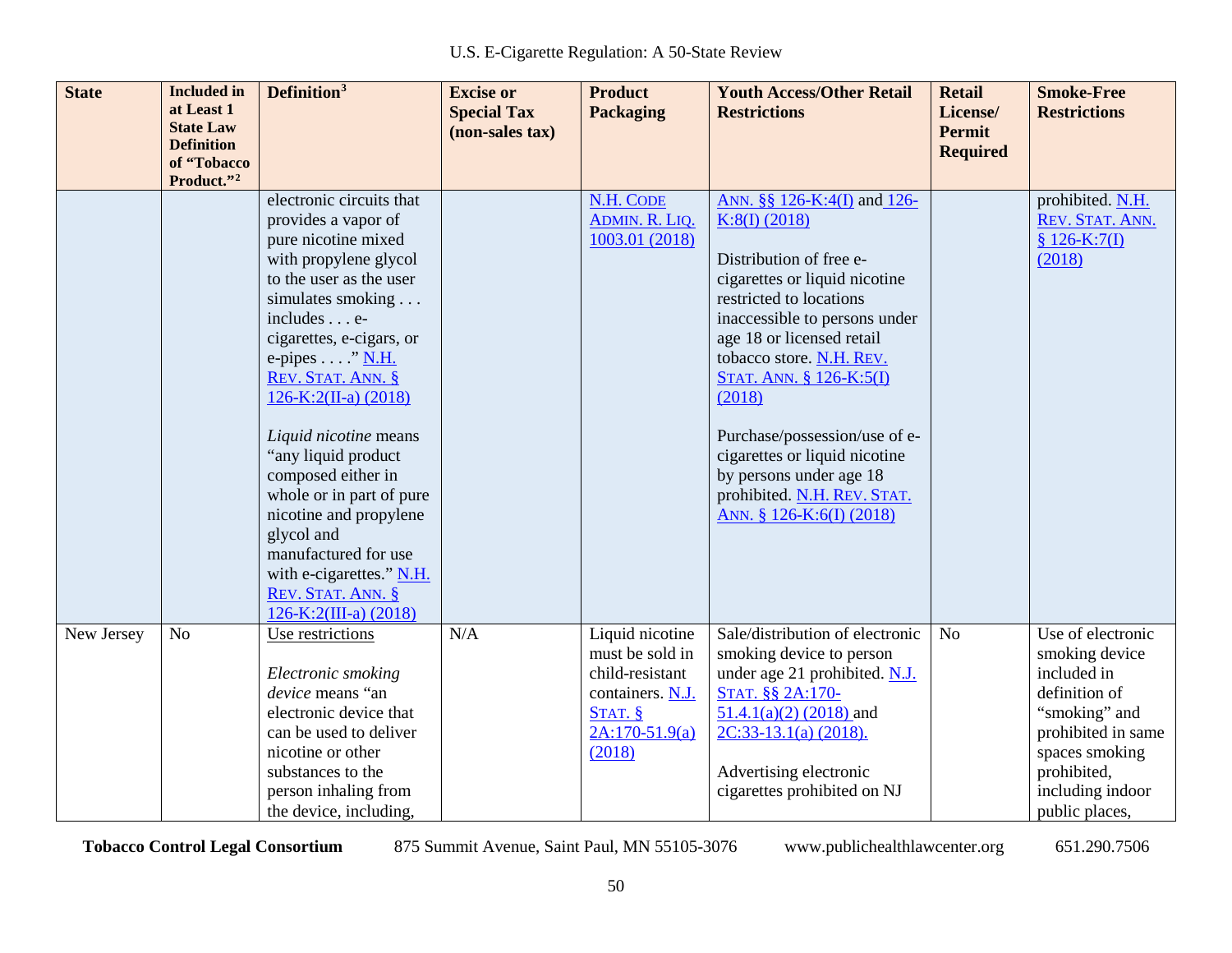| State | Included in at Least 1 State Law Definition of "Tobacco Product."[2] | Definition[3] | Excise or Special Tax (non-sales tax) | Product Packaging | Youth Access/Other Retail Restrictions | Retail License/ Permit Required | Smoke-Free Restrictions |
|---|---|---|---|---|---|---|---|
| | | electronic circuits that provides a vapor of pure nicotine mixed with propylene glycol to the user as the user simulates smoking . . . includes . . . e-cigarettes, e-cigars, or e-pipes . . . ." N.H. REV. STAT. ANN. § 126-K:2(II-a) (2018)<br><br>*Liquid nicotine* means "any liquid product composed either in whole or in part of pure nicotine and propylene glycol and manufactured for use with e-cigarettes." N.H. REV. STAT. ANN. § 126-K:2(III-a) (2018) | | N.H. CODE ADMIN. R. LIQ. 1003.01 (2018) | ANN. §§ 126-K:4(I) and 126-K:8(I) (2018)<br><br>Distribution of free e-cigarettes or liquid nicotine restricted to locations inaccessible to persons under age 18 or licensed retail tobacco store. N.H. REV. STAT. ANN. § 126-K:5(I) (2018)<br><br>Purchase/possession/use of e-cigarettes or liquid nicotine by persons under age 18 prohibited. N.H. REV. STAT. ANN. § 126-K:6(I) (2018) | | prohibited. N.H. REV. STAT. ANN. § 126-K:7(I) (2018) |
| New Jersey | No | Use restrictions<br><br>*Electronic smoking device* means "an electronic device that can be used to deliver nicotine or other substances to the person inhaling from the device, including, | N/A | Liquid nicotine must be sold in child-resistant containers. N.J. STAT. § 2A:170-51.9(a) (2018) | Sale/distribution of electronic smoking device to person under age 21 prohibited. N.J. STAT. §§ 2A:170-51.4.1(a)(2) (2018) and 2C:33-13.1(a) (2018).<br><br>Advertising electronic cigarettes prohibited on NJ | No | Use of electronic smoking device included in definition of "smoking" and prohibited in same spaces smoking prohibited, including indoor public places, |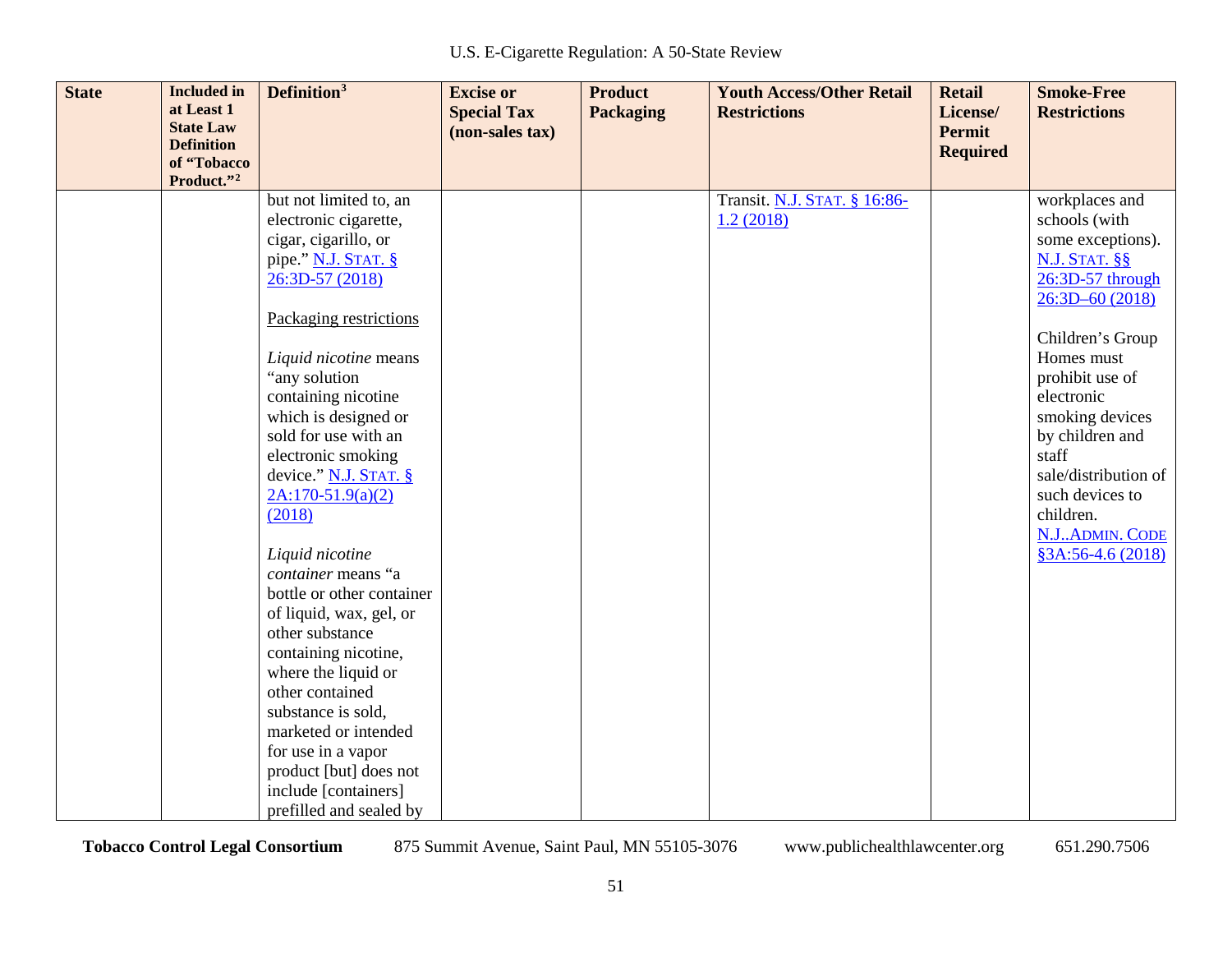| State | Included in at Least 1 State Law Definition of "Tobacco Product."[2] | Definition[3] | Excise or Special Tax (non-sales tax) | Product Packaging | Youth Access/Other Retail Restrictions | Retail License/ Permit Required | Smoke-Free Restrictions |
|---|---|---|---|---|---|---|---|
| | | but not limited to, an electronic cigarette, cigar, cigarillo, or pipe." N.J. STAT. § 26:3D-57 (2018)<br><br>Packaging restrictions<br><br>*Liquid nicotine* means "any solution containing nicotine which is designed or sold for use with an electronic smoking device." N.J. STAT. § 2A:170-51.9(a)(2) (2018)<br><br>*Liquid nicotine container* means "a bottle or other container of liquid, wax, gel, or other substance containing nicotine, where the liquid or other contained substance is sold, marketed or intended for use in a vapor product [but] does not include [containers] prefilled and sealed by | | | Transit. N.J. STAT. § 16:86-1.2 (2018) | | workplaces and schools (with some exceptions). N.J. STAT. §§ 26:3D-57 through 26:3D–60 (2018)<br><br>Children's Group Homes must prohibit use of electronic smoking devices by children and staff sale/distribution of such devices to children. N.J..ADMIN. CODE §3A:56-4.6 (2018) |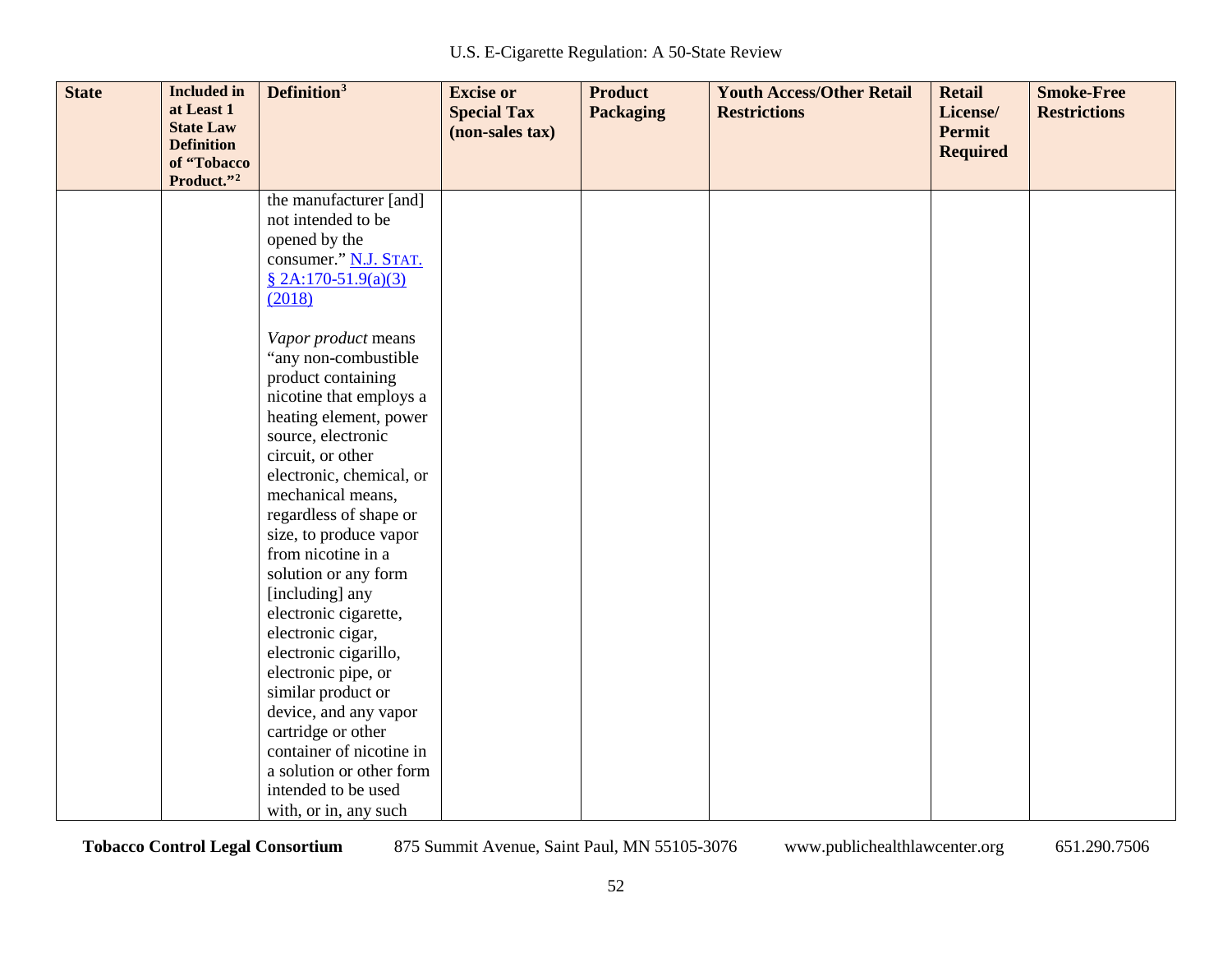| State | Included in at Least 1 State Law Definition of "Tobacco Product."[2] | Definition[3] | Excise or Special Tax (non-sales tax) | Product Packaging | Youth Access/Other Retail Restrictions | Retail License/ Permit Required | Smoke-Free Restrictions |
|---|---|---|---|---|---|---|---|
| | | the manufacturer [and] not intended to be opened by the consumer." N.J. STAT. § 2A:170-51.9(a)(3) (2018)<br><br>*Vapor product* means "any non-combustible product containing nicotine that employs a heating element, power source, electronic circuit, or other electronic, chemical, or mechanical means, regardless of shape or size, to produce vapor from nicotine in a solution or any form [including] any electronic cigarette, electronic cigar, electronic cigarillo, electronic pipe, or similar product or device, and any vapor cartridge or other container of nicotine in a solution or other form intended to be used with, or in, any such | | | | | |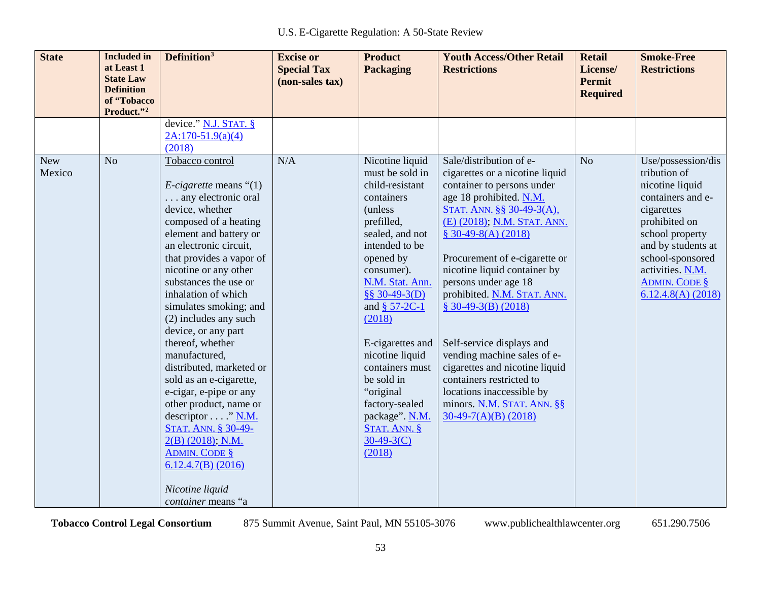| State | Included in at Least 1 State Law Definition of "Tobacco Product."[2] | Definition[3] | Excise or Special Tax (non-sales tax) | Product Packaging | Youth Access/Other Retail Restrictions | Retail License/ Permit Required | Smoke-Free Restrictions |
|---|---|---|---|---|---|---|---|
| | | device." N.J. STAT. § 2A:170-51.9(a)(4) (2018) | | | | | |
| New Mexico | No | Tobacco control<br><br>*E-cigarette* means "(1) . . . any electronic oral device, whether composed of a heating element and battery or an electronic circuit, that provides a vapor of nicotine or any other substances the use or inhalation of which simulates smoking; and (2) includes any such device, or any part thereof, whether manufactured, distributed, marketed or sold as an e-cigarette, e-cigar, e-pipe or any other product, name or descriptor . . . ." N.M. STAT. ANN. § 30-49-2(B) (2018); N.M. ADMIN. CODE § 6.12.4.7(B) (2016)<br><br>*Nicotine liquid container* means "a | N/A | Nicotine liquid must be sold in child-resistant containers (unless prefilled, sealed, and not intended to be opened by consumer). N.M. Stat. Ann. §§ 30-49-3(D) and § 57-2C-1 (2018)<br><br>E-cigarettes and nicotine liquid containers must be sold in "original factory-sealed package". N.M. STAT. ANN. § 30-49-3(C) (2018) | Sale/distribution of e-cigarettes or a nicotine liquid container to persons under age 18 prohibited. N.M. STAT. ANN. §§ 30-49-3(A), (E) (2018); N.M. STAT. ANN. § 30-49-8(A) (2018)<br><br>Procurement of e-cigarette or nicotine liquid container by persons under age 18 prohibited. N.M. STAT. ANN. § 30-49-3(B) (2018)<br><br>Self-service displays and vending machine sales of e-cigarettes and nicotine liquid containers restricted to locations inaccessible by minors. N.M. STAT. ANN. §§ 30-49-7(A)(B) (2018) | No | Use/possession/distribution of nicotine liquid containers and e-cigarettes prohibited on school property and by students at school-sponsored activities. N.M. ADMIN. CODE § 6.12.4.8(A) (2018) |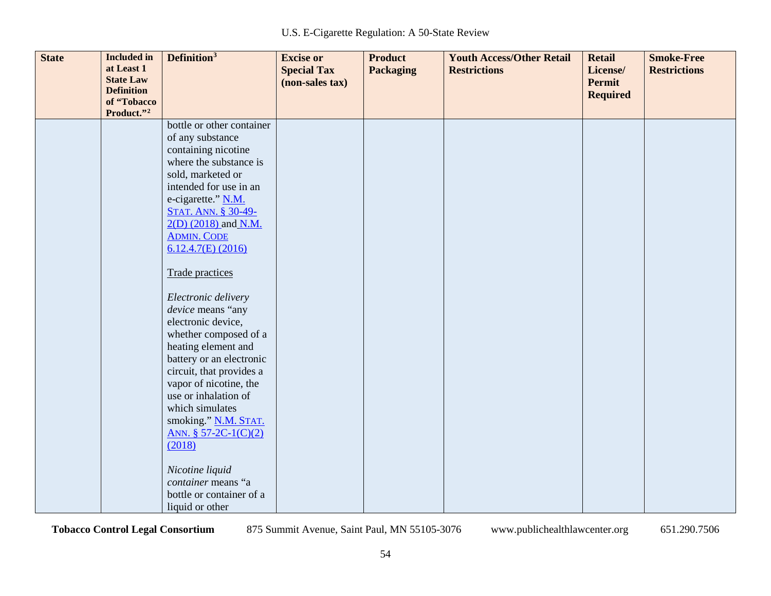| State | Included in at Least 1 State Law Definition of "Tobacco Product."[2] | Definition[3] | Excise or Special Tax (non-sales tax) | Product Packaging | Youth Access/Other Retail Restrictions | Retail License/ Permit Required | Smoke-Free Restrictions |
|---|---|---|---|---|---|---|---|
| | | bottle or other container of any substance containing nicotine where the substance is sold, marketed or intended for use in an e-cigarette." N.M. STAT. ANN. § 30-49-2(D) (2018) and N.M. ADMIN. CODE 6.12.4.7(E) (2016)<br><br>Trade practices<br><br>*Electronic delivery device* means "any electronic device, whether composed of a heating element and battery or an electronic circuit, that provides a vapor of nicotine, the use or inhalation of which simulates smoking." N.M. STAT. ANN. § 57-2C-1(C)(2) (2018)<br><br>*Nicotine liquid container* means "a bottle or container of a liquid or other | | | | | |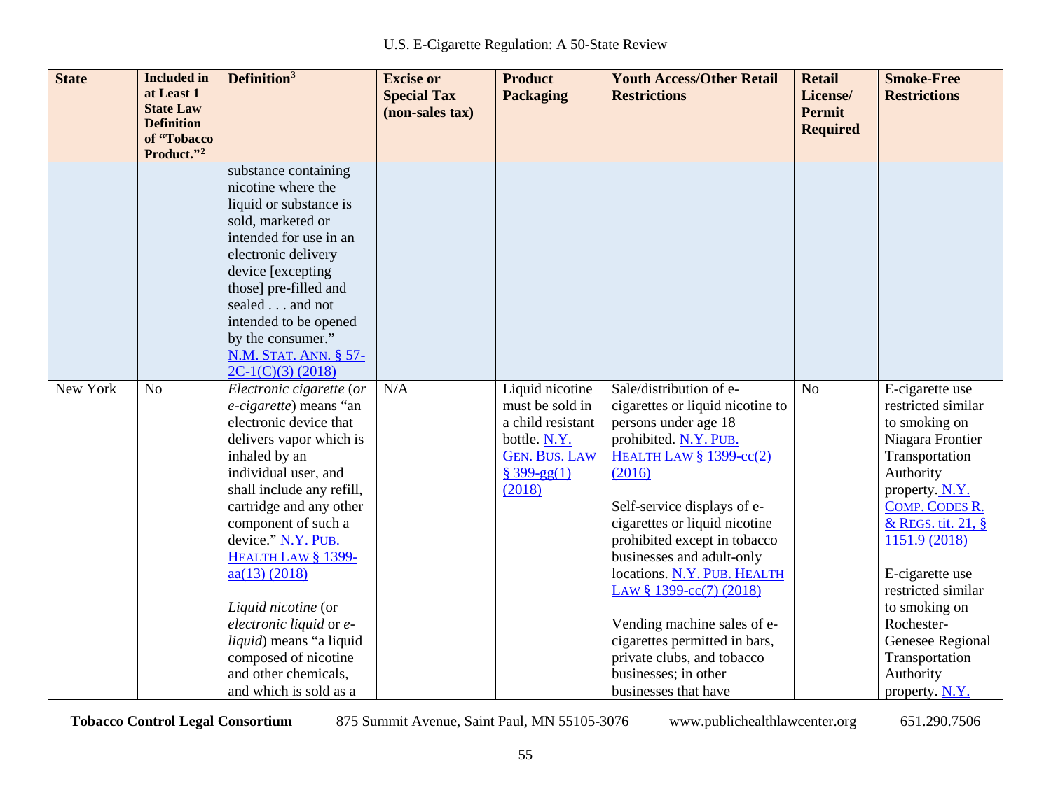| State | Included in at Least 1 State Law Definition of "Tobacco Product."[2] | Definition[3] | Excise or Special Tax (non-sales tax) | Product Packaging | Youth Access/Other Retail Restrictions | Retail License/ Permit Required | Smoke-Free Restrictions |
|---|---|---|---|---|---|---|---|
| | | substance containing nicotine where the liquid or substance is sold, marketed or intended for use in an electronic delivery device [excepting those] pre-filled and sealed . . . and not intended to be opened by the consumer." N.M. STAT. ANN. § 57-2C-1(C)(3) (2018) | | | | | |
| New York | No | *Electronic cigarette* (*or e-cigarette*) means "an electronic device that delivers vapor which is inhaled by an individual user, and shall include any refill, cartridge and any other component of such a device." N.Y. PUB. HEALTH LAW § 1399-aa(13) (2018)<br><br>*Liquid nicotine* (or *electronic liquid* or *e-liquid*) means "a liquid composed of nicotine and other chemicals, and which is sold as a | N/A | Liquid nicotine must be sold in a child resistant bottle. N.Y. GEN. BUS. LAW § 399-gg(1) (2018) | Sale/distribution of e-cigarettes or liquid nicotine to persons under age 18 prohibited. N.Y. PUB. HEALTH LAW § 1399-cc(2) (2016)<br><br>Self-service displays of e-cigarettes or liquid nicotine prohibited except in tobacco businesses and adult-only locations. N.Y. PUB. HEALTH LAW § 1399-cc(7) (2018)<br><br>Vending machine sales of e-cigarettes permitted in bars, private clubs, and tobacco businesses; in other businesses that have | No | E-cigarette use restricted similar to smoking on Niagara Frontier Transportation Authority property. N.Y. COMP. CODES R. & REGS. tit. 21, § 1151.9 (2018)<br><br>E-cigarette use restricted similar to smoking on Rochester-Genesee Regional Transportation Authority property. N.Y. |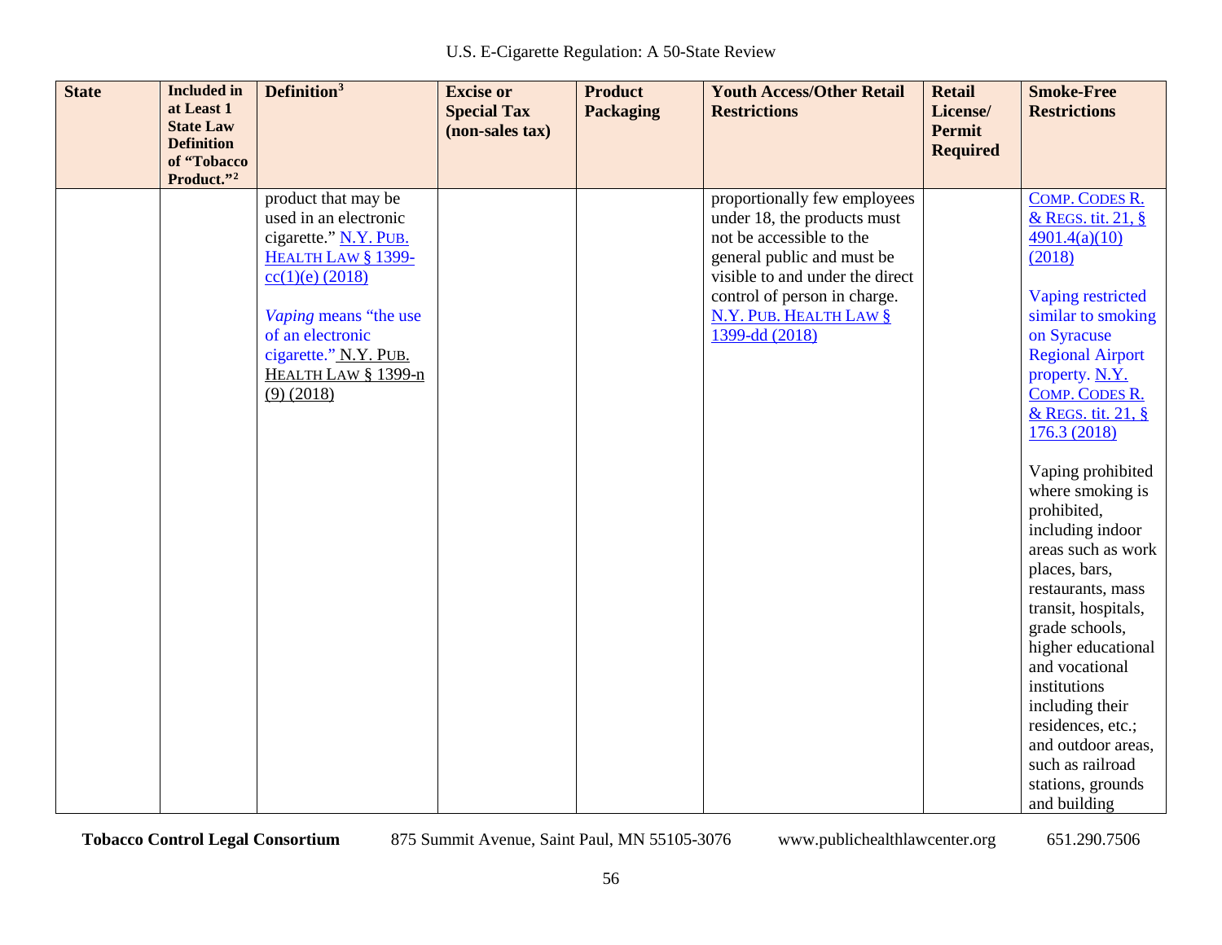| State | Included in at Least 1 State Law Definition of "Tobacco Product."[2] | Definition[3] | Excise or Special Tax (non-sales tax) | Product Packaging | Youth Access/Other Retail Restrictions | Retail License/ Permit Required | Smoke-Free Restrictions |
|---|---|---|---|---|---|---|---|
| | | product that may be used in an electronic cigarette." N.Y. PUB. HEALTH LAW § 1399-cc(1)(e) (2018)<br><br>*Vaping* means "the use of an electronic cigarette." N.Y. PUB. HEALTH LAW § 1399-n (9) (2018) | | | proportionally few employees under 18, the products must not be accessible to the general public and must be visible to and under the direct control of person in charge. N.Y. PUB. HEALTH LAW § 1399-dd (2018) | | COMP. CODES R. & REGS. tit. 21, § 4901.4(a)(10) (2018)<br><br>Vaping restricted similar to smoking on Syracuse Regional Airport property. N.Y. COMP. CODES R. & REGS. tit. 21, § 176.3 (2018)<br><br>Vaping prohibited where smoking is prohibited, including indoor areas such as work places, bars, restaurants, mass transit, hospitals, grade schools, higher educational and vocational institutions including their residences, etc.; and outdoor areas, such as railroad stations, grounds and building |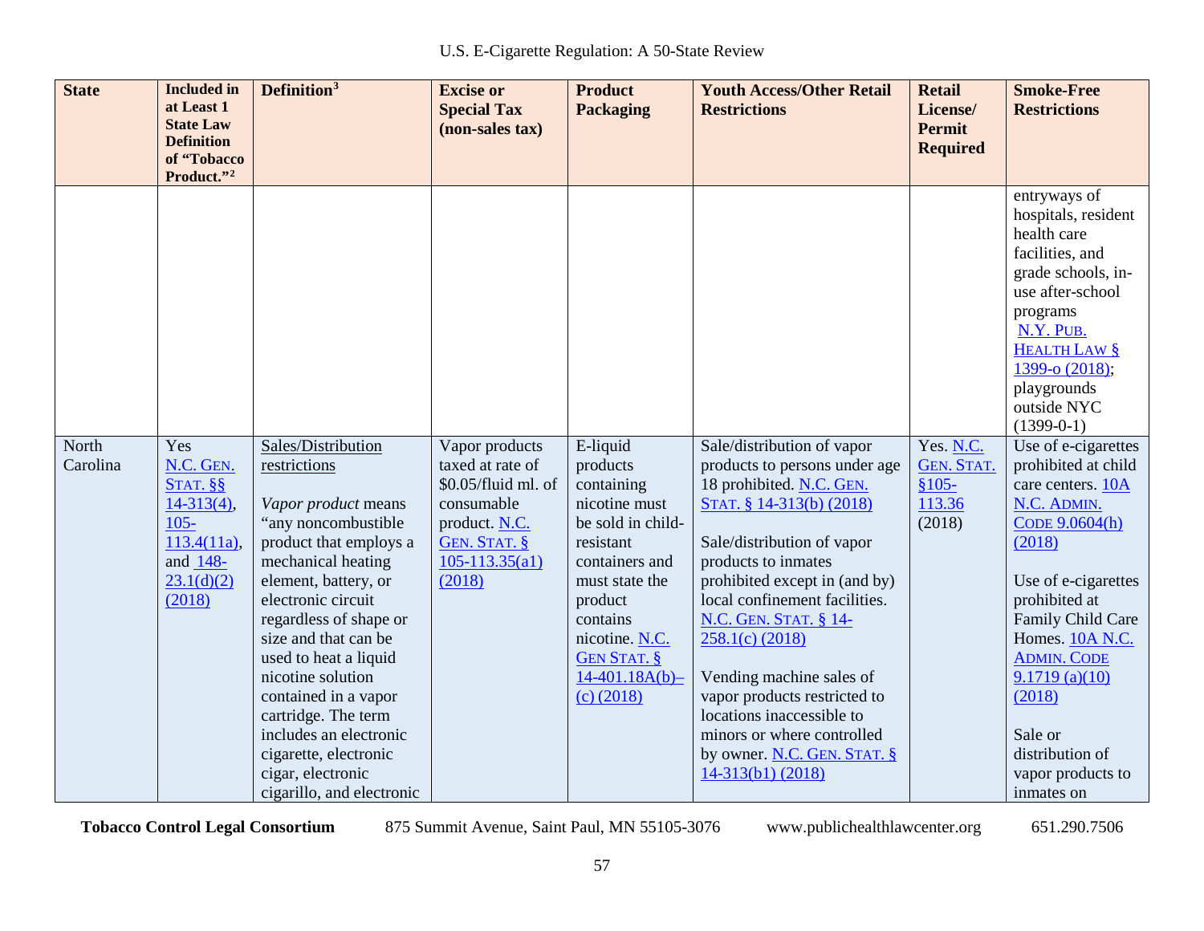| State | Included in at Least 1 State Law Definition of "Tobacco Product."[2] | Definition[3] | Excise or Special Tax (non-sales tax) | Product Packaging | Youth Access/Other Retail Restrictions | Retail License/ Permit Required | Smoke-Free Restrictions |
|---|---|---|---|---|---|---|---|
| | | | | | | | entryways of hospitals, resident health care facilities, and grade schools, in-use after-school programs N.Y. PUB. HEALTH LAW § 1399-o (2018); playgrounds outside NYC (1399-0-1) |
| North Carolina | Yes N.C. GEN. STAT. §§ 14-313(4), 105-113.4(11a), and 148-23.1(d)(2) (2018) | Sales/Distribution restrictions<br><br>*Vapor product* means "any noncombustible product that employs a mechanical heating element, battery, or electronic circuit regardless of shape or size and that can be used to heat a liquid nicotine solution contained in a vapor cartridge. The term includes an electronic cigarette, electronic cigar, electronic cigarillo, and electronic | Vapor products taxed at rate of $0.05/fluid ml. of consumable product. N.C. GEN. STAT. § 105-113.35(a1) (2018) | E-liquid products containing nicotine must be sold in child-resistant containers and must state the product contains nicotine. N.C. GEN STAT. § 14-401.18A(b)–(c) (2018) | Sale/distribution of vapor products to persons under age 18 prohibited. N.C. GEN. STAT. § 14-313(b) (2018)<br><br>Sale/distribution of vapor products to inmates prohibited except in (and by) local confinement facilities. N.C. GEN. STAT. § 14-258.1(c) (2018)<br><br>Vending machine sales of vapor products restricted to locations inaccessible to minors or where controlled by owner. N.C. GEN. STAT. § 14-313(b1) (2018) | Yes. N.C. GEN. STAT. §105-113.36 (2018) | Use of e-cigarettes prohibited at child care centers. 10A N.C. ADMIN. CODE 9.0604(h) (2018)<br><br>Use of e-cigarettes prohibited at Family Child Care Homes. 10A N.C. ADMIN. CODE 9.1719 (a)(10) (2018)<br><br>Sale or distribution of vapor products to inmates on |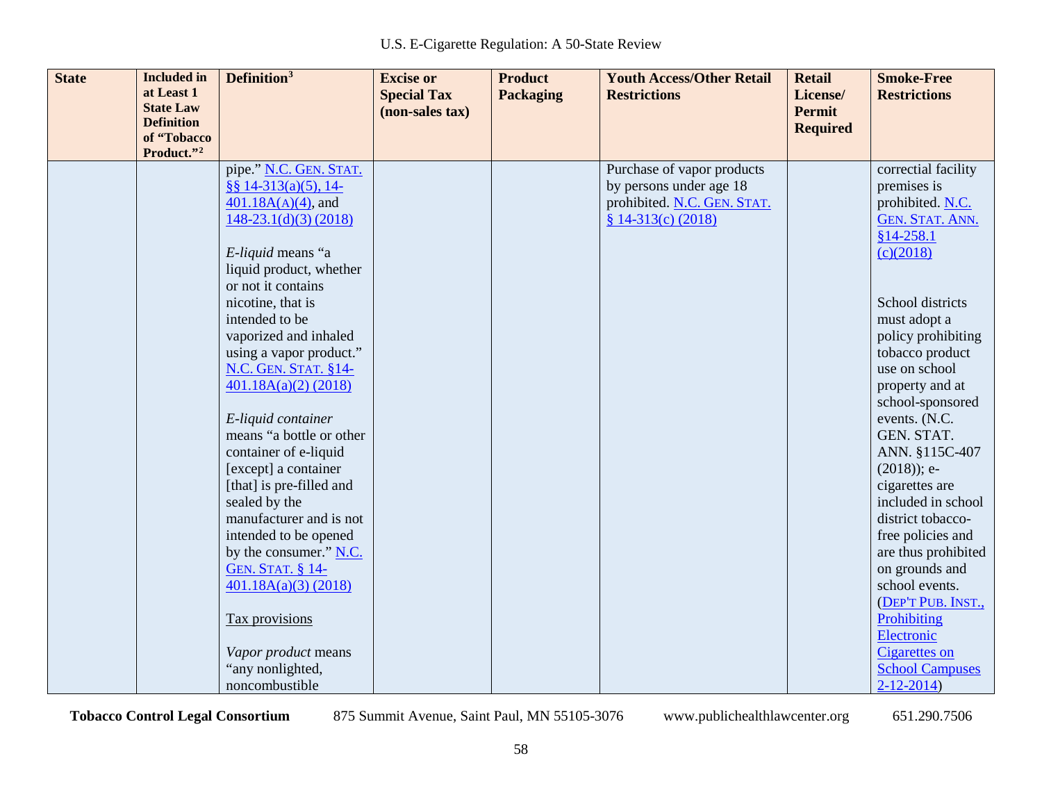| State | Included in at Least 1 State Law Definition of "Tobacco Product."[2] | Definition[3] | Excise or Special Tax (non-sales tax) | Product Packaging | Youth Access/Other Retail Restrictions | Retail License/ Permit Required | Smoke-Free Restrictions |
|---|---|---|---|---|---|---|---|
| | | pipe." N.C. GEN. STAT. §§ 14-313(a)(5), 14-401.18A(A)(4), and 148-23.1(d)(3) (2018)<br><br>*E-liquid* means "a liquid product, whether or not it contains nicotine, that is intended to be vaporized and inhaled using a vapor product." N.C. GEN. STAT. §14-401.18A(a)(2) (2018)<br><br>*E-liquid container* means "a bottle or other container of e-liquid [except] a container [that] is pre-filled and sealed by the manufacturer and is not intended to be opened by the consumer." N.C. GEN. STAT. § 14-401.18A(a)(3) (2018)<br><br>Tax provisions<br><br>*Vapor product* means "any nonlighted, noncombustible | | | Purchase of vapor products by persons under age 18 prohibited. N.C. GEN. STAT. § 14-313(c) (2018) | | correctial facility premises is prohibited. N.C. GEN. STAT. ANN. §14-258.1 (c)(2018)<br><br>School districts must adopt a policy prohibiting tobacco product use on school property and at school-sponsored events. (N.C. GEN. STAT. ANN. §115C-407 (2018)); e-cigarettes are included in school district tobacco-free policies and are thus prohibited on grounds and school events. (DEP'T PUB. INST., Prohibiting Electronic Cigarettes on School Campuses 2-12-2014) |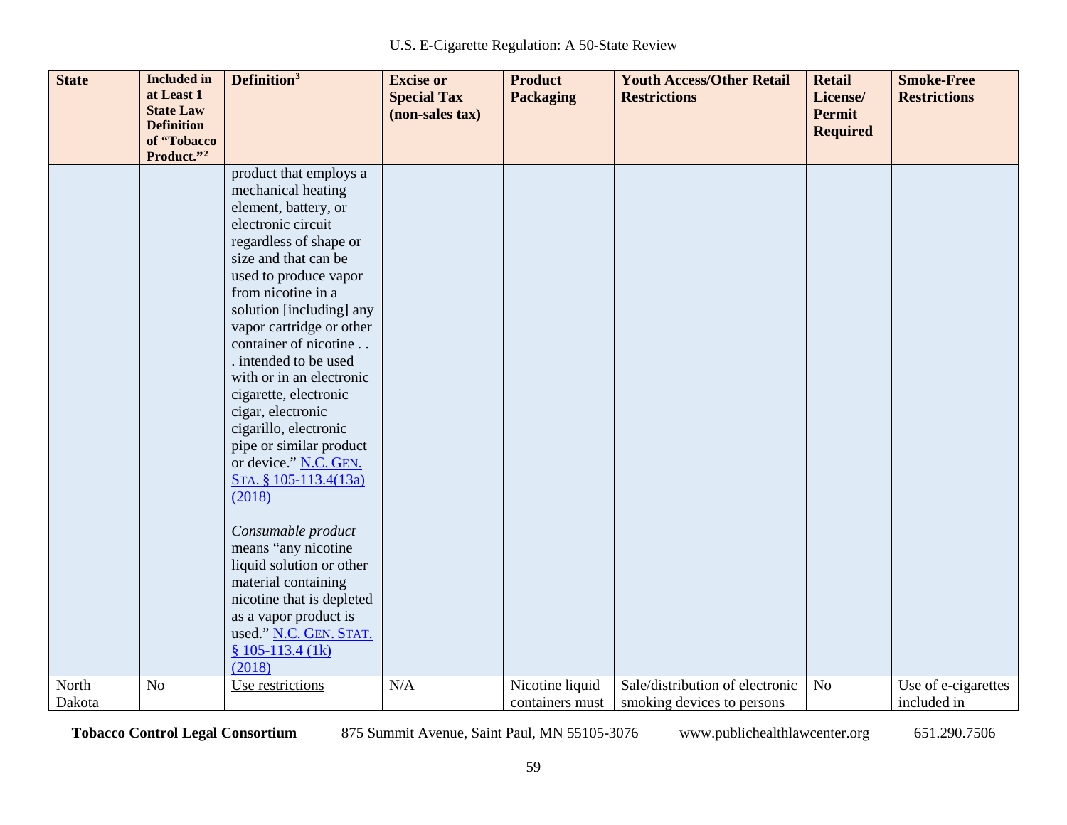| State | Included in at Least 1 State Law Definition of "Tobacco Product."[2] | Definition[3] | Excise or Special Tax (non-sales tax) | Product Packaging | Youth Access/Other Retail Restrictions | Retail License/ Permit Required | Smoke-Free Restrictions |
|---|---|---|---|---|---|---|---|
| | | product that employs a mechanical heating element, battery, or electronic circuit regardless of shape or size and that can be used to produce vapor from nicotine in a solution [including] any vapor cartridge or other container of nicotine . . . intended to be used with or in an electronic cigarette, electronic cigar, electronic cigarillo, electronic pipe or similar product or device." N.C. GEN. STA. § 105-113.4(13a) (2018)<br><br>*Consumable product* means "any nicotine liquid solution or other material containing nicotine that is depleted as a vapor product is used." N.C. GEN. STAT. § 105-113.4 (1k) (2018) | | | | | |
| North Dakota | No | Use restrictions | N/A | Nicotine liquid containers must | Sale/distribution of electronic smoking devices to persons | No | Use of e-cigarettes included in |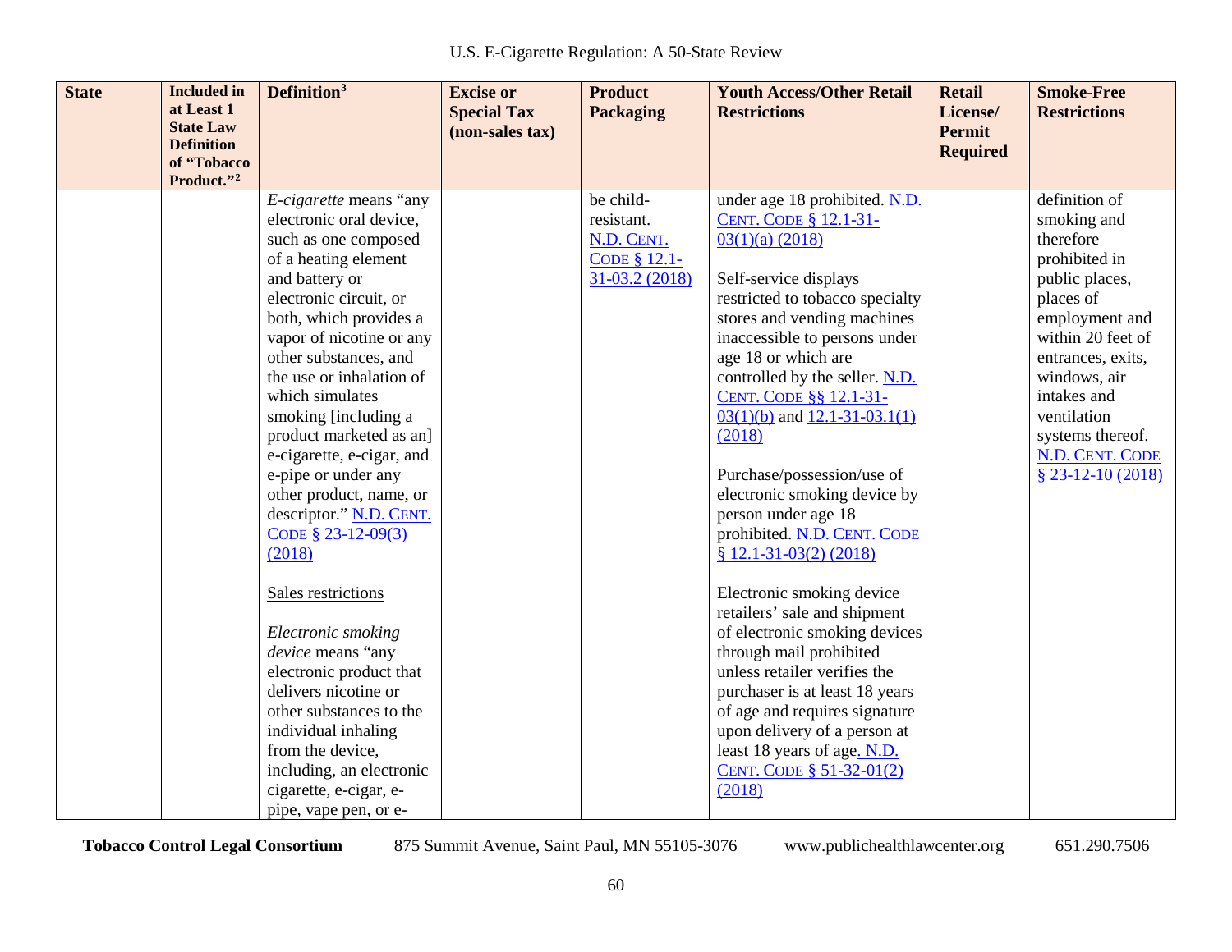| State | Included in at Least 1 State Law Definition of "Tobacco Product."[2] | Definition[3] | Excise or Special Tax (non-sales tax) | Product Packaging | Youth Access/Other Retail Restrictions | Retail License/ Permit Required | Smoke-Free Restrictions |
|---|---|---|---|---|---|---|---|
| | | *E-cigarette* means "any electronic oral device, such as one composed of a heating element and battery or electronic circuit, or both, which provides a vapor of nicotine or any other substances, and the use or inhalation of which simulates smoking [including a product marketed as an] e-cigarette, e-cigar, and e-pipe or under any other product, name, or descriptor." N.D. CENT. CODE § 23-12-09(3) (2018)<br><br>Sales restrictions<br><br>*Electronic smoking device* means "any electronic product that delivers nicotine or other substances to the individual inhaling from the device, including, an electronic cigarette, e-cigar, e-pipe, vape pen, or e- | | be child-resistant. N.D. CENT. CODE § 12.1-31-03.2 (2018) | under age 18 prohibited. N.D. CENT. CODE § 12.1-31-03(1)(a) (2018)<br><br>Self-service displays restricted to tobacco specialty stores and vending machines inaccessible to persons under age 18 or which are controlled by the seller. N.D. CENT. CODE §§ 12.1-31-03(1)(b) and 12.1-31-03.1(1) (2018)<br><br>Purchase/possession/use of electronic smoking device by person under age 18 prohibited. N.D. CENT. CODE § 12.1-31-03(2) (2018)<br><br>Electronic smoking device retailers' sale and shipment of electronic smoking devices through mail prohibited unless retailer verifies the purchaser is at least 18 years of age and requires signature upon delivery of a person at least 18 years of age. N.D. CENT. CODE § 51-32-01(2) (2018) | | definition of smoking and therefore prohibited in public places, places of employment and within 20 feet of entrances, exits, windows, air intakes and ventilation systems thereof. N.D. CENT. CODE § 23-12-10 (2018) |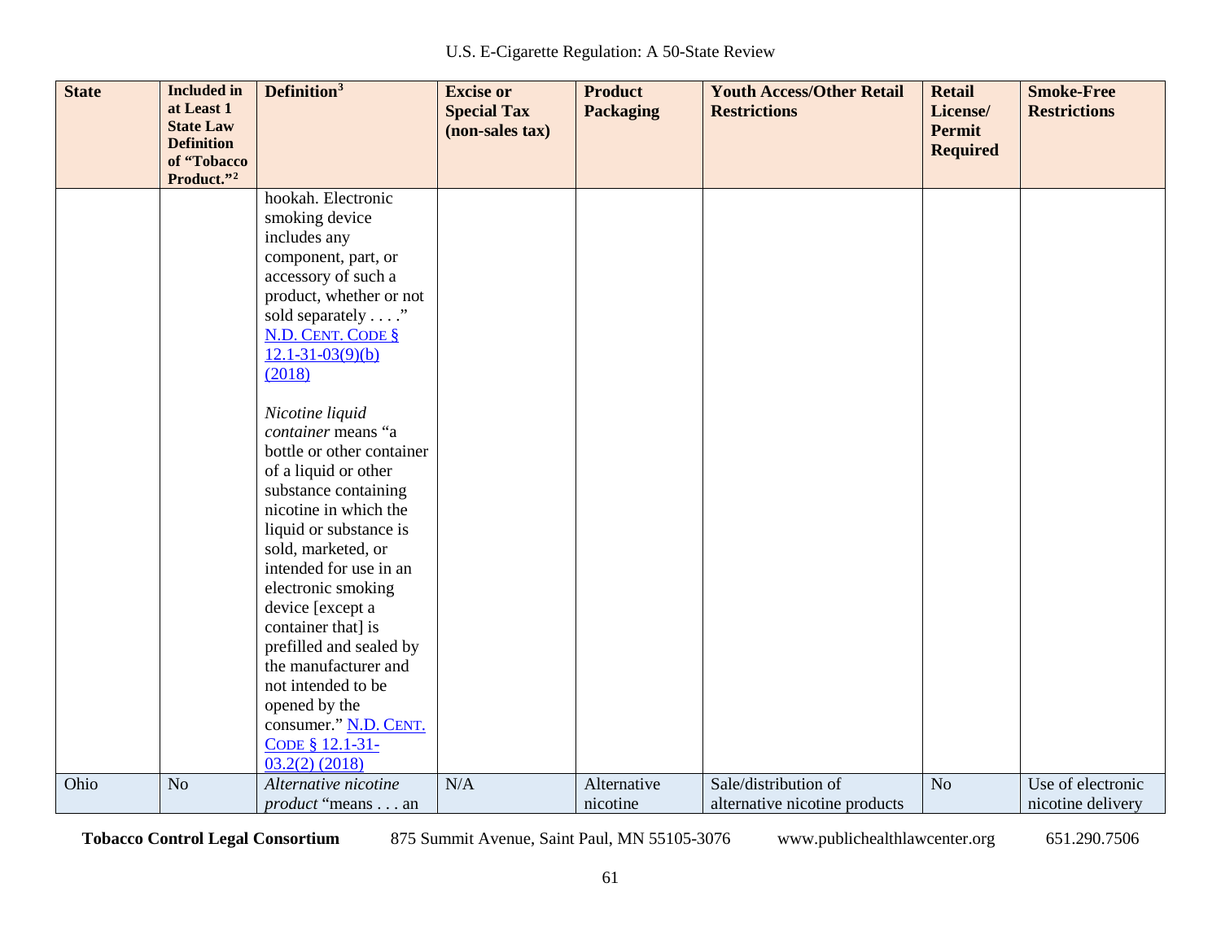| State | Included in at Least 1 State Law Definition of "Tobacco Product."[2] | Definition[3] | Excise or Special Tax (non-sales tax) | Product Packaging | Youth Access/Other Retail Restrictions | Retail License/ Permit Required | Smoke-Free Restrictions |
|---|---|---|---|---|---|---|---|
| | | hookah. Electronic smoking device includes any component, part, or accessory of such a product, whether or not sold separately . . . ." N.D. CENT. CODE § 12.1-31-03(9)(b) (2018)<br><br>*Nicotine liquid container* means "a bottle or other container of a liquid or other substance containing nicotine in which the liquid or substance is sold, marketed, or intended for use in an electronic smoking device [except a container that] is prefilled and sealed by the manufacturer and not intended to be opened by the consumer." N.D. CENT. CODE § 12.1-31-03.2(2) (2018) | | | | | |
| Ohio | No | *Alternative nicotine product* "means . . . an | N/A | Alternative nicotine | Sale/distribution of alternative nicotine products | No | Use of electronic nicotine delivery |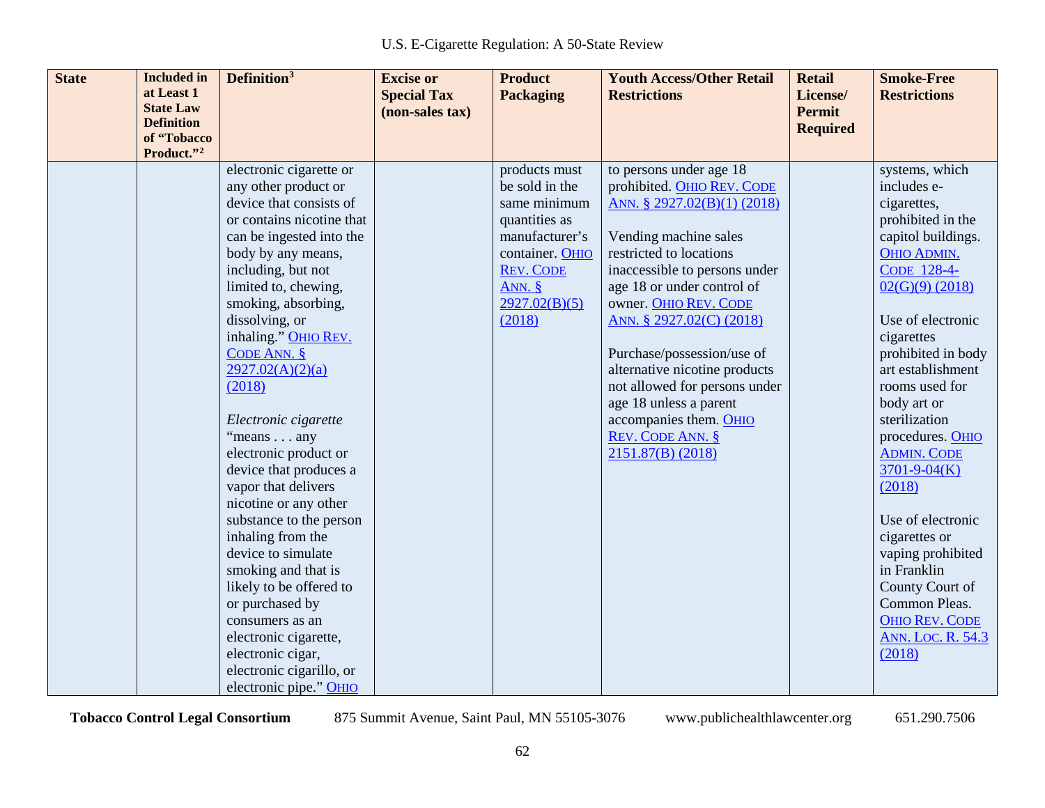| State | Included in at Least 1 State Law Definition of "Tobacco Product."[2] | Definition[3] | Excise or Special Tax (non-sales tax) | Product Packaging | Youth Access/Other Retail Restrictions | Retail License/ Permit Required | Smoke-Free Restrictions |
|---|---|---|---|---|---|---|---|
| | | electronic cigarette or any other product or device that consists of or contains nicotine that can be ingested into the body by any means, including, but not limited to, chewing, smoking, absorbing, dissolving, or inhaling." OHIO REV. CODE ANN. § 2927.02(A)(2)(a) (2018)<br><br>*Electronic cigarette* "means . . . any electronic product or device that produces a vapor that delivers nicotine or any other substance to the person inhaling from the device to simulate smoking and that is likely to be offered to or purchased by consumers as an electronic cigarette, electronic cigar, electronic cigarillo, or electronic pipe." OHIO | | products must be sold in the same minimum quantities as manufacturer's container. OHIO REV. CODE ANN. § 2927.02(B)(5) (2018) | to persons under age 18 prohibited. OHIO REV. CODE ANN. § 2927.02(B)(1) (2018)<br><br>Vending machine sales restricted to locations inaccessible to persons under age 18 or under control of owner. OHIO REV. CODE ANN. § 2927.02(C) (2018)<br><br>Purchase/possession/use of alternative nicotine products not allowed for persons under age 18 unless a parent accompanies them. OHIO REV. CODE ANN. § 2151.87(B) (2018) | | systems, which includes e-cigarettes, prohibited in the capitol buildings. OHIO ADMIN. CODE 128-4-02(G)(9) (2018)<br><br>Use of electronic cigarettes prohibited in body art establishment rooms used for body art or sterilization procedures. OHIO ADMIN. CODE 3701-9-04(K) (2018)<br><br>Use of electronic cigarettes or vaping prohibited in Franklin County Court of Common Pleas. OHIO REV. CODE ANN. LOC. R. 54.3 (2018) |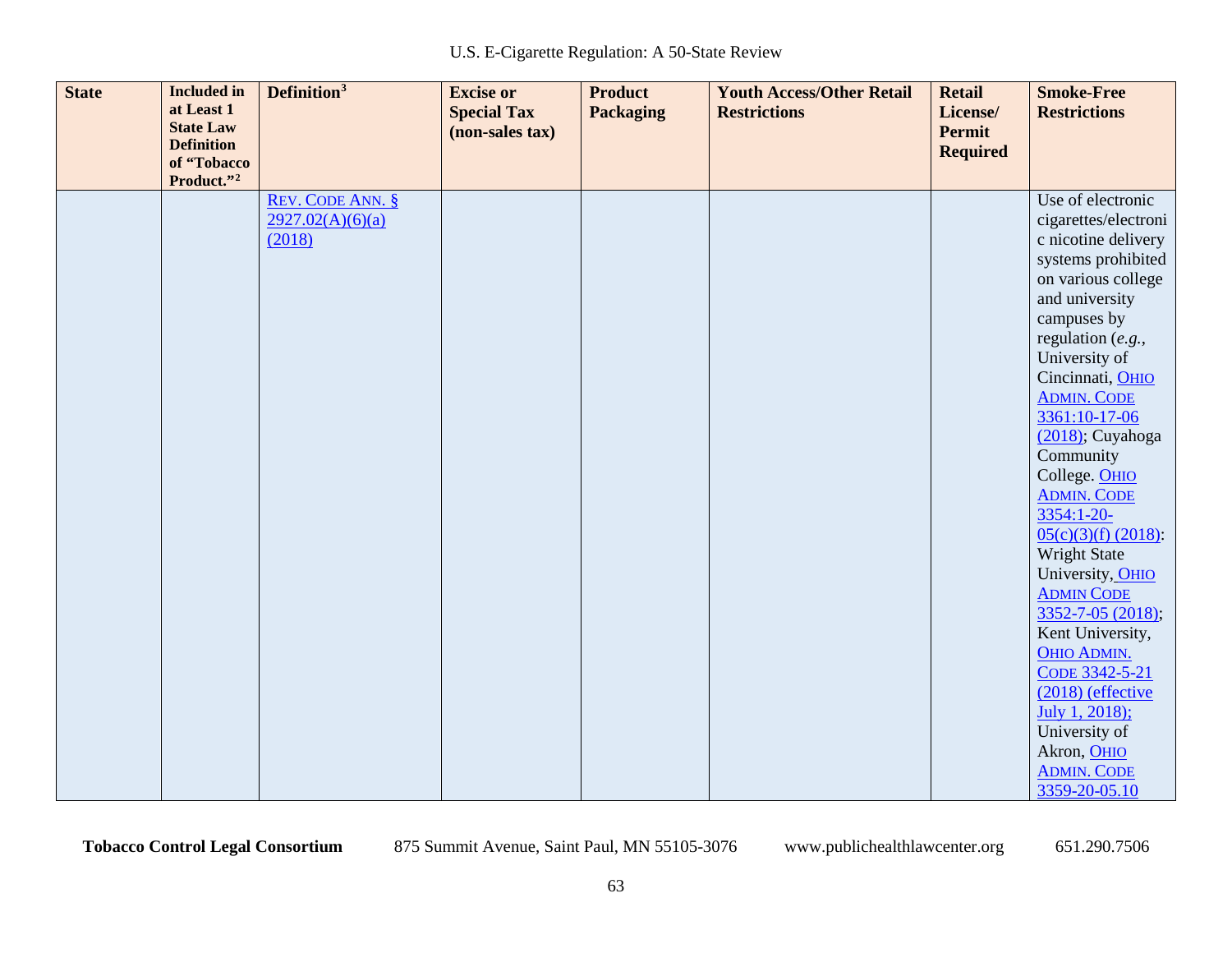| State | Included in at Least 1 State Law Definition of "Tobacco Product."[2] | Definition[3] | Excise or Special Tax (non-sales tax) | Product Packaging | Youth Access/Other Retail Restrictions | Retail License/ Permit Required | Smoke-Free Restrictions |
|---|---|---|---|---|---|---|---|
| | | REV. CODE ANN. § 2927.02(A)(6)(a) (2018) | | | | | Use of electronic cigarettes/electronic nicotine delivery systems prohibited on various college and university campuses by regulation (*e.g.*, University of Cincinnati, OHIO ADMIN. CODE 3361:10-17-06 (2018); Cuyahoga Community College. OHIO ADMIN. CODE 3354:1-20-05(c)(3)(f) (2018): Wright State University, OHIO ADMIN CODE 3352-7-05 (2018); Kent University, OHIO ADMIN. CODE 3342-5-21 (2018) (effective July 1, 2018); University of Akron, OHIO ADMIN. CODE 3359-20-05.10 |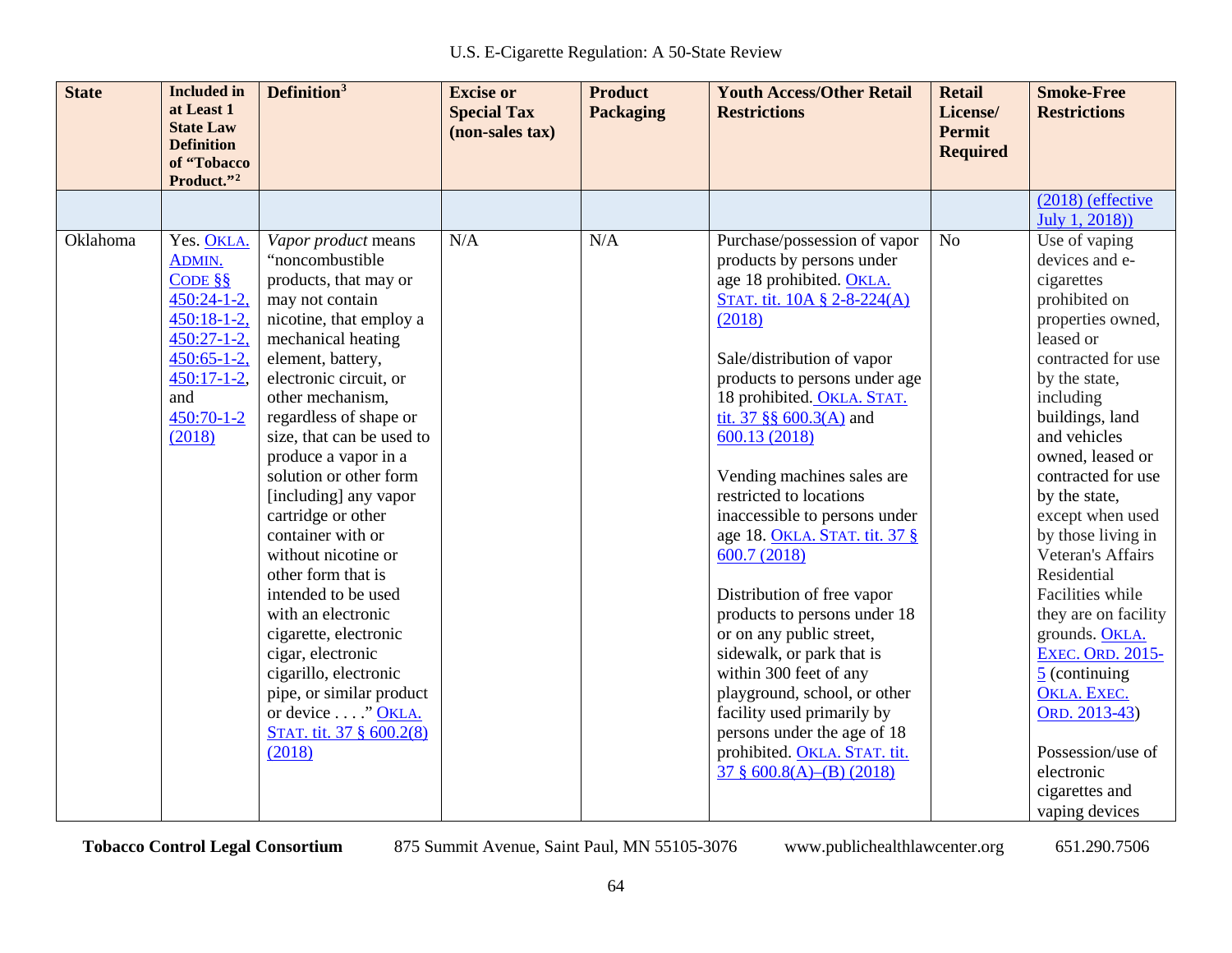| State | Included in at Least 1 State Law Definition of "Tobacco Product."[2] | Definition[3] | Excise or Special Tax (non-sales tax) | Product Packaging | Youth Access/Other Retail Restrictions | Retail License/ Permit Required | Smoke-Free Restrictions |
|---|---|---|---|---|---|---|---|
| | | | | | | | (2018) (effective July 1, 2018)) |
| Oklahoma | Yes. OKLA. ADMIN. CODE §§ 450:24-1-2, 450:18-1-2, 450:27-1-2, 450:65-1-2, 450:17-1-2, and 450:70-1-2 (2018) | *Vapor product* means "noncombustible products, that may or may not contain nicotine, that employ a mechanical heating element, battery, electronic circuit, or other mechanism, regardless of shape or size, that can be used to produce a vapor in a solution or other form [including] any vapor cartridge or other container with or without nicotine or other form that is intended to be used with an electronic cigarette, electronic cigar, electronic cigarillo, electronic pipe, or similar product or device . . . ." OKLA. STAT. tit. 37 § 600.2(8) (2018) | N/A | N/A | Purchase/possession of vapor products by persons under age 18 prohibited. OKLA. STAT. tit. 10A § 2-8-224(A) (2018)<br><br>Sale/distribution of vapor products to persons under age 18 prohibited. OKLA. STAT. tit. 37 §§ 600.3(A) and 600.13 (2018)<br><br>Vending machines sales are restricted to locations inaccessible to persons under age 18. OKLA. STAT. tit. 37 § 600.7 (2018)<br><br>Distribution of free vapor products to persons under 18 or on any public street, sidewalk, or park that is within 300 feet of any playground, school, or other facility used primarily by persons under the age of 18 prohibited. OKLA. STAT. tit. 37 § 600.8(A)–(B) (2018) | No | Use of vaping devices and e-cigarettes prohibited on properties owned, leased or contracted for use by the state, including buildings, land and vehicles owned, leased or contracted for use by the state, except when used by those living in Veteran's Affairs Residential Facilities while they are on facility grounds. OKLA. EXEC. ORD. 2015-5 (continuing OKLA. EXEC. ORD. 2013-43)<br><br>Possession/use of electronic cigarettes and vaping devices |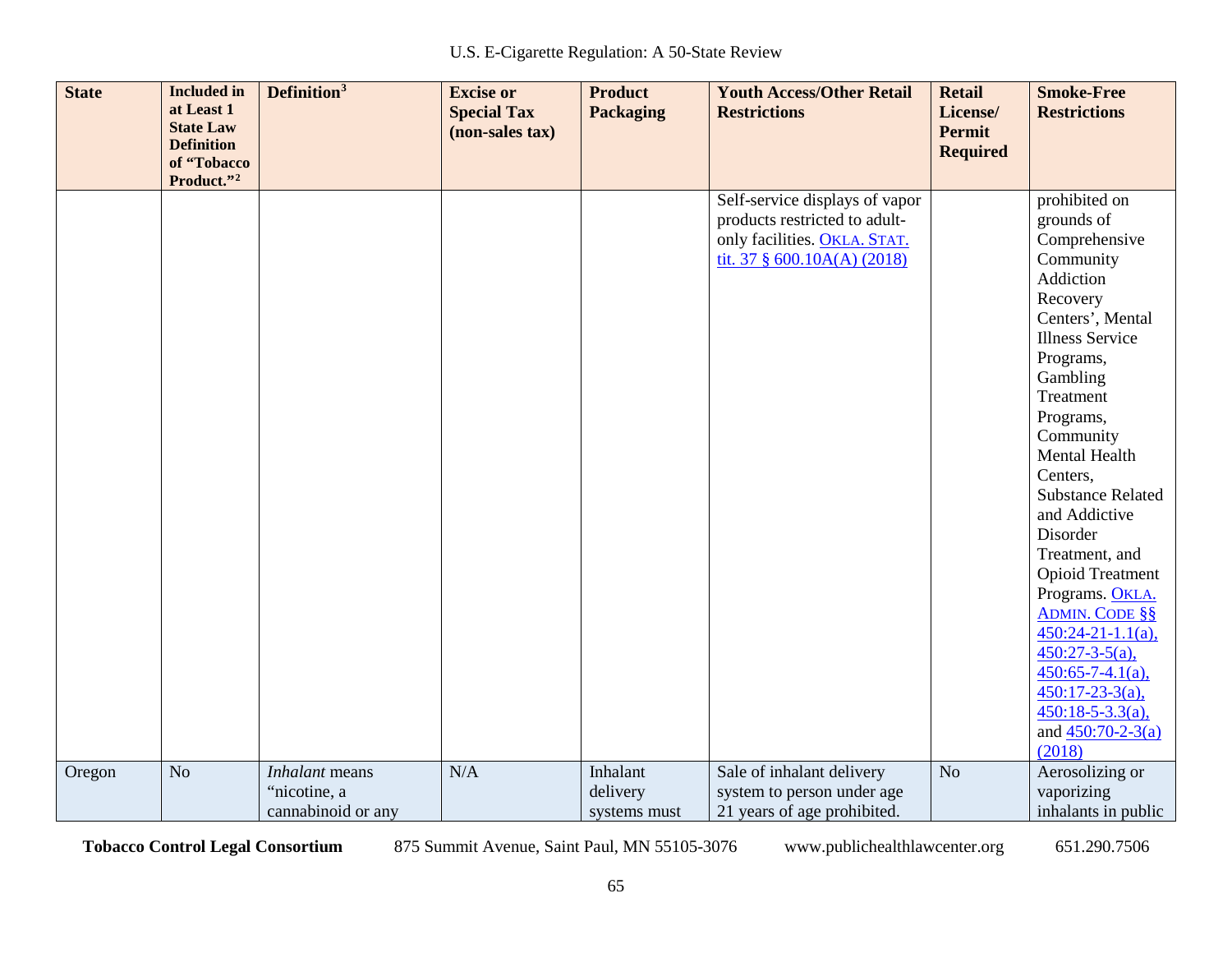| State | Included in at Least 1 State Law Definition of "Tobacco Product."[2] | Definition[3] | Excise or Special Tax (non-sales tax) | Product Packaging | Youth Access/Other Retail Restrictions | Retail License/ Permit Required | Smoke-Free Restrictions |
|---|---|---|---|---|---|---|---|
| | | | | | Self-service displays of vapor products restricted to adult-only facilities. OKLA. STAT. tit. 37 § 600.10A(A) (2018) | | prohibited on grounds of Comprehensive Community Addiction Recovery Centers', Mental Illness Service Programs, Gambling Treatment Programs, Community Mental Health Centers, Substance Related and Addictive Disorder Treatment, and Opioid Treatment Programs. OKLA. ADMIN. CODE §§ 450:24-21-1.1(a), 450:27-3-5(a), 450:65-7-4.1(a), 450:17-23-3(a), 450:18-5-3.3(a), and 450:70-2-3(a) (2018) |
| Oregon | No | *Inhalant* means "nicotine, a cannabinoid or any | N/A | Inhalant delivery systems must | Sale of inhalant delivery system to person under age 21 years of age prohibited. | No | Aerosolizing or vaporizing inhalants in public |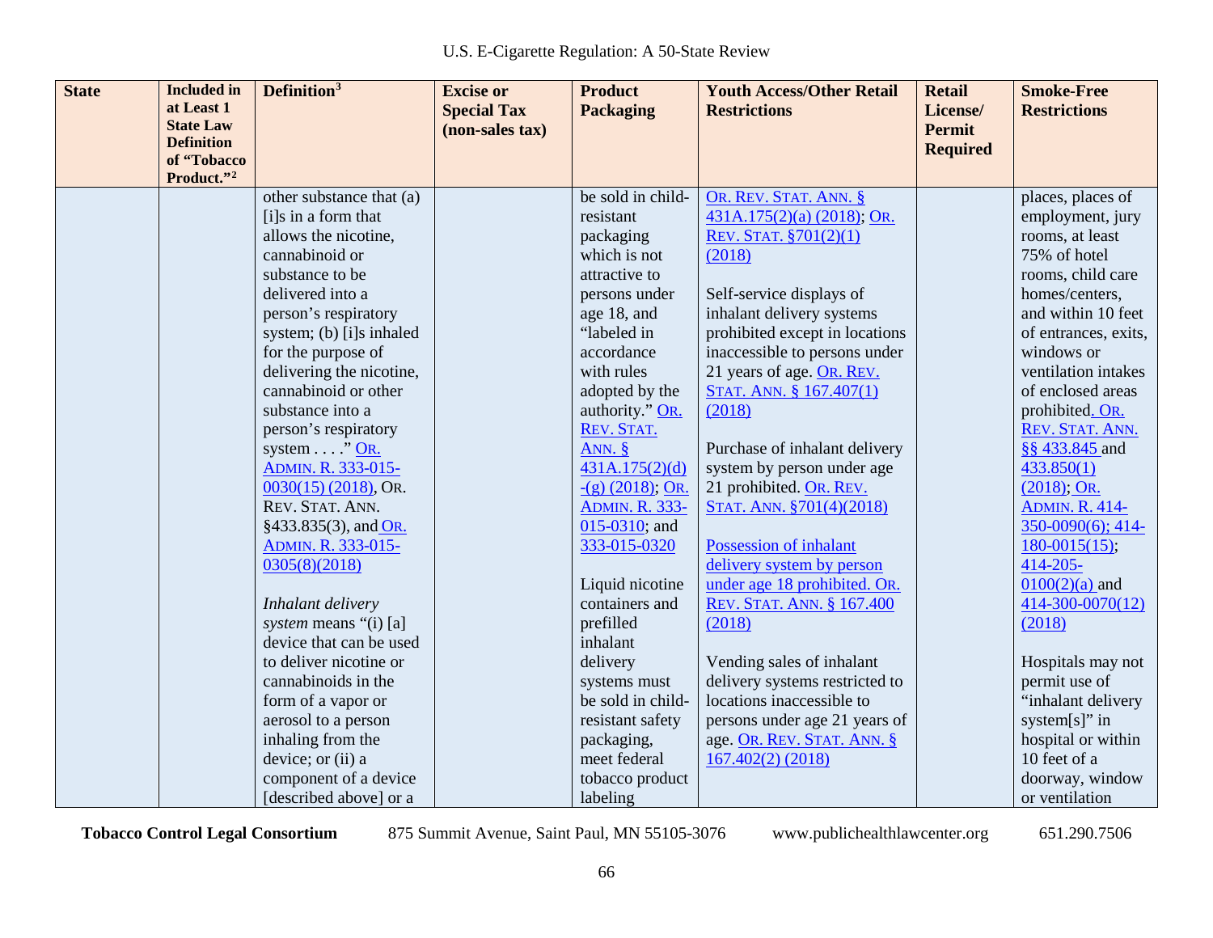| State | Included in at Least 1 State Law Definition of "Tobacco Product."[2] | Definition[3] | Excise or Special Tax (non-sales tax) | Product Packaging | Youth Access/Other Retail Restrictions | Retail License/ Permit Required | Smoke-Free Restrictions |
|---|---|---|---|---|---|---|---|
| | | other substance that (a) [i]s in a form that allows the nicotine, cannabinoid or substance to be delivered into a person's respiratory system; (b) [i]s inhaled for the purpose of delivering the nicotine, cannabinoid or other substance into a person's respiratory system . . . ." OR. ADMIN. R. 333-015-0030(15) (2018), OR. REV. STAT. ANN. §433.835(3), and OR. ADMIN. R. 333-015-0305(8)(2018)<br><br>*Inhalant delivery system* means "(i) [a] device that can be used to deliver nicotine or cannabinoids in the form of a vapor or aerosol to a person inhaling from the device; or (ii) a component of a device [described above] or a | | be sold in child-resistant packaging which is not attractive to persons under age 18, and "labeled in accordance with rules adopted by the authority." OR. REV. STAT. ANN. § 431A.175(2)(d) -(g) (2018); OR. ADMIN. R. 333-015-0310; and 333-015-0320<br><br>Liquid nicotine containers and prefilled inhalant delivery systems must be sold in child-resistant safety packaging, meet federal tobacco product labeling | OR. REV. STAT. ANN. § 431A.175(2)(a) (2018); OR. REV. STAT. §701(2)(1) (2018)<br><br>Self-service displays of inhalant delivery systems prohibited except in locations inaccessible to persons under 21 years of age. OR. REV. STAT. ANN. § 167.407(1) (2018)<br><br>Purchase of inhalant delivery system by person under age 21 prohibited. OR. REV. STAT. ANN. §701(4)(2018)<br><br>Possession of inhalant delivery system by person under age 18 prohibited. OR. REV. STAT. ANN. § 167.400 (2018)<br><br>Vending sales of inhalant delivery systems restricted to locations inaccessible to persons under age 21 years of age. OR. REV. STAT. ANN. § 167.402(2) (2018) | | places, places of employment, jury rooms, at least 75% of hotel rooms, child care homes/centers, and within 10 feet of entrances, exits, windows or ventilation intakes of enclosed areas prohibited. OR. REV. STAT. ANN. §§ 433.845 and 433.850(1) (2018); OR. ADMIN. R. 414-350-0090(6); 414-180-0015(15); 414-205-0100(2)(a) and 414-300-0070(12) (2018)<br><br>Hospitals may not permit use of "inhalant delivery system[s]" in hospital or within 10 feet of a doorway, window or ventilation |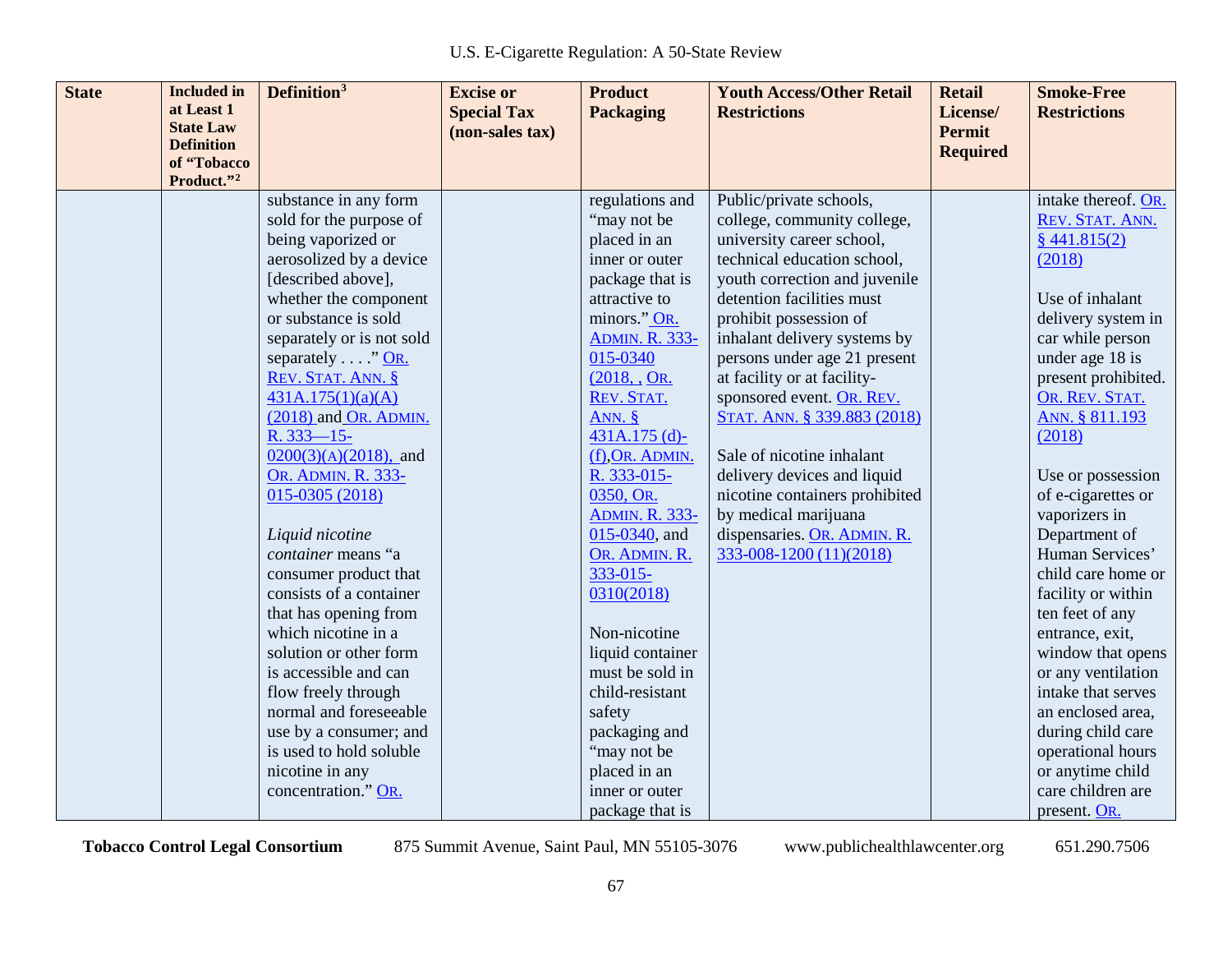| State | Included in at Least 1 State Law Definition of "Tobacco Product."[2] | Definition[3] | Excise or Special Tax (non-sales tax) | Product Packaging | Youth Access/Other Retail Restrictions | Retail License/ Permit Required | Smoke-Free Restrictions |
|---|---|---|---|---|---|---|---|
| | | substance in any form sold for the purpose of being vaporized or aerosolized by a device [described above], whether the component or substance is sold separately or is not sold separately . . . ." OR. REV. STAT. ANN. § 431A.175(1)(a)(A) (2018) and OR. ADMIN. R. 333—15-0200(3)(A)(2018), and OR. ADMIN. R. 333-015-0305 (2018)<br><br>*Liquid nicotine container* means "a consumer product that consists of a container that has opening from which nicotine in a solution or other form is accessible and can flow freely through normal and foreseeable use by a consumer; and is used to hold soluble nicotine in any concentration." OR. | | regulations and "may not be placed in an inner or outer package that is attractive to minors." OR. ADMIN. R. 333-015-0340 (2018, , OR. REV. STAT. ANN. § 431A.175 (d)-(f),OR. ADMIN. R. 333-015-0350, OR. ADMIN. R. 333-015-0340, and OR. ADMIN. R. 333-015-0310(2018)<br><br>Non-nicotine liquid container must be sold in child-resistant safety packaging and "may not be placed in an inner or outer package that is | Public/private schools, college, community college, university career school, technical education school, youth correction and juvenile detention facilities must prohibit possession of inhalant delivery systems by persons under age 21 present at facility or at facility-sponsored event. OR. REV. STAT. ANN. § 339.883 (2018)<br><br>Sale of nicotine inhalant delivery devices and liquid nicotine containers prohibited by medical marijuana dispensaries. OR. ADMIN. R. 333-008-1200 (11)(2018) | | intake thereof. OR. REV. STAT. ANN. § 441.815(2) (2018)<br><br>Use of inhalant delivery system in car while person under age 18 is present prohibited. OR. REV. STAT. ANN. § 811.193 (2018)<br><br>Use or possession of e-cigarettes or vaporizers in Department of Human Services' child care home or facility or within ten feet of any entrance, exit, window that opens or any ventilation intake that serves an enclosed area, during child care operational hours or anytime child care children are present. OR. |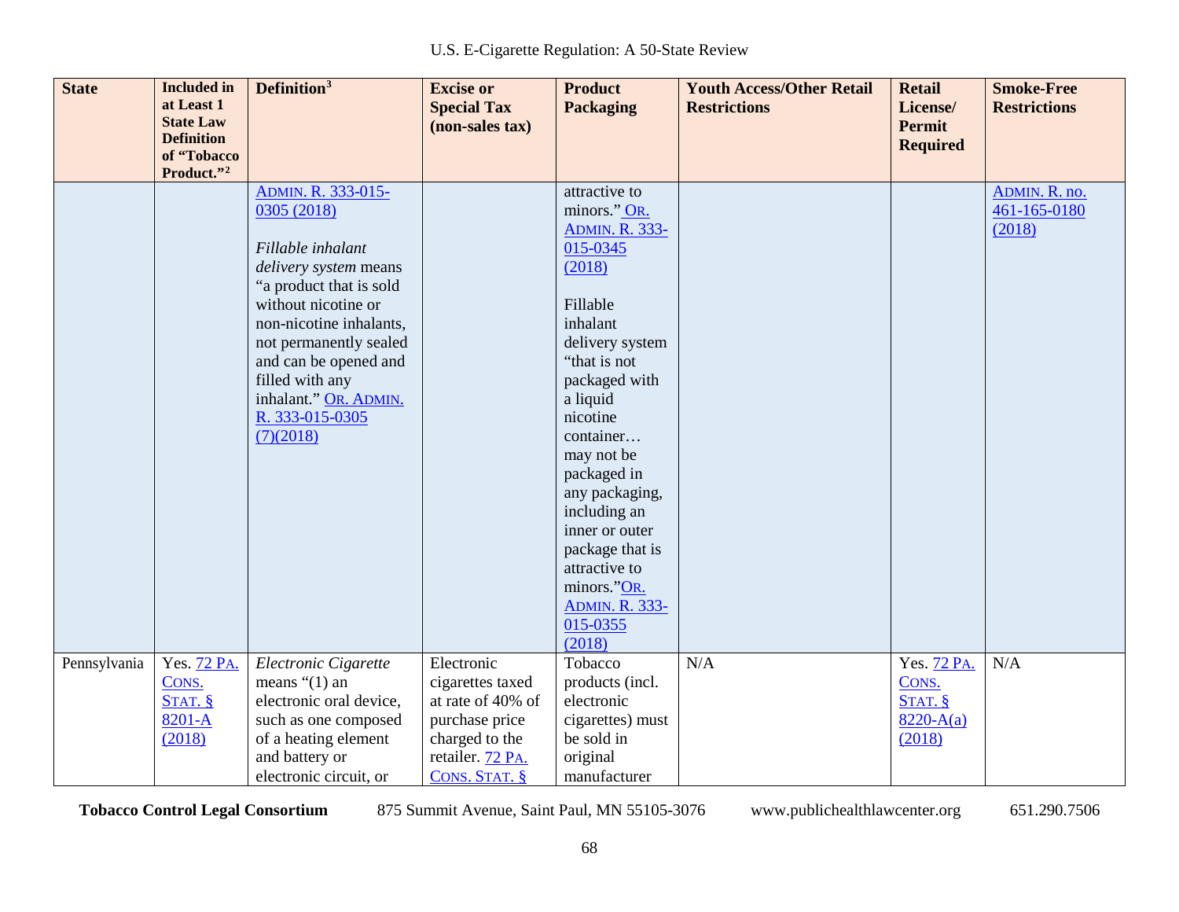| State | Included in at Least 1 State Law Definition of "Tobacco Product."[2] | Definition[3] | Excise or Special Tax (non-sales tax) | Product Packaging | Youth Access/Other Retail Restrictions | Retail License/ Permit Required | Smoke-Free Restrictions |
|---|---|---|---|---|---|---|---|
| | | ADMIN. R. 333-015-0305 (2018)<br><br>*Fillable inhalant delivery system* means "a product that is sold without nicotine or non-nicotine inhalants, not permanently sealed and can be opened and filled with any inhalant." OR. ADMIN. R. 333-015-0305 (7)(2018) | | attractive to minors." OR. ADMIN. R. 333-015-0345 (2018)<br><br>Fillable inhalant delivery system "that is not packaged with a liquid nicotine container… may not be packaged in any packaging, including an inner or outer package that is attractive to minors."OR. ADMIN. R. 333-015-0355 (2018) | | | ADMIN. R. no. 461-165-0180 (2018) |
| Pennsylvania | Yes. 72 PA. CONS. STAT. § 8201-A (2018) | *Electronic Cigarette* means "(1) an electronic oral device, such as one composed of a heating element and battery or electronic circuit, or | Electronic cigarettes taxed at rate of 40% of purchase price charged to the retailer. 72 PA. CONS. STAT. § | Tobacco products (incl. electronic cigarettes) must be sold in original manufacturer | N/A | Yes. 72 PA. CONS. STAT. § 8220-A(a) (2018) | N/A |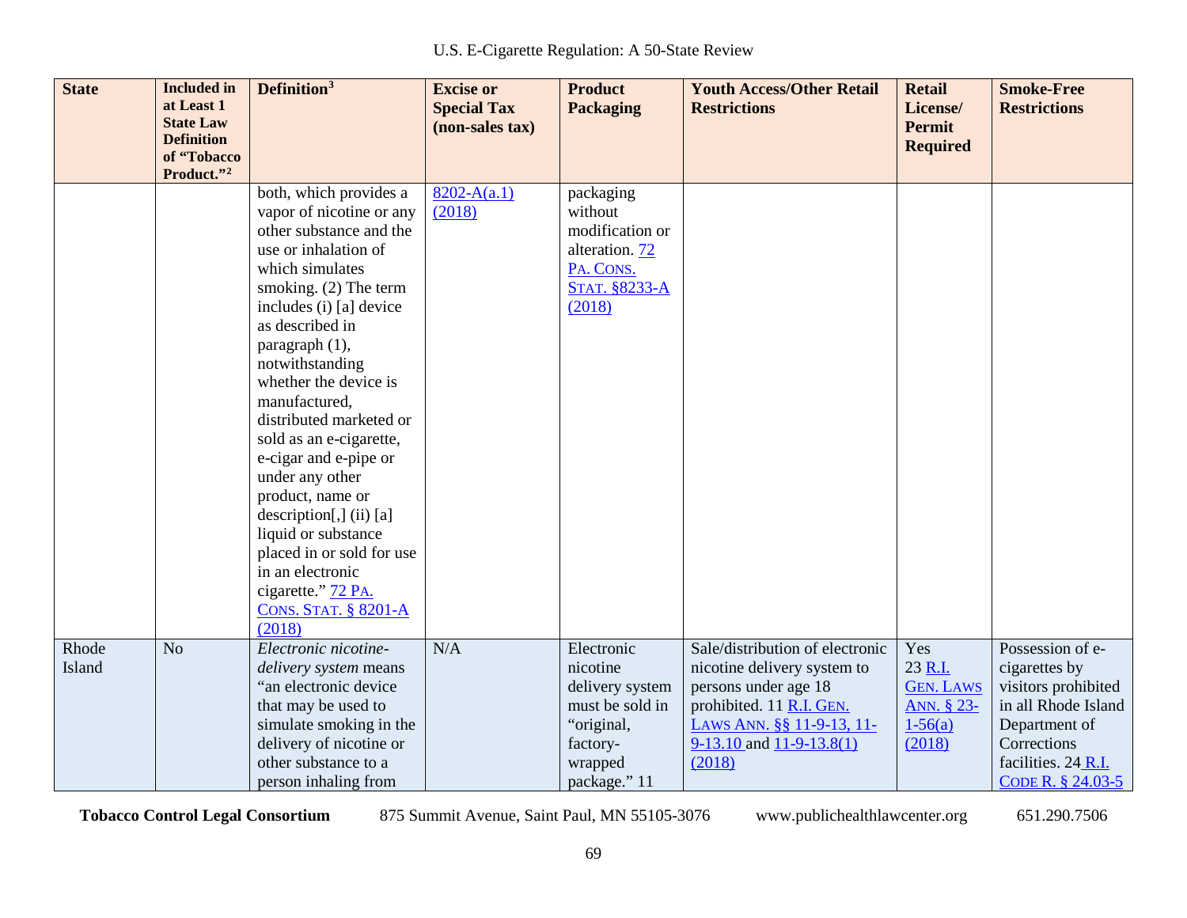| State | Included in at Least 1 State Law Definition of "Tobacco Product."[2] | Definition[3] | Excise or Special Tax (non-sales tax) | Product Packaging | Youth Access/Other Retail Restrictions | Retail License/ Permit Required | Smoke-Free Restrictions |
|---|---|---|---|---|---|---|---|
| | | both, which provides a vapor of nicotine or any other substance and the use or inhalation of which simulates smoking. (2) The term includes (i) [a] device as described in paragraph (1), notwithstanding whether the device is manufactured, distributed marketed or sold as an e-cigarette, e-cigar and e-pipe or under any other product, name or description[,] (ii) [a] liquid or substance placed in or sold for use in an electronic cigarette." 72 PA. CONS. STAT. § 8201-A (2018) | 8202-A(a.1) (2018) | packaging without modification or alteration. 72 PA. CONS. STAT. §8233-A (2018) | | | |
| Rhode Island | No | *Electronic nicotine-delivery system* means "an electronic device that may be used to simulate smoking in the delivery of nicotine or other substance to a person inhaling from | N/A | Electronic nicotine delivery system must be sold in "original, factory-wrapped package." 11 | Sale/distribution of electronic nicotine delivery system to persons under age 18 prohibited. 11 R.I. GEN. LAWS ANN. §§ 11-9-13, 11-9-13.10 and 11-9-13.8(1) (2018) | Yes 23 R.I. GEN. LAWS ANN. § 23-1-56(a) (2018) | Possession of e-cigarettes by visitors prohibited in all Rhode Island Department of Corrections facilities. 24 R.I. CODE R. § 24.03-5 |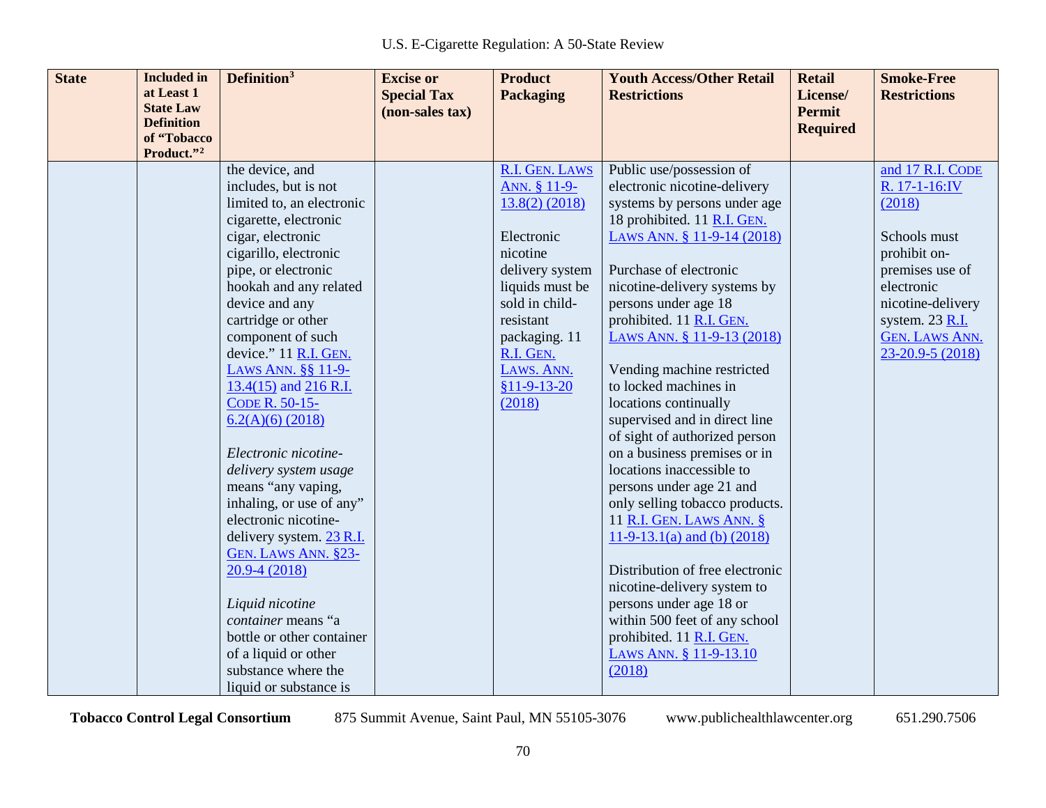| State | Included in at Least 1 State Law Definition of "Tobacco Product."[2] | Definition[3] | Excise or Special Tax (non-sales tax) | Product Packaging | Youth Access/Other Retail Restrictions | Retail License/ Permit Required | Smoke-Free Restrictions |
|---|---|---|---|---|---|---|---|
| | | the device, and includes, but is not limited to, an electronic cigarette, electronic cigar, electronic cigarillo, electronic pipe, or electronic hookah and any related device and any cartridge or other component of such device." 11 R.I. GEN. LAWS ANN. §§ 11-9-13.4(15) and 216 R.I. CODE R. 50-15-6.2(A)(6) (2018)<br><br>*Electronic nicotine-delivery system usage* means "any vaping, inhaling, or use of any" electronic nicotine-delivery system. 23 R.I. GEN. LAWS ANN. §23-20.9-4 (2018)<br><br>*Liquid nicotine container* means "a bottle or other container of a liquid or other substance where the liquid or substance is | | R.I. GEN. LAWS ANN. § 11-9-13.8(2) (2018)<br><br>Electronic nicotine delivery system liquids must be sold in child-resistant packaging. 11 R.I. GEN. LAWS. ANN. §11-9-13-20 (2018) | Public use/possession of electronic nicotine-delivery systems by persons under age 18 prohibited. 11 R.I. GEN. LAWS ANN. § 11-9-14 (2018)<br><br>Purchase of electronic nicotine-delivery systems by persons under age 18 prohibited. 11 R.I. GEN. LAWS ANN. § 11-9-13 (2018)<br><br>Vending machine restricted to locked machines in locations continually supervised and in direct line of sight of authorized person on a business premises or in locations inaccessible to persons under age 21 and only selling tobacco products. 11 R.I. GEN. LAWS ANN. § 11-9-13.1(a) and (b) (2018)<br><br>Distribution of free electronic nicotine-delivery system to persons under age 18 or within 500 feet of any school prohibited. 11 R.I. GEN. LAWS ANN. § 11-9-13.10 (2018) | | and 17 R.I. CODE R. 17-1-16:IV (2018)<br><br>Schools must prohibit on-premises use of electronic nicotine-delivery system. 23 R.I. GEN. LAWS ANN. 23-20.9-5 (2018) |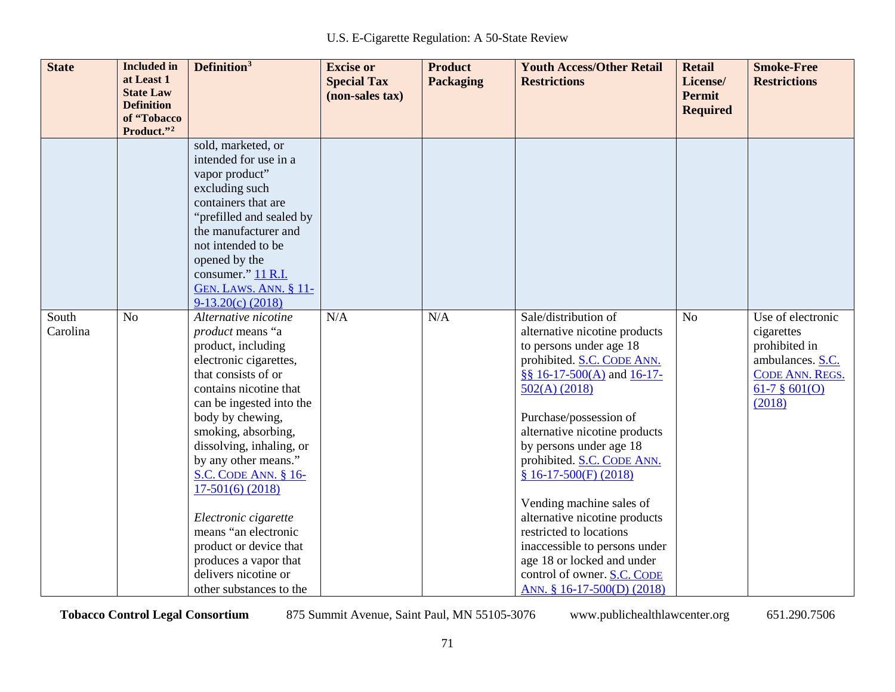| State | Included in at Least 1 State Law Definition of "Tobacco Product."[2] | Definition[3] | Excise or Special Tax (non-sales tax) | Product Packaging | Youth Access/Other Retail Restrictions | Retail License/ Permit Required | Smoke-Free Restrictions |
|---|---|---|---|---|---|---|---|
| | | sold, marketed, or intended for use in a vapor product" excluding such containers that are "prefilled and sealed by the manufacturer and not intended to be opened by the consumer." 11 R.I. GEN. LAWS. ANN. § 11-9-13.20(c) (2018) | | | | | |
| South Carolina | No | *Alternative nicotine product* means "a product, including electronic cigarettes, that consists of or contains nicotine that can be ingested into the body by chewing, smoking, absorbing, dissolving, inhaling, or by any other means." S.C. CODE ANN. § 16-17-501(6) (2018)<br><br>*Electronic cigarette* means "an electronic product or device that produces a vapor that delivers nicotine or other substances to the | N/A | N/A | Sale/distribution of alternative nicotine products to persons under age 18 prohibited. S.C. CODE ANN. §§ 16-17-500(A) and 16-17-502(A) (2018)<br><br>Purchase/possession of alternative nicotine products by persons under age 18 prohibited. S.C. CODE ANN. § 16-17-500(F) (2018)<br><br>Vending machine sales of alternative nicotine products restricted to locations inaccessible to persons under age 18 or locked and under control of owner. S.C. CODE ANN. § 16-17-500(D) (2018) | No | Use of electronic cigarettes prohibited in ambulances. S.C. CODE ANN. REGS. 61-7 § 601(O) (2018) |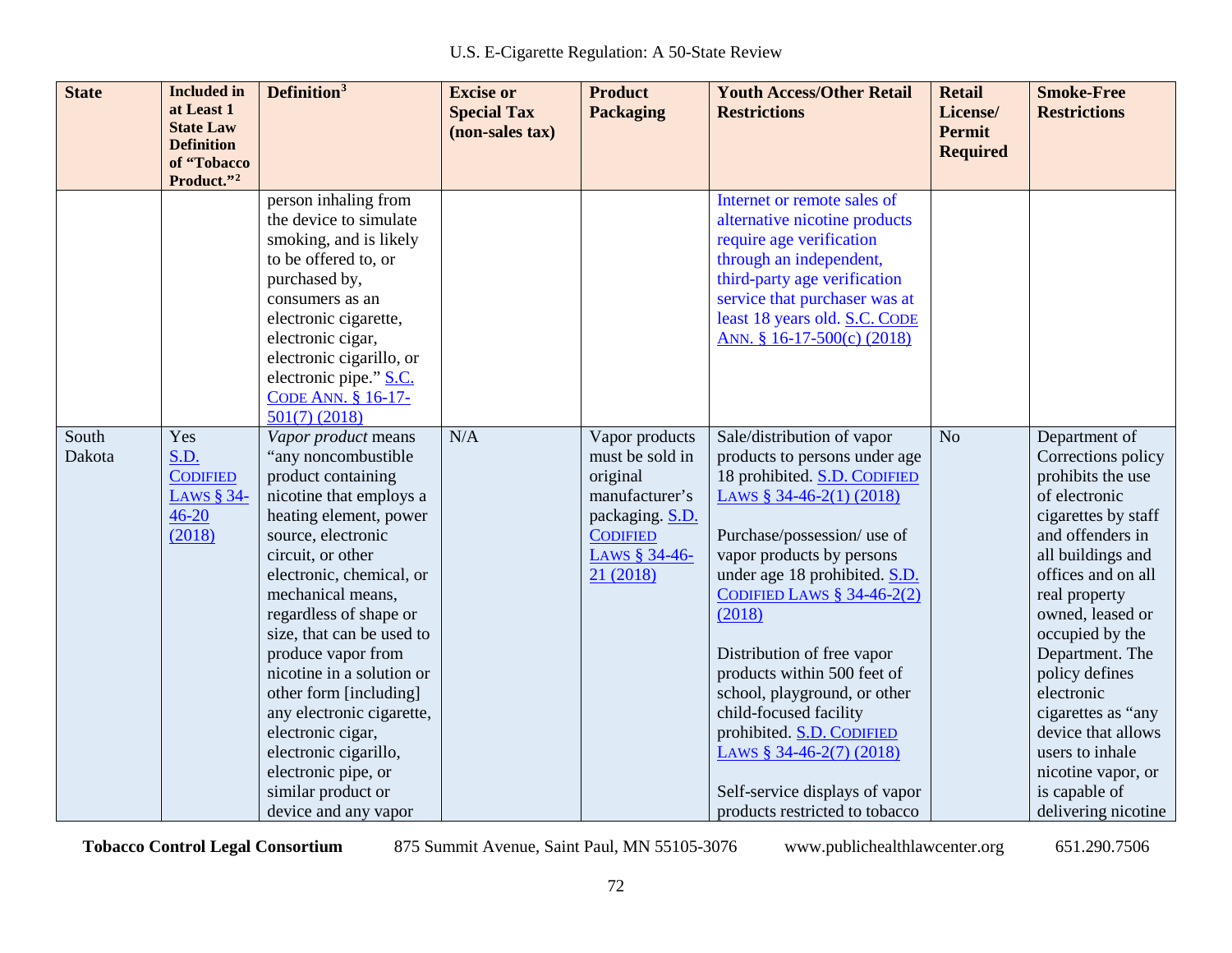| State | Included in at Least 1 State Law Definition of "Tobacco Product."[2] | Definition[3] | Excise or Special Tax (non-sales tax) | Product Packaging | Youth Access/Other Retail Restrictions | Retail License/ Permit Required | Smoke-Free Restrictions |
|---|---|---|---|---|---|---|---|
| | | person inhaling from the device to simulate smoking, and is likely to be offered to, or purchased by, consumers as an electronic cigarette, electronic cigar, electronic cigarillo, or electronic pipe." S.C. CODE ANN. § 16-17-501(7) (2018) | | | Internet or remote sales of alternative nicotine products require age verification through an independent, third-party age verification service that purchaser was at least 18 years old. S.C. CODE ANN. § 16-17-500(c) (2018) | | |
| South Dakota | Yes S.D. CODIFIED LAWS § 34-46-20 (2018) | *Vapor product* means "any noncombustible product containing nicotine that employs a heating element, power source, electronic circuit, or other electronic, chemical, or mechanical means, regardless of shape or size, that can be used to produce vapor from nicotine in a solution or other form [including] any electronic cigarette, electronic cigar, electronic cigarillo, electronic pipe, or similar product or device and any vapor | N/A | Vapor products must be sold in original manufacturer's packaging. S.D. CODIFIED LAWS § 34-46-21 (2018) | Sale/distribution of vapor products to persons under age 18 prohibited. S.D. CODIFIED LAWS § 34-46-2(1) (2018)<br><br>Purchase/possession/ use of vapor products by persons under age 18 prohibited. S.D. CODIFIED LAWS § 34-46-2(2) (2018)<br><br>Distribution of free vapor products within 500 feet of school, playground, or other child-focused facility prohibited. S.D. CODIFIED LAWS § 34-46-2(7) (2018)<br><br>Self-service displays of vapor products restricted to tobacco | No | Department of Corrections policy prohibits the use of electronic cigarettes by staff and offenders in all buildings and offices and on all real property owned, leased or occupied by the Department. The policy defines electronic cigarettes as "any device that allows users to inhale nicotine vapor, or is capable of delivering nicotine |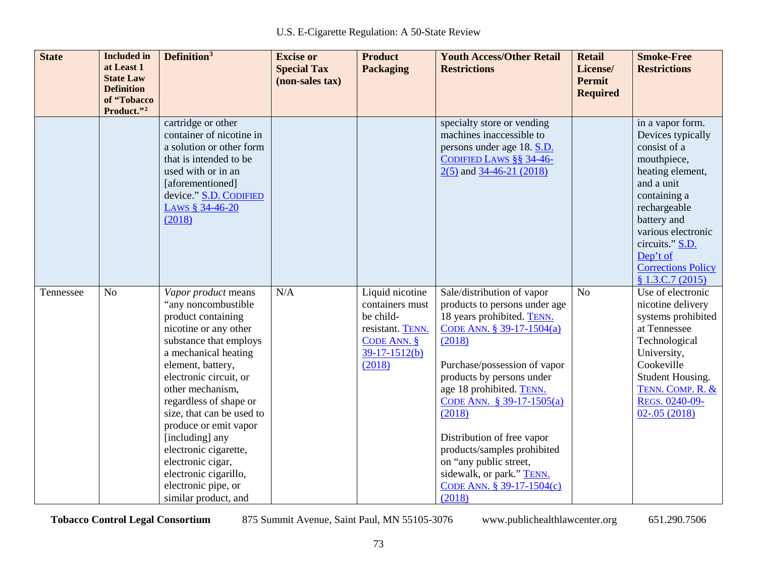| State | Included in at Least 1 State Law Definition of "Tobacco Product."[2] | Definition[3] | Excise or Special Tax (non-sales tax) | Product Packaging | Youth Access/Other Retail Restrictions | Retail License/ Permit Required | Smoke-Free Restrictions |
|---|---|---|---|---|---|---|---|
| | | cartridge or other container of nicotine in a solution or other form that is intended to be used with or in an [aforementioned] device." S.D. CODIFIED LAWS § 34-46-20 (2018) | | | specialty store or vending machines inaccessible to persons under age 18. S.D. CODIFIED LAWS §§ 34-46-2(5) and 34-46-21 (2018) | | in a vapor form. Devices typically consist of a mouthpiece, heating element, and a unit containing a rechargeable battery and various electronic circuits." S.D. Dep't of Corrections Policy § 1.3.C.7 (2015) |
| Tennessee | No | *Vapor product* means "any noncombustible product containing nicotine or any other substance that employs a mechanical heating element, battery, electronic circuit, or other mechanism, regardless of shape or size, that can be used to produce or emit vapor [including] any electronic cigarette, electronic cigar, electronic cigarillo, electronic pipe, or similar product, and | N/A | Liquid nicotine containers must be child-resistant. TENN. CODE ANN. § 39-17-1512(b) (2018) | Sale/distribution of vapor products to persons under age 18 years prohibited. TENN. CODE ANN. § 39-17-1504(a) (2018)<br><br>Purchase/possession of vapor products by persons under age 18 prohibited. TENN. CODE ANN. § 39-17-1505(a) (2018)<br><br>Distribution of free vapor products/samples prohibited on "any public street, sidewalk, or park." TENN. CODE ANN. § 39-17-1504(c) (2018) | No | Use of electronic nicotine delivery systems prohibited at Tennessee Technological University, Cookeville Student Housing. TENN. COMP. R. & REGS. 0240-09-02-.05 (2018) |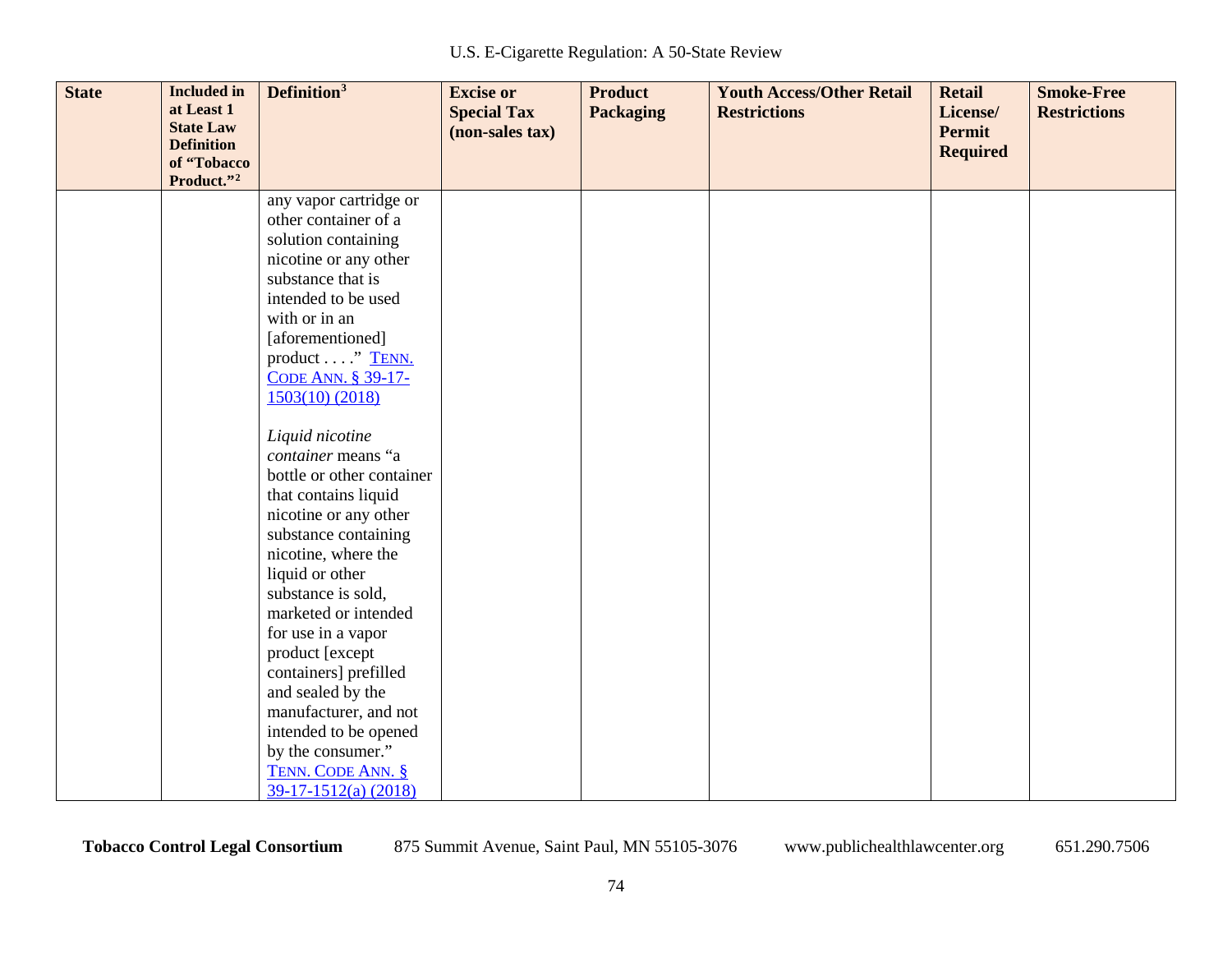| State | Included in at Least 1 State Law Definition of "Tobacco Product."[2] | Definition[3] | Excise or Special Tax (non-sales tax) | Product Packaging | Youth Access/Other Retail Restrictions | Retail License/ Permit Required | Smoke-Free Restrictions |
|---|---|---|---|---|---|---|---|
| | | any vapor cartridge or other container of a solution containing nicotine or any other substance that is intended to be used with or in an [aforementioned] product . . . ." TENN. CODE ANN. § 39-17-1503(10) (2018)<br><br>*Liquid nicotine container* means "a bottle or other container that contains liquid nicotine or any other substance containing nicotine, where the liquid or other substance is sold, marketed or intended for use in a vapor product [except containers] prefilled and sealed by the manufacturer, and not intended to be opened by the consumer." TENN. CODE ANN. § 39-17-1512(a) (2018) | | | | | |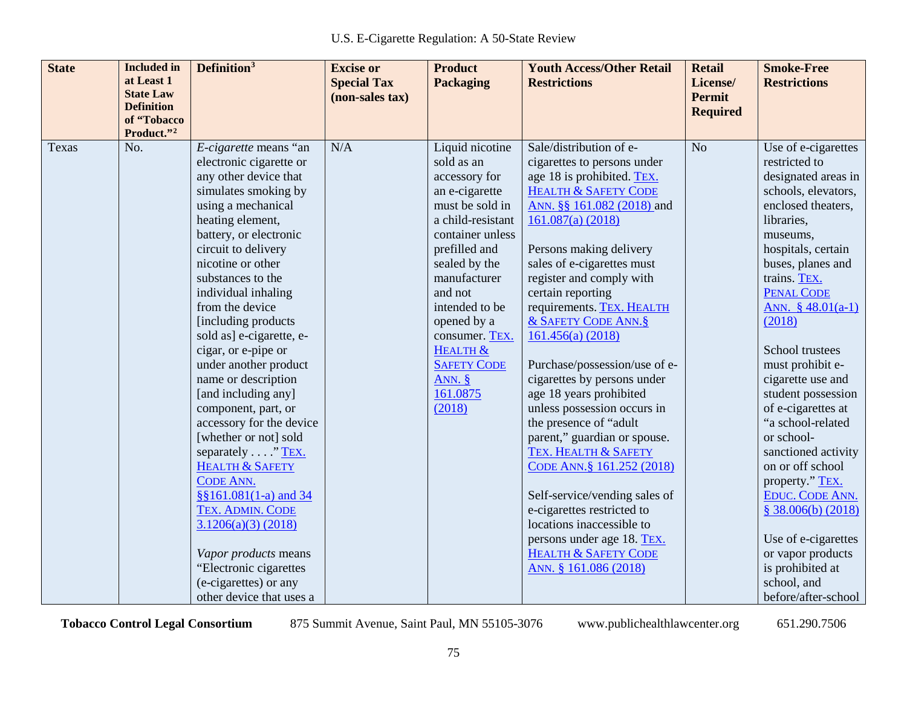| State | Included in at Least 1 State Law Definition of "Tobacco Product."[2] | Definition[3] | Excise or Special Tax (non-sales tax) | Product Packaging | Youth Access/Other Retail Restrictions | Retail License/ Permit Required | Smoke-Free Restrictions |
|---|---|---|---|---|---|---|---|
| Texas | No. | *E-cigarette* means "an electronic cigarette or any other device that simulates smoking by using a mechanical heating element, battery, or electronic circuit to delivery nicotine or other substances to the individual inhaling from the device [including products sold as] e-cigarette, e-cigar, or e-pipe or under another product name or description [and including any] component, part, or accessory for the device [whether or not] sold separately . . . ." TEX. HEALTH & SAFETY CODE ANN. §§161.081(1-a) and 34 TEX. ADMIN. CODE 3.1206(a)(3) (2018)<br><br>*Vapor products* means "Electronic cigarettes (e-cigarettes) or any other device that uses a | N/A | Liquid nicotine sold as an accessory for an e-cigarette must be sold in a child-resistant container unless prefilled and sealed by the manufacturer and not intended to be opened by a consumer. TEX. HEALTH & SAFETY CODE ANN. § 161.0875 (2018) | Sale/distribution of e-cigarettes to persons under age 18 is prohibited. TEX. HEALTH & SAFETY CODE ANN. §§ 161.082 (2018) and 161.087(a) (2018)<br><br>Persons making delivery sales of e-cigarettes must register and comply with certain reporting requirements. TEX. HEALTH & SAFETY CODE ANN.§ 161.456(a) (2018)<br><br>Purchase/possession/use of e-cigarettes by persons under age 18 years prohibited unless possession occurs in the presence of "adult parent," guardian or spouse. TEX. HEALTH & SAFETY CODE ANN.§ 161.252 (2018)<br><br>Self-service/vending sales of e-cigarettes restricted to locations inaccessible to persons under age 18. TEX. HEALTH & SAFETY CODE ANN. § 161.086 (2018) | No | Use of e-cigarettes restricted to designated areas in schools, elevators, enclosed theaters, libraries, museums, hospitals, certain buses, planes and trains. TEX. PENAL CODE ANN. § 48.01(a-1) (2018)<br><br>School trustees must prohibit e-cigarette use and student possession of e-cigarettes at "a school-related or school-sanctioned activity on or off school property." TEX. EDUC. CODE ANN. § 38.006(b) (2018)<br><br>Use of e-cigarettes or vapor products is prohibited at school, and before/after-school |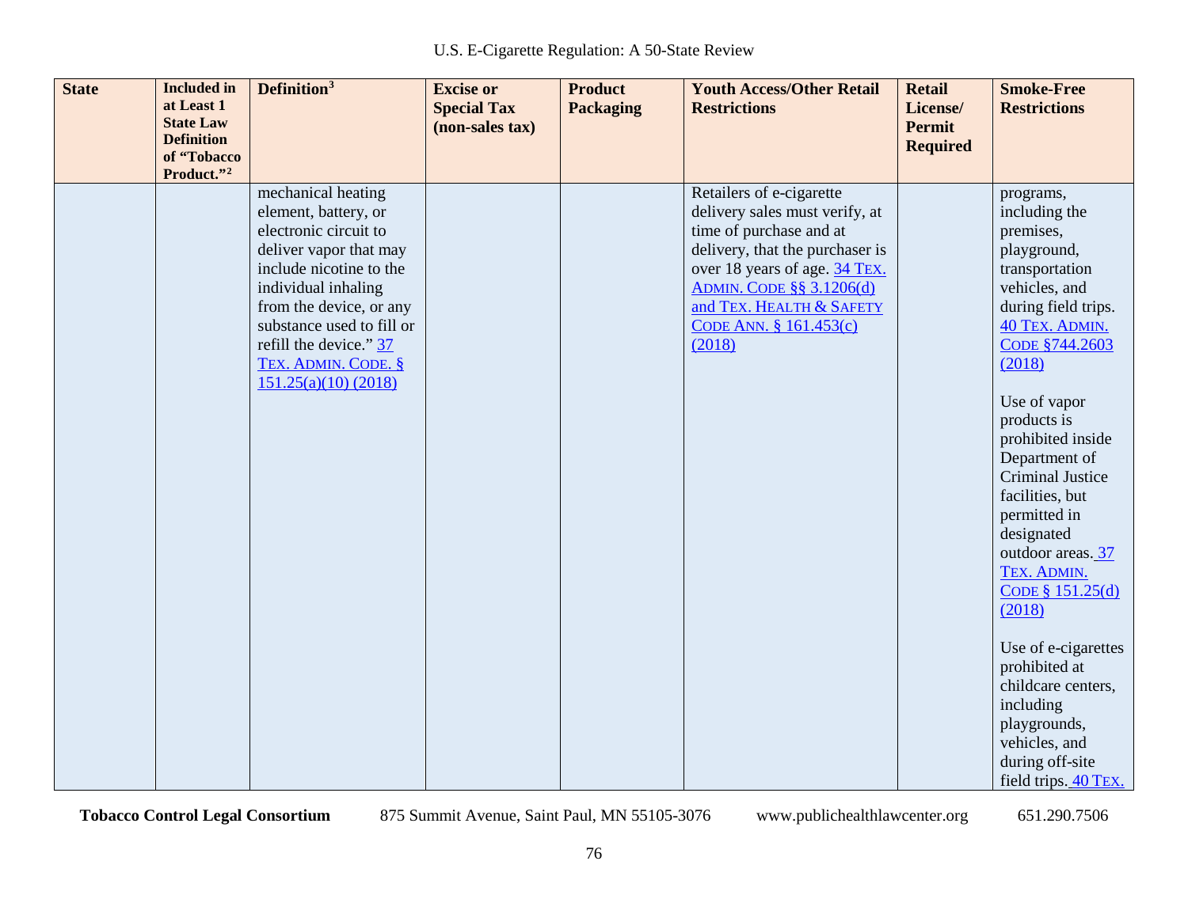| State | Included in at Least 1 State Law Definition of "Tobacco Product."[2] | Definition[3] | Excise or Special Tax (non-sales tax) | Product Packaging | Youth Access/Other Retail Restrictions | Retail License/ Permit Required | Smoke-Free Restrictions |
|---|---|---|---|---|---|---|---|
| | | mechanical heating element, battery, or electronic circuit to deliver vapor that may include nicotine to the individual inhaling from the device, or any substance used to fill or refill the device." 37 TEX. ADMIN. CODE. § 151.25(a)(10) (2018) | | | Retailers of e-cigarette delivery sales must verify, at time of purchase and at delivery, that the purchaser is over 18 years of age. 34 TEX. ADMIN. CODE §§ 3.1206(d) and TEX. HEALTH & SAFETY CODE ANN. § 161.453(c) (2018) | | programs, including the premises, playground, transportation vehicles, and during field trips. 40 TEX. ADMIN. CODE §744.2603 (2018)<br><br>Use of vapor products is prohibited inside Department of Criminal Justice facilities, but permitted in designated outdoor areas. 37 TEX. ADMIN. CODE § 151.25(d) (2018)<br><br>Use of e-cigarettes prohibited at childcare centers, including playgrounds, vehicles, and during off-site field trips. 40 TEX. |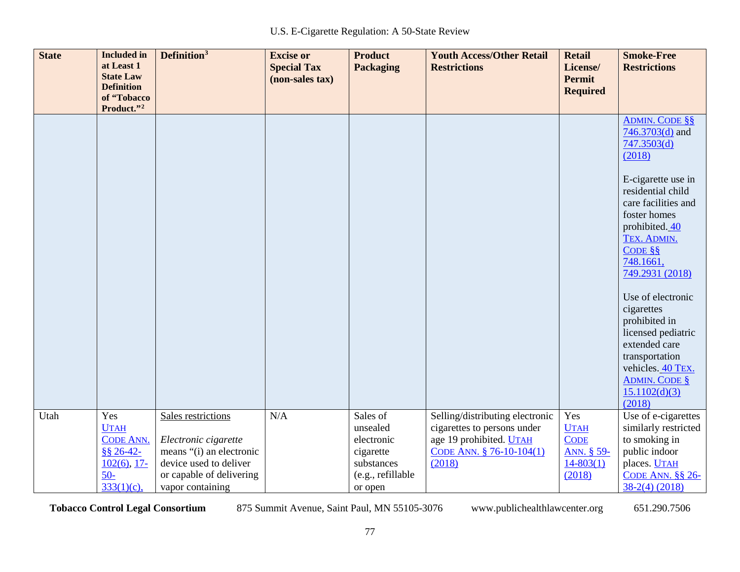| State | Included in at Least 1 State Law Definition of "Tobacco Product."[2] | Definition[3] | Excise or Special Tax (non-sales tax) | Product Packaging | Youth Access/Other Retail Restrictions | Retail License/ Permit Required | Smoke-Free Restrictions |
|---|---|---|---|---|---|---|---|
| | | | | | | | ADMIN. CODE §§ 746.3703(d) and 747.3503(d) (2018)<br><br>E-cigarette use in residential child care facilities and foster homes prohibited. 40 TEX. ADMIN. CODE §§ 748.1661, 749.2931 (2018)<br><br>Use of electronic cigarettes prohibited in licensed pediatric extended care transportation vehicles. 40 TEX. ADMIN. CODE § 15.1102(d)(3) (2018) |
| Utah | Yes UTAH CODE ANN. §§ 26-42-102(6), 17-50-333(1)(c), | Sales restrictions<br><br>*Electronic cigarette* means "(i) an electronic device used to deliver or capable of delivering vapor containing | N/A | Sales of unsealed electronic cigarette substances (e.g., refillable or open | Selling/distributing electronic cigarettes to persons under age 19 prohibited. UTAH CODE ANN. § 76-10-104(1) (2018) | Yes UTAH CODE ANN. § 59-14-803(1) (2018) | Use of e-cigarettes similarly restricted to smoking in public indoor places. UTAH CODE ANN. §§ 26-38-2(4) (2018) |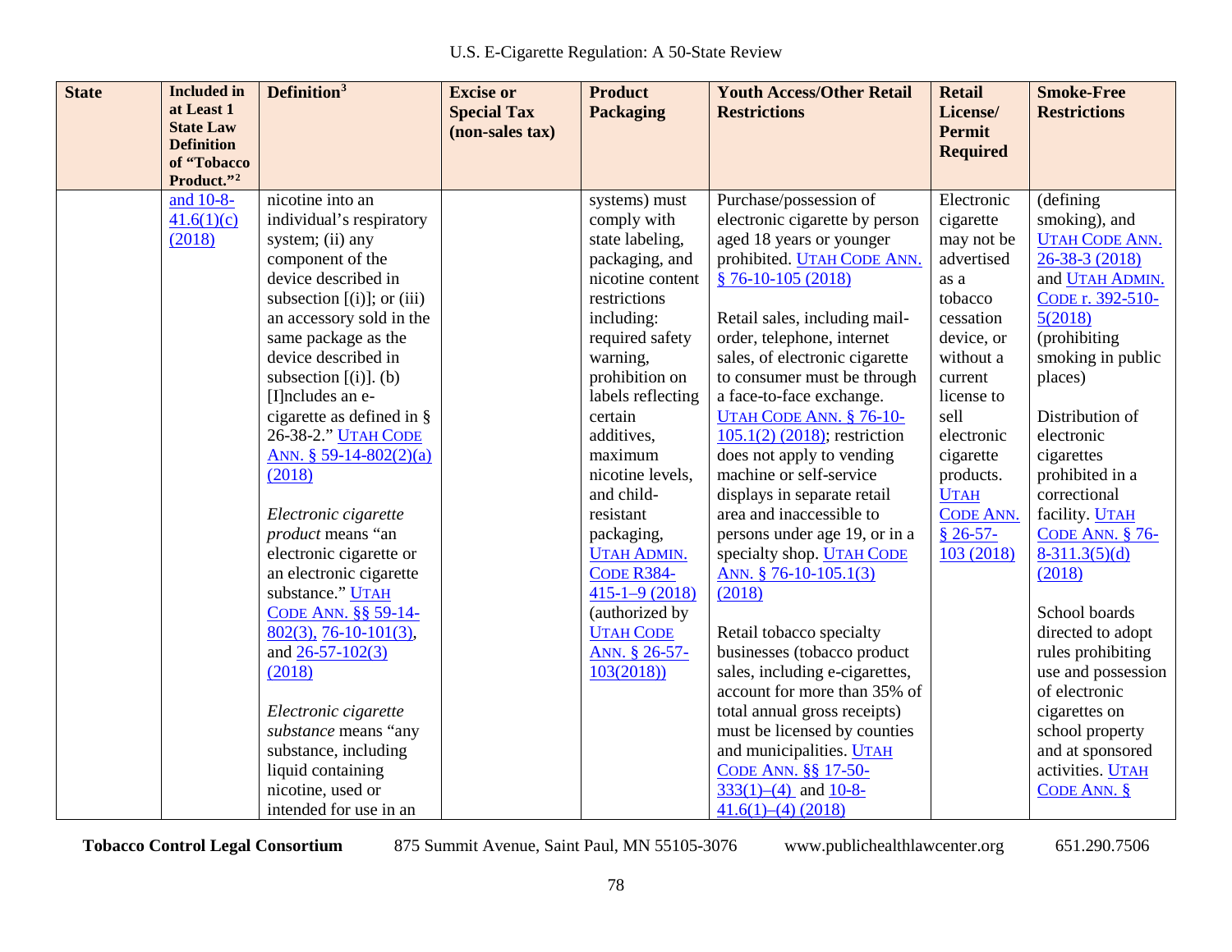| State | Included in at Least 1 State Law Definition of "Tobacco Product."[2] | Definition[3] | Excise or Special Tax (non-sales tax) | Product Packaging | Youth Access/Other Retail Restrictions | Retail License/ Permit Required | Smoke-Free Restrictions |
|---|---|---|---|---|---|---|---|
| | and 10-8-41.6(1)(c) (2018) | nicotine into an individual's respiratory system; (ii) any component of the device described in subsection [(i)]; or (iii) an accessory sold in the same package as the device described in subsection [(i)]. (b) [I]ncludes an e-cigarette as defined in § 26-38-2." UTAH CODE ANN. § 59-14-802(2)(a) (2018)<br><br>*Electronic cigarette product* means "an electronic cigarette or an electronic cigarette substance." UTAH CODE ANN. §§ 59-14-802(3), 76-10-101(3), and 26-57-102(3) (2018)<br><br>*Electronic cigarette substance* means "any substance, including liquid containing nicotine, used or intended for use in an | | systems) must comply with state labeling, packaging, and nicotine content restrictions including: required safety warning, prohibition on labels reflecting certain additives, maximum nicotine levels, and child-resistant packaging, UTAH ADMIN. CODE R384-415-1–9 (2018) (authorized by UTAH CODE ANN. § 26-57-103(2018)) | Purchase/possession of electronic cigarette by person aged 18 years or younger prohibited. UTAH CODE ANN. § 76-10-105 (2018)<br><br>Retail sales, including mail-order, telephone, internet sales, of electronic cigarette to consumer must be through a face-to-face exchange. UTAH CODE ANN. § 76-10-105.1(2) (2018); restriction does not apply to vending machine or self-service displays in separate retail area and inaccessible to persons under age 19, or in a specialty shop. UTAH CODE ANN. § 76-10-105.1(3) (2018)<br><br>Retail tobacco specialty businesses (tobacco product sales, including e-cigarettes, account for more than 35% of total annual gross receipts) must be licensed by counties and municipalities. UTAH CODE ANN. §§ 17-50-333(1)–(4) and 10-8-41.6(1)–(4) (2018) | Electronic cigarette may not be advertised as a tobacco cessation device, or without a current license to sell electronic cigarette products. UTAH CODE ANN. § 26-57-103 (2018) | (defining smoking), and UTAH CODE ANN. 26-38-3 (2018) and UTAH ADMIN. CODE r. 392-510-5(2018) (prohibiting smoking in public places)<br><br>Distribution of electronic cigarettes prohibited in a correctional facility. UTAH CODE ANN. § 76-8-311.3(5)(d) (2018)<br><br>School boards directed to adopt rules prohibiting use and possession of electronic cigarettes on school property and at sponsored activities. UTAH CODE ANN. § |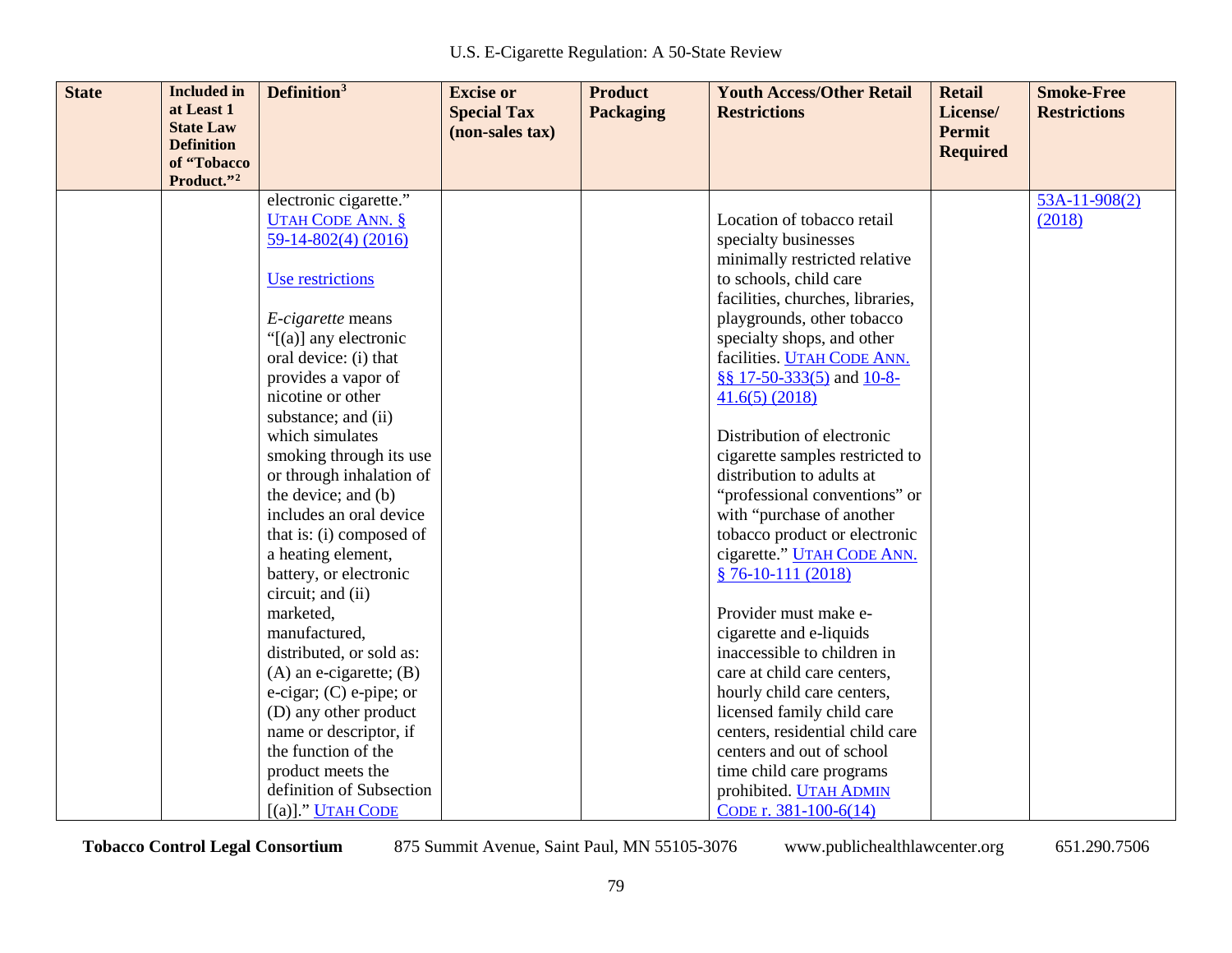| State | Included in at Least 1 State Law Definition of "Tobacco Product."[2] | Definition[3] | Excise or Special Tax (non-sales tax) | Product Packaging | Youth Access/Other Retail Restrictions | Retail License/ Permit Required | Smoke-Free Restrictions |
|---|---|---|---|---|---|---|---|
| | | electronic cigarette." UTAH CODE ANN. § 59-14-802(4) (2016)<br><br>Use restrictions<br><br>*E-cigarette* means "[(a)] any electronic oral device: (i) that provides a vapor of nicotine or other substance; and (ii) which simulates smoking through its use or through inhalation of the device; and (b) includes an oral device that is: (i) composed of a heating element, battery, or electronic circuit; and (ii) marketed, manufactured, distributed, or sold as: (A) an e-cigarette; (B) e-cigar; (C) e-pipe; or (D) any other product name or descriptor, if the function of the product meets the definition of Subsection [(a)]." UTAH CODE | | | Location of tobacco retail specialty businesses minimally restricted relative to schools, child care facilities, churches, libraries, playgrounds, other tobacco specialty shops, and other facilities. UTAH CODE ANN. §§ 17-50-333(5) and 10-8-41.6(5) (2018)<br><br>Distribution of electronic cigarette samples restricted to distribution to adults at "professional conventions" or with "purchase of another tobacco product or electronic cigarette." UTAH CODE ANN. § 76-10-111 (2018)<br><br>Provider must make e-cigarette and e-liquids inaccessible to children in care at child care centers, hourly child care centers, licensed family child care centers, residential child care centers and out of school time child care programs prohibited. UTAH ADMIN CODE r. 381-100-6(14) | | 53A-11-908(2) (2018) |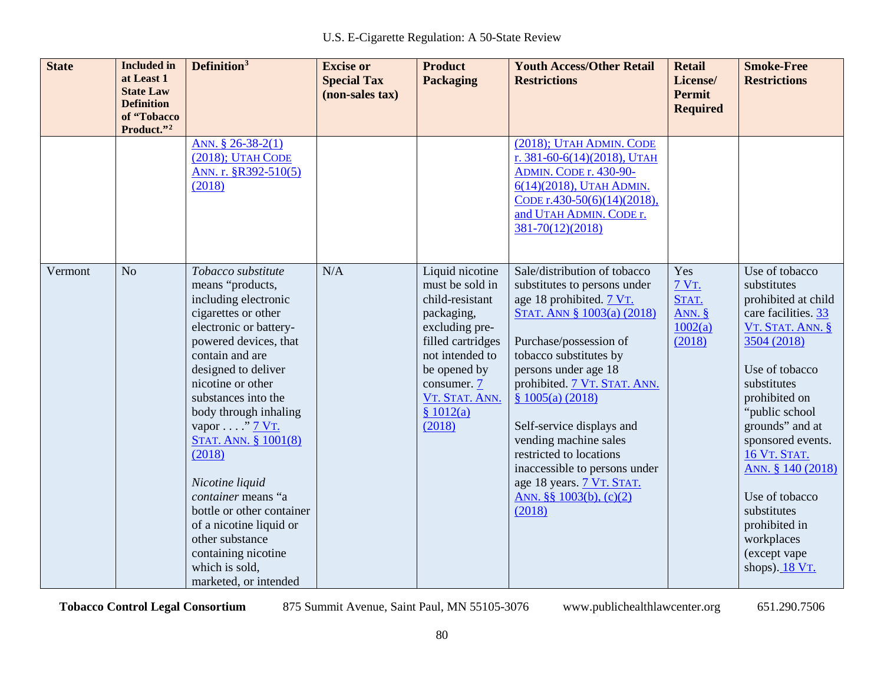| State | Included in at Least 1 State Law Definition of "Tobacco Product."[2] | Definition[3] | Excise or Special Tax (non-sales tax) | Product Packaging | Youth Access/Other Retail Restrictions | Retail License/ Permit Required | Smoke-Free Restrictions |
|---|---|---|---|---|---|---|---|
| | | ANN. § 26-38-2(1) (2018); UTAH CODE ANN. r. §R392-510(5) (2018) | | | (2018); UTAH ADMIN. CODE r. 381-60-6(14)(2018), UTAH ADMIN. CODE r. 430-90-6(14)(2018), UTAH ADMIN. CODE r.430-50(6)(14)(2018), and UTAH ADMIN. CODE r. 381-70(12)(2018) | | |
| Vermont | No | *Tobacco substitute* means "products, including electronic cigarettes or other electronic or battery-powered devices, that contain and are designed to deliver nicotine or other substances into the body through inhaling vapor . . . ." 7 VT. STAT. ANN. § 1001(8) (2018)<br><br>*Nicotine liquid container* means "a bottle or other container of a nicotine liquid or other substance containing nicotine which is sold, marketed, or intended | N/A | Liquid nicotine must be sold in child-resistant packaging, excluding pre-filled cartridges not intended to be opened by consumer. 7 VT. STAT. ANN. § 1012(a) (2018) | Sale/distribution of tobacco substitutes to persons under age 18 prohibited. 7 VT. STAT. ANN § 1003(a) (2018)<br><br>Purchase/possession of tobacco substitutes by persons under age 18 prohibited. 7 VT. STAT. ANN. § 1005(a) (2018)<br><br>Self-service displays and vending machine sales restricted to locations inaccessible to persons under age 18 years. 7 VT. STAT. ANN. §§ 1003(b), (c)(2) (2018) | Yes 7 VT. STAT. ANN. § 1002(a) (2018) | Use of tobacco substitutes prohibited at child care facilities. 33 VT. STAT. ANN. § 3504 (2018)<br><br>Use of tobacco substitutes prohibited on "public school grounds" and at sponsored events. 16 VT. STAT. ANN. § 140 (2018)<br><br>Use of tobacco substitutes prohibited in workplaces (except vape shops). 18 VT. |

Tobacco Control Legal Consortium 875 Summit Avenue, Saint Paul, MN 55105-3076 www.publichealthlawcenter.org 651.290.7506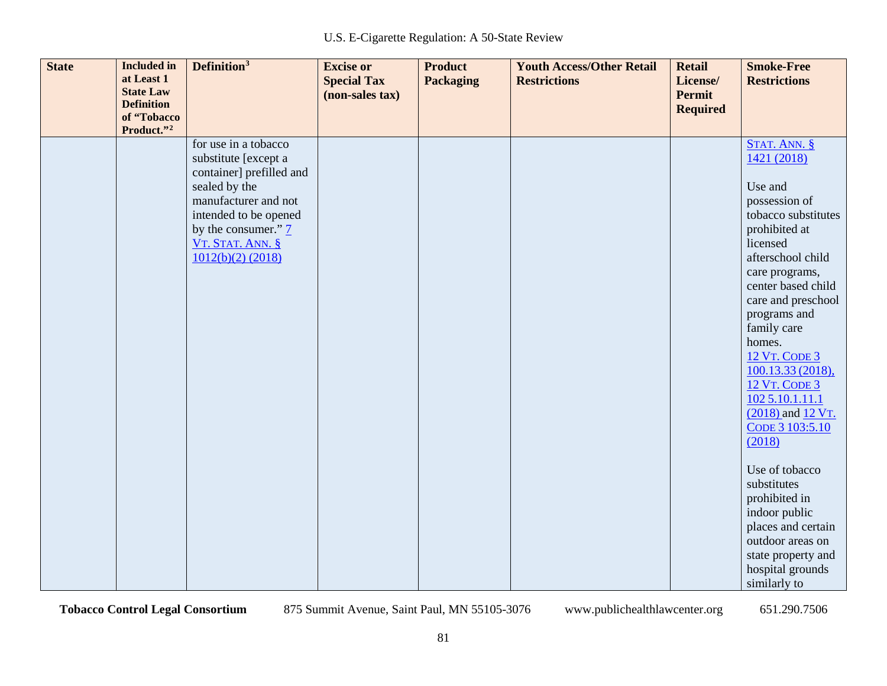| State | Included in at Least 1 State Law Definition of "Tobacco Product."[2] | Definition[3] | Excise or Special Tax (non-sales tax) | Product Packaging | Youth Access/Other Retail Restrictions | Retail License/ Permit Required | Smoke-Free Restrictions |
|---|---|---|---|---|---|---|---|
| | | for use in a tobacco substitute [except a container] prefilled and sealed by the manufacturer and not intended to be opened by the consumer." 7 VT. STAT. ANN. § 1012(b)(2) (2018) | | | | | STAT. ANN. § 1421 (2018)<br><br>Use and possession of tobacco substitutes prohibited at licensed afterschool child care programs, center based child care and preschool programs and family care homes. 12 VT. CODE 3 100.13.33 (2018), 12 VT. CODE 3 102 5.10.1.11.1 (2018) and 12 VT. CODE 3 103:5.10 (2018)<br><br>Use of tobacco substitutes prohibited in indoor public places and certain outdoor areas on state property and hospital grounds similarly to |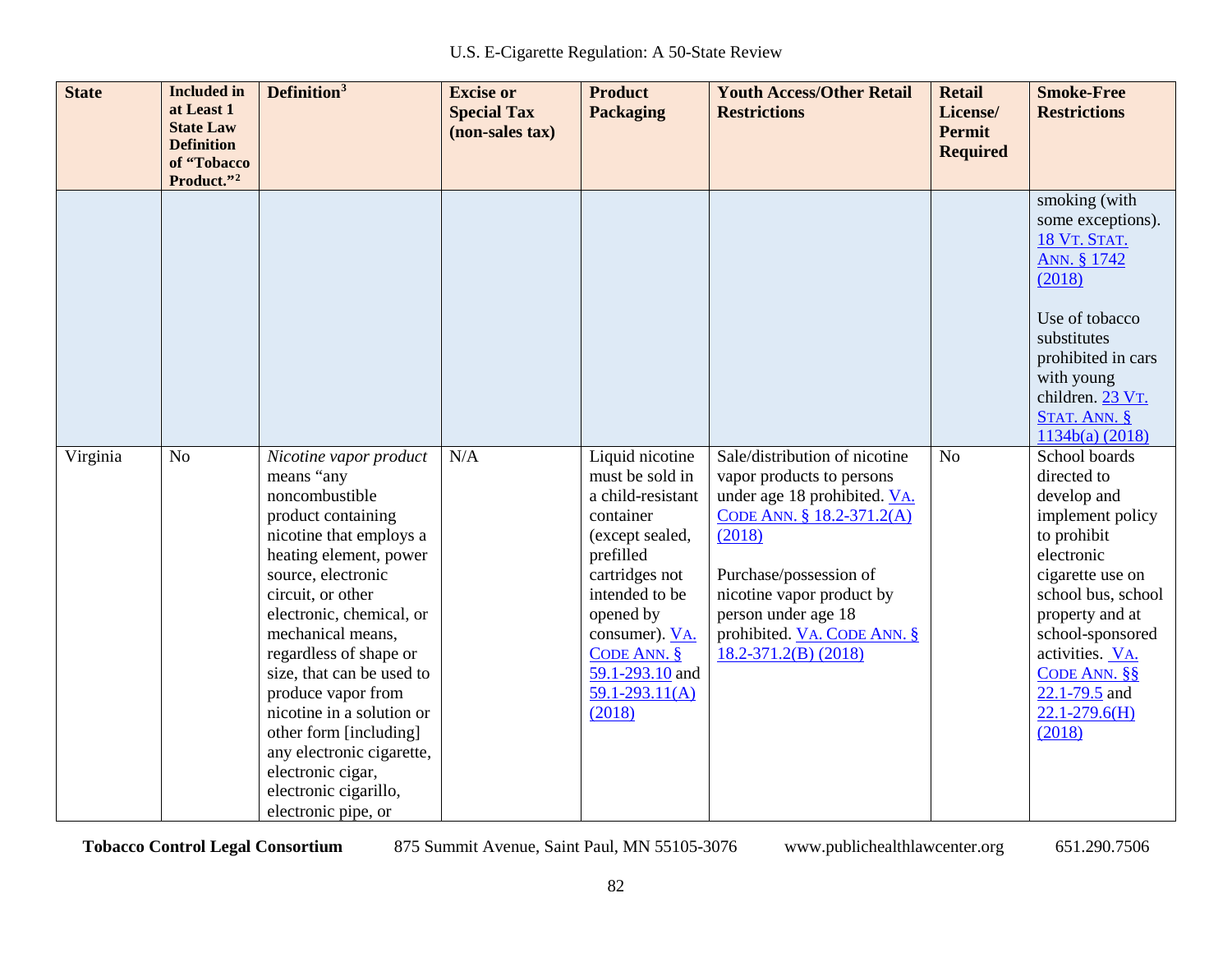| State | Included in at Least 1 State Law Definition of "Tobacco Product."[2] | Definition[3] | Excise or Special Tax (non-sales tax) | Product Packaging | Youth Access/Other Retail Restrictions | Retail License/ Permit Required | Smoke-Free Restrictions |
|---|---|---|---|---|---|---|---|
| | | | | | | | smoking (with some exceptions). 18 VT. STAT. ANN. § 1742 (2018)<br><br>Use of tobacco substitutes prohibited in cars with young children. 23 VT. STAT. ANN. § 1134b(a) (2018) |
| Virginia | No | *Nicotine vapor product* means "any noncombustible product containing nicotine that employs a heating element, power source, electronic circuit, or other electronic, chemical, or mechanical means, regardless of shape or size, that can be used to produce vapor from nicotine in a solution or other form [including] any electronic cigarette, electronic cigar, electronic cigarillo, electronic pipe, or | N/A | Liquid nicotine must be sold in a child-resistant container (except sealed, prefilled cartridges not intended to be opened by consumer). VA. CODE ANN. § 59.1-293.10 and 59.1-293.11(A) (2018) | Sale/distribution of nicotine vapor products to persons under age 18 prohibited. VA. CODE ANN. § 18.2-371.2(A) (2018)<br><br>Purchase/possession of nicotine vapor product by person under age 18 prohibited. VA. CODE ANN. § 18.2-371.2(B) (2018) | No | School boards directed to develop and implement policy to prohibit electronic cigarette use on school bus, school property and at school-sponsored activities. VA. CODE ANN. §§ 22.1-79.5 and 22.1-279.6(H) (2018) |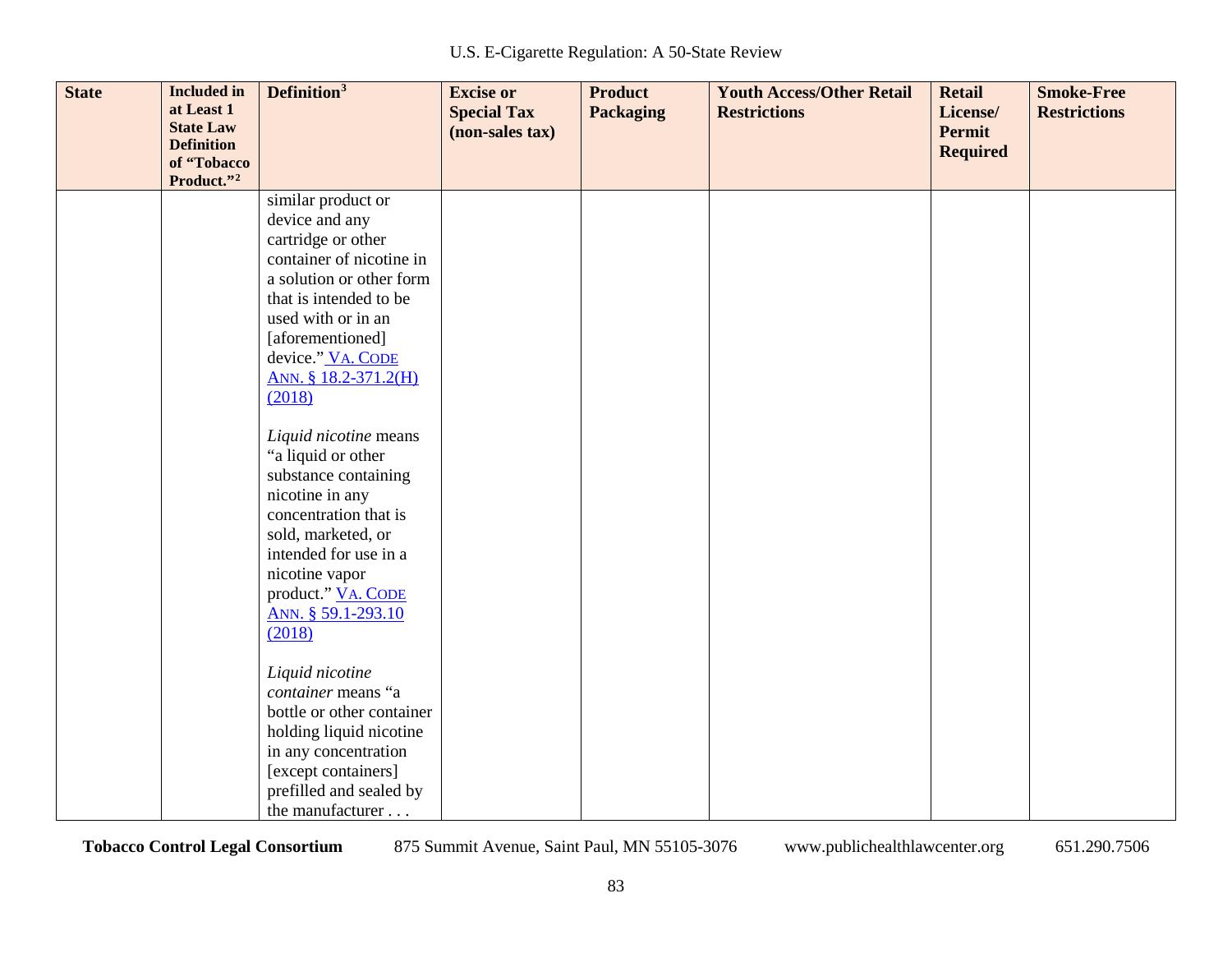| State | Included in at Least 1 State Law Definition of "Tobacco Product."[2] | Definition[3] | Excise or Special Tax (non-sales tax) | Product Packaging | Youth Access/Other Retail Restrictions | Retail License/ Permit Required | Smoke-Free Restrictions |
|---|---|---|---|---|---|---|---|
| | | similar product or device and any cartridge or other container of nicotine in a solution or other form that is intended to be used with or in an [aforementioned] device." VA. CODE ANN. § 18.2-371.2(H) (2018)<br><br>*Liquid nicotine* means "a liquid or other substance containing nicotine in any concentration that is sold, marketed, or intended for use in a nicotine vapor product." VA. CODE ANN. § 59.1-293.10 (2018)<br><br>*Liquid nicotine container* means "a bottle or other container holding liquid nicotine in any concentration [except containers] prefilled and sealed by the manufacturer . . . | | | | | |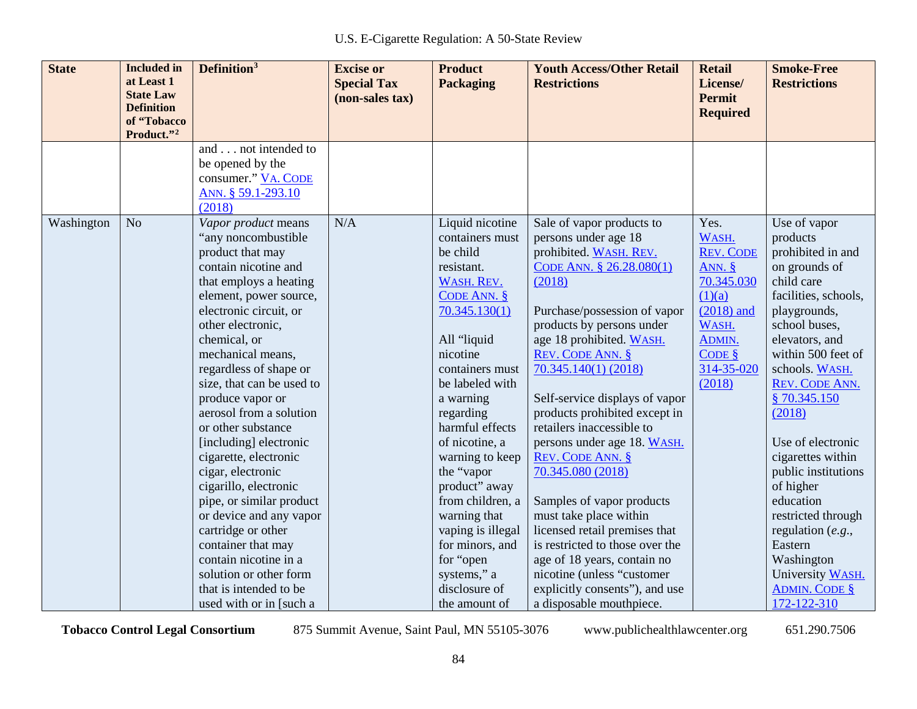| State | Included in at Least 1 State Law Definition of "Tobacco Product."[2] | Definition[3] | Excise or Special Tax (non-sales tax) | Product Packaging | Youth Access/Other Retail Restrictions | Retail License/ Permit Required | Smoke-Free Restrictions |
|---|---|---|---|---|---|---|---|
| | | and . . . not intended to be opened by the consumer." VA. CODE ANN. § 59.1-293.10 (2018) | | | | | |
| Washington | No | *Vapor product* means "any noncombustible product that may contain nicotine and that employs a heating element, power source, electronic circuit, or other electronic, chemical, or mechanical means, regardless of shape or size, that can be used to produce vapor or aerosol from a solution or other substance [including] electronic cigarette, electronic cigar, electronic cigarillo, electronic pipe, or similar product or device and any vapor cartridge or other container that may contain nicotine in a solution or other form that is intended to be used with or in [such a | N/A | Liquid nicotine containers must be child resistant. WASH. REV. CODE ANN. § 70.345.130(1)<br><br>All "liquid nicotine containers must be labeled with a warning regarding harmful effects of nicotine, a warning to keep the "vapor product" away from children, a warning that vaping is illegal for minors, and for "open systems," a disclosure of the amount of | Sale of vapor products to persons under age 18 prohibited. WASH. REV. CODE ANN. § 26.28.080(1) (2018)<br><br>Purchase/possession of vapor products by persons under age 18 prohibited. WASH. REV. CODE ANN. § 70.345.140(1) (2018)<br><br>Self-service displays of vapor products prohibited except in retailers inaccessible to persons under age 18. WASH. REV. CODE ANN. § 70.345.080 (2018)<br><br>Samples of vapor products must take place within licensed retail premises that is restricted to those over the age of 18 years, contain no nicotine (unless "customer explicitly consents"), and use a disposable mouthpiece. | Yes. WASH. REV. CODE ANN. § 70.345.030 (1)(a) (2018) and WASH. ADMIN. CODE § 314-35-020 (2018) | Use of vapor products prohibited in and on grounds of child care facilities, schools, playgrounds, school buses, elevators, and within 500 feet of schools. WASH. REV. CODE ANN. § 70.345.150 (2018)<br><br>Use of electronic cigarettes within public institutions of higher education restricted through regulation (*e.g.*, Eastern Washington University WASH. ADMIN. CODE § 172-122-310 |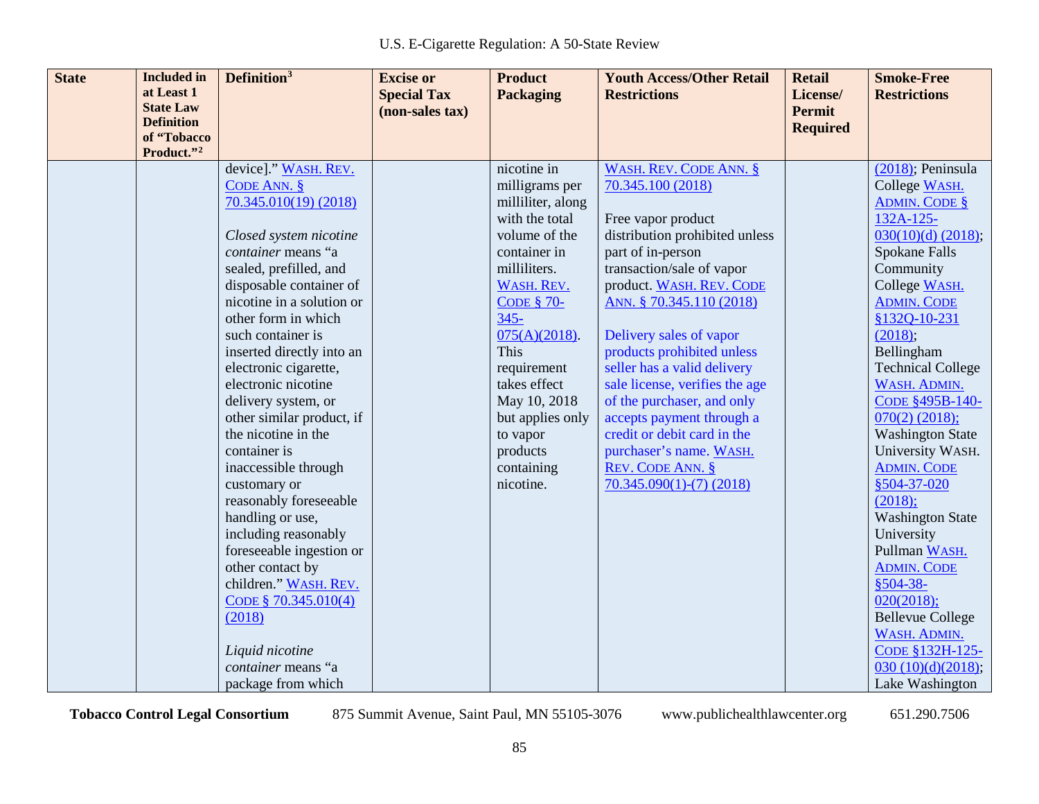| State | Included in at Least 1 State Law Definition of "Tobacco Product."[2] | Definition[3] | Excise or Special Tax (non-sales tax) | Product Packaging | Youth Access/Other Retail Restrictions | Retail License/ Permit Required | Smoke-Free Restrictions |
|---|---|---|---|---|---|---|---|
| | | device]." WASH. REV. CODE ANN. § 70.345.010(19) (2018)<br><br>*Closed system nicotine container* means "a sealed, prefilled, and disposable container of nicotine in a solution or other form in which such container is inserted directly into an electronic cigarette, electronic nicotine delivery system, or other similar product, if the nicotine in the container is inaccessible through customary or reasonably foreseeable handling or use, including reasonably foreseeable ingestion or other contact by children." WASH. REV. CODE § 70.345.010(4) (2018)<br><br>*Liquid nicotine container* means "a package from which | | nicotine in milligrams per milliliter, along with the total volume of the container in milliliters. WASH. REV. CODE § 70-345-075(A)(2018). This requirement takes effect May 10, 2018 but applies only to vapor products containing nicotine. | WASH. REV. CODE ANN. § 70.345.100 (2018)<br><br>Free vapor product distribution prohibited unless part of in-person transaction/sale of vapor product. WASH. REV. CODE ANN. § 70.345.110 (2018)<br><br>Delivery sales of vapor products prohibited unless seller has a valid delivery sale license, verifies the age of the purchaser, and only accepts payment through a credit or debit card in the purchaser's name. WASH. REV. CODE ANN. § 70.345.090(1)-(7) (2018) | | (2018); Peninsula College WASH. ADMIN. CODE § 132A-125-030(10)(d) (2018); Spokane Falls Community College WASH. ADMIN. CODE §132Q-10-231 (2018); Bellingham Technical College WASH. ADMIN. CODE §495B-140-070(2) (2018); Washington State University WASH. ADMIN. CODE §504-37-020 (2018); Washington State University Pullman WASH. ADMIN. CODE §504-38-020(2018); Bellevue College WASH. ADMIN. CODE §132H-125-030 (10)(d)(2018); Lake Washington |

**Tobacco Control Legal Consortium** 875 Summit Avenue, Saint Paul, MN 55105-3076 www.publichealthlawcenter.org 651.290.7506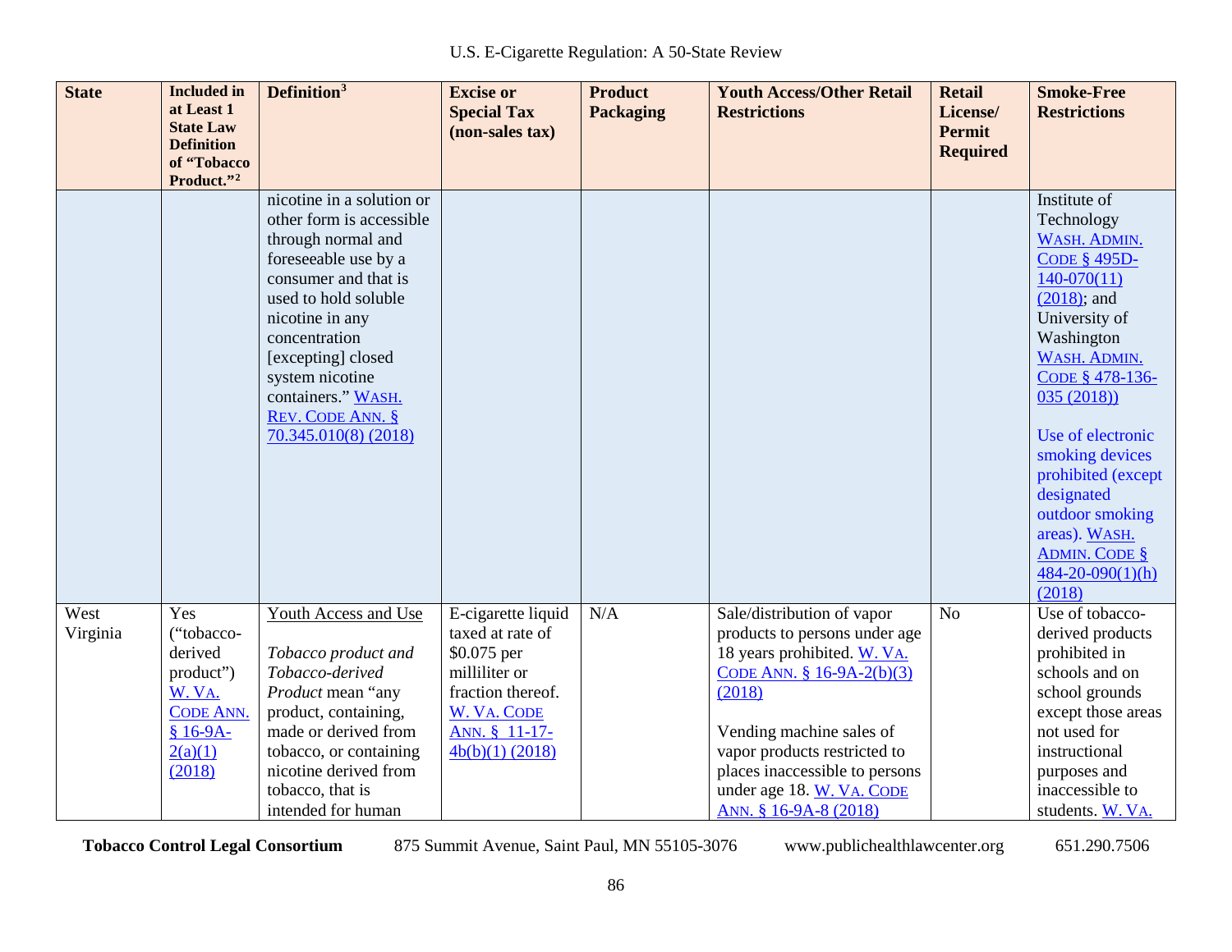| State | Included in at Least 1 State Law Definition of "Tobacco Product."[2] | Definition[3] | Excise or Special Tax (non-sales tax) | Product Packaging | Youth Access/Other Retail Restrictions | Retail License/ Permit Required | Smoke-Free Restrictions |
|---|---|---|---|---|---|---|---|
| | | nicotine in a solution or other form is accessible through normal and foreseeable use by a consumer and that is used to hold soluble nicotine in any concentration [excepting] closed system nicotine containers." WASH. REV. CODE ANN. § 70.345.010(8) (2018) | | | | | Institute of Technology WASH. ADMIN. CODE § 495D-140-070(11) (2018); and University of Washington WASH. ADMIN. CODE § 478-136-035 (2018))<br><br>Use of electronic smoking devices prohibited (except designated outdoor smoking areas). WASH. ADMIN. CODE § 484-20-090(1)(h) (2018) |
| West Virginia | Yes ("tobacco-derived product") W. VA. CODE ANN. § 16-9A-2(a)(1) (2018) | Youth Access and Use<br><br>*Tobacco product and Tobacco-derived Product* mean "any product, containing, made or derived from tobacco, or containing nicotine derived from tobacco, that is intended for human | E-cigarette liquid taxed at rate of $0.075 per milliliter or fraction thereof. W. VA. CODE ANN. § 11-17-4b(b)(1) (2018) | N/A | Sale/distribution of vapor products to persons under age 18 years prohibited. W. VA. CODE ANN. § 16-9A-2(b)(3) (2018)<br><br>Vending machine sales of vapor products restricted to places inaccessible to persons under age 18. W. VA. CODE ANN. § 16-9A-8 (2018) | No | Use of tobacco-derived products prohibited in schools and on school grounds except those areas not used for instructional purposes and inaccessible to students. W. VA. |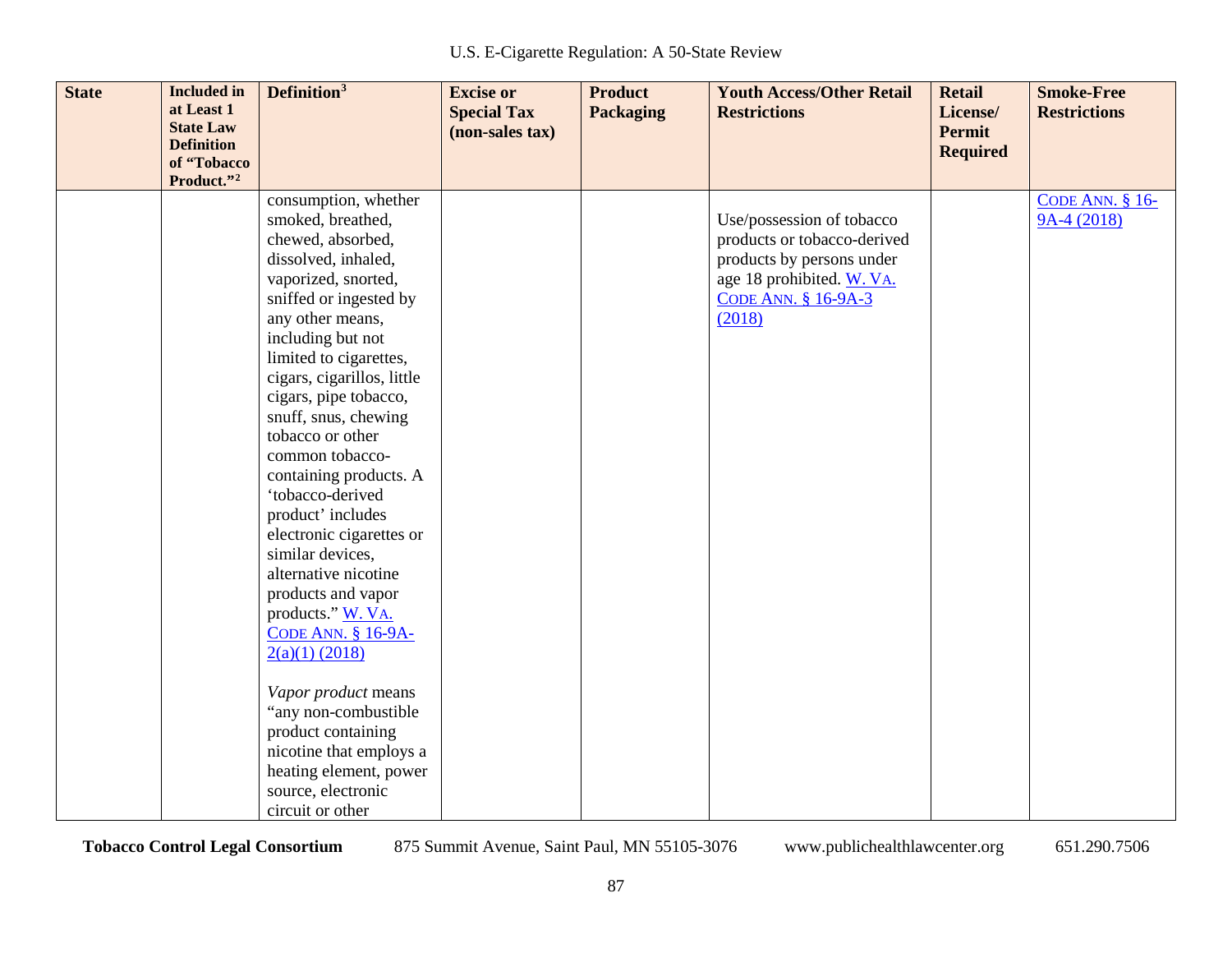| State | Included in at Least 1 State Law Definition of "Tobacco Product."[2] | Definition[3] | Excise or Special Tax (non-sales tax) | Product Packaging | Youth Access/Other Retail Restrictions | Retail License/ Permit Required | Smoke-Free Restrictions |
|---|---|---|---|---|---|---|---|
| | | consumption, whether smoked, breathed, chewed, absorbed, dissolved, inhaled, vaporized, snorted, sniffed or ingested by any other means, including but not limited to cigarettes, cigars, cigarillos, little cigars, pipe tobacco, snuff, snus, chewing tobacco or other common tobacco-containing products. A 'tobacco-derived product' includes electronic cigarettes or similar devices, alternative nicotine products and vapor products." W. VA. CODE ANN. § 16-9A-2(a)(1) (2018)<br><br>*Vapor product* means "any non-combustible product containing nicotine that employs a heating element, power source, electronic circuit or other | | | Use/possession of tobacco products or tobacco-derived products by persons under age 18 prohibited. W. VA. CODE ANN. § 16-9A-3 (2018) | | CODE ANN. § 16-9A-4 (2018) |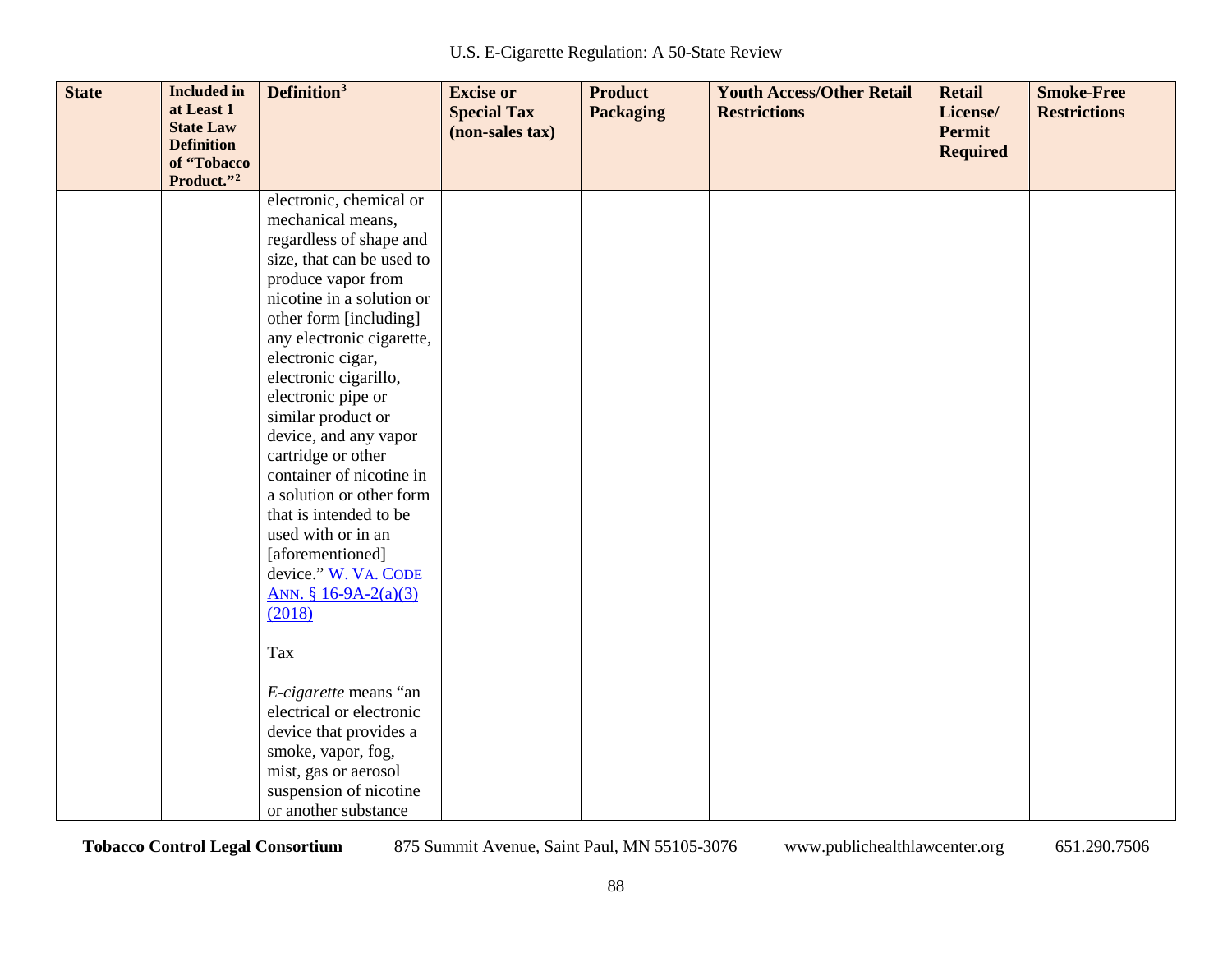| State | Included in at Least 1 State Law Definition of "Tobacco Product."[2] | Definition[3] | Excise or Special Tax (non-sales tax) | Product Packaging | Youth Access/Other Retail Restrictions | Retail License/ Permit Required | Smoke-Free Restrictions |
|---|---|---|---|---|---|---|---|
| | | electronic, chemical or mechanical means, regardless of shape and size, that can be used to produce vapor from nicotine in a solution or other form [including] any electronic cigarette, electronic cigar, electronic cigarillo, electronic pipe or similar product or device, and any vapor cartridge or other container of nicotine in a solution or other form that is intended to be used with or in an [aforementioned] device." W. VA. CODE ANN. § 16-9A-2(a)(3) (2018)<br><br>Tax<br><br>*E-cigarette* means "an electrical or electronic device that provides a smoke, vapor, fog, mist, gas or aerosol suspension of nicotine or another substance | | | | | |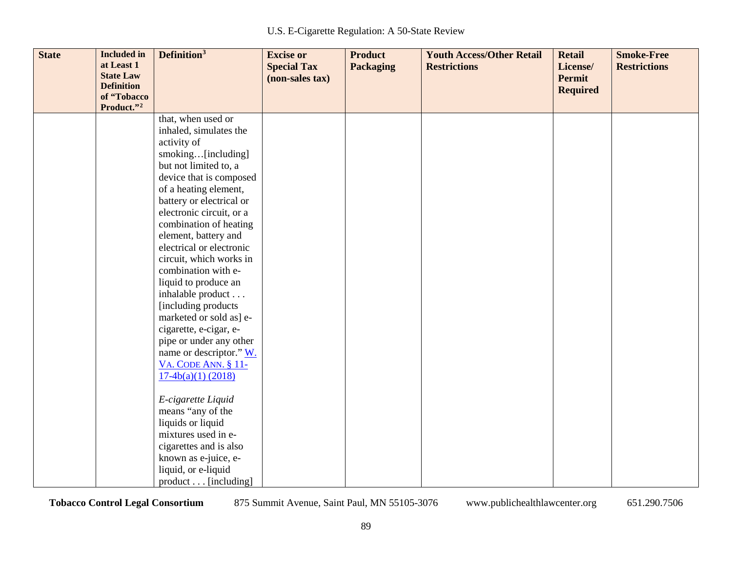| State | Included in at Least 1 State Law Definition of "Tobacco Product."[2] | Definition[3] | Excise or Special Tax (non-sales tax) | Product Packaging | Youth Access/Other Retail Restrictions | Retail License/ Permit Required | Smoke-Free Restrictions |
|---|---|---|---|---|---|---|---|
| | | that, when used or inhaled, simulates the activity of smoking…[including] but not limited to, a device that is composed of a heating element, battery or electrical or electronic circuit, or a combination of heating element, battery and electrical or electronic circuit, which works in combination with e-liquid to produce an inhalable product . . . [including products marketed or sold as] e-cigarette, e-cigar, e-pipe or under any other name or descriptor." W. VA. CODE ANN. § 11-17-4b(a)(1) (2018)<br><br>*E-cigarette Liquid* means "any of the liquids or liquid mixtures used in e-cigarettes and is also known as e-juice, e-liquid, or e-liquid product . . . [including] | | | | | |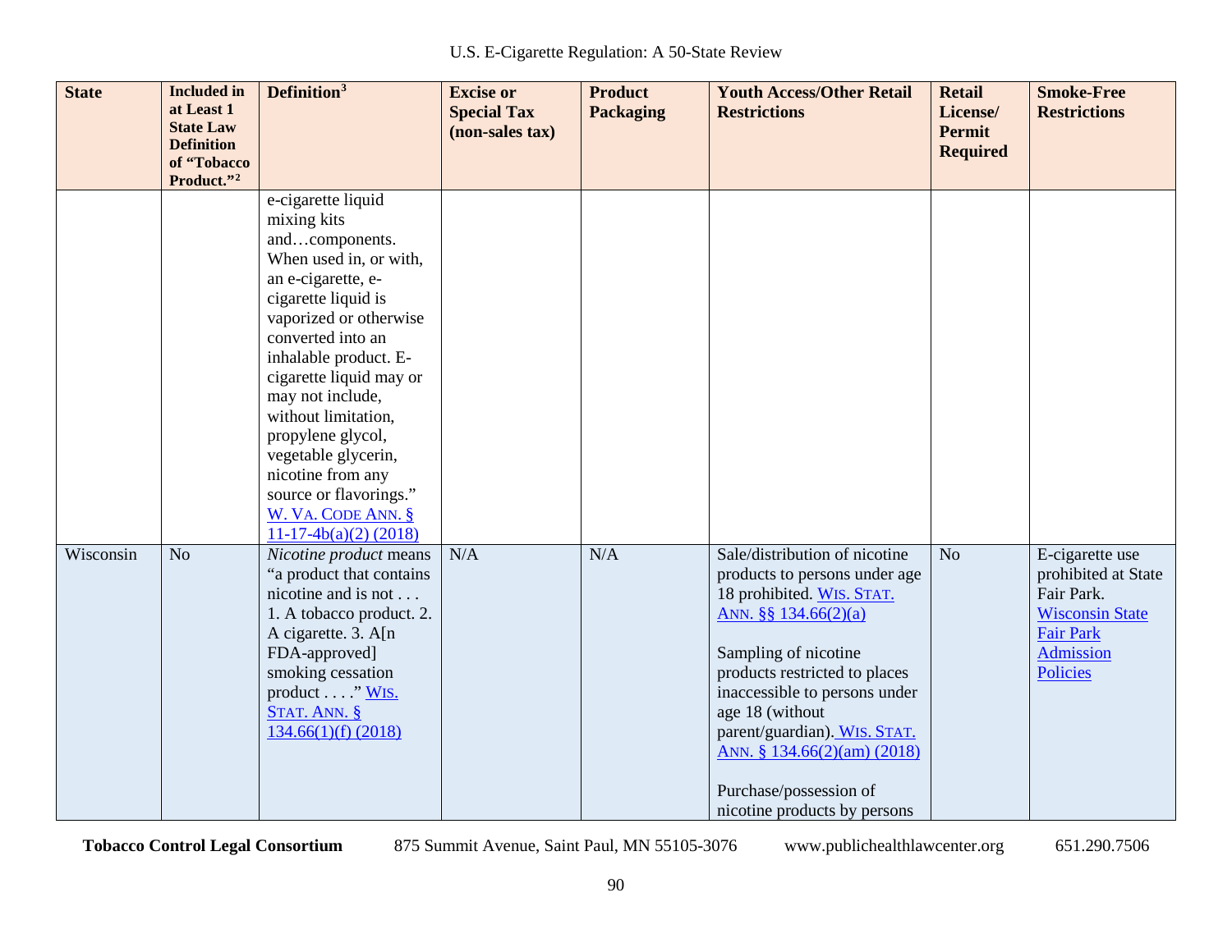| State | Included in at Least 1 State Law Definition of "Tobacco Product."[2] | Definition[3] | Excise or Special Tax (non-sales tax) | Product Packaging | Youth Access/Other Retail Restrictions | Retail License/ Permit Required | Smoke-Free Restrictions |
|---|---|---|---|---|---|---|---|
| | | e-cigarette liquid mixing kits and…components. When used in, or with, an e-cigarette, e-cigarette liquid is vaporized or otherwise converted into an inhalable product. E-cigarette liquid may or may not include, without limitation, propylene glycol, vegetable glycerin, nicotine from any source or flavorings." W. VA. CODE ANN. § 11-17-4b(a)(2) (2018) | | | | | |
| Wisconsin | No | *Nicotine product* means "a product that contains nicotine and is not . . . 1. A tobacco product. 2. A cigarette. 3. A[n FDA-approved] smoking cessation product . . . ." WIS. STAT. ANN. § 134.66(1)(f) (2018) | N/A | N/A | Sale/distribution of nicotine products to persons under age 18 prohibited. WIS. STAT. ANN. §§ 134.66(2)(a)<br><br>Sampling of nicotine products restricted to places inaccessible to persons under age 18 (without parent/guardian). WIS. STAT. ANN. § 134.66(2)(am) (2018)<br><br>Purchase/possession of nicotine products by persons | No | E-cigarette use prohibited at State Fair Park. Wisconsin State Fair Park Admission Policies |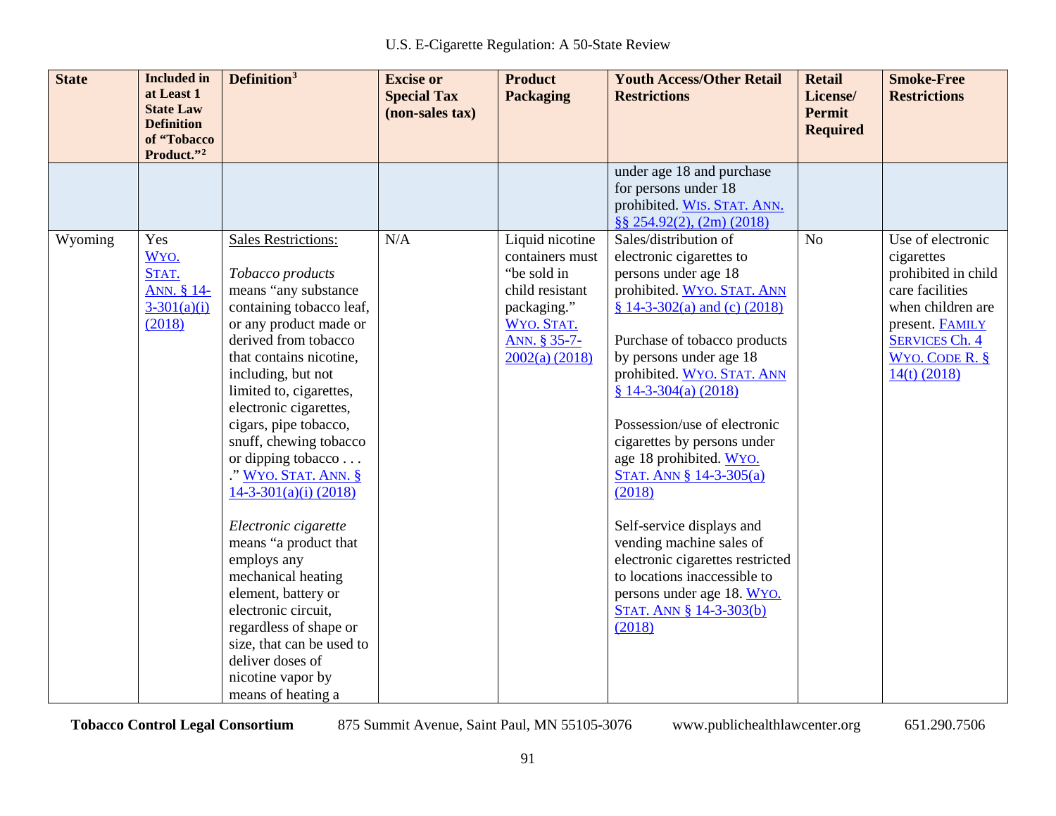| State | Included in at Least 1 State Law Definition of "Tobacco Product."[2] | Definition[3] | Excise or Special Tax (non-sales tax) | Product Packaging | Youth Access/Other Retail Restrictions | Retail License/ Permit Required | Smoke-Free Restrictions |
|---|---|---|---|---|---|---|---|
| | | | | | under age 18 and purchase for persons under 18 prohibited. WIS. STAT. ANN. §§ 254.92(2), (2m) (2018) | | |
| Wyoming | Yes WYO. STAT. ANN. § 14-3-301(a)(i) (2018) | Sales Restrictions:<br><br>*Tobacco products* means "any substance containing tobacco leaf, or any product made or derived from tobacco that contains nicotine, including, but not limited to, cigarettes, electronic cigarettes, cigars, pipe tobacco, snuff, chewing tobacco or dipping tobacco . . . ." WYO. STAT. ANN. § 14-3-301(a)(i) (2018)<br><br>*Electronic cigarette* means "a product that employs any mechanical heating element, battery or electronic circuit, regardless of shape or size, that can be used to deliver doses of nicotine vapor by means of heating a | N/A | Liquid nicotine containers must "be sold in child resistant packaging." WYO. STAT. ANN. § 35-7-2002(a) (2018) | Sales/distribution of electronic cigarettes to persons under age 18 prohibited. WYO. STAT. ANN § 14-3-302(a) and (c) (2018)<br><br>Purchase of tobacco products by persons under age 18 prohibited. WYO. STAT. ANN § 14-3-304(a) (2018)<br><br>Possession/use of electronic cigarettes by persons under age 18 prohibited. WYO. STAT. ANN § 14-3-305(a) (2018)<br><br>Self-service displays and vending machine sales of electronic cigarettes restricted to locations inaccessible to persons under age 18. WYO. STAT. ANN § 14-3-303(b) (2018) | No | Use of electronic cigarettes prohibited in child care facilities when children are present. FAMILY SERVICES Ch. 4 WYO. CODE R. § 14(t) (2018) |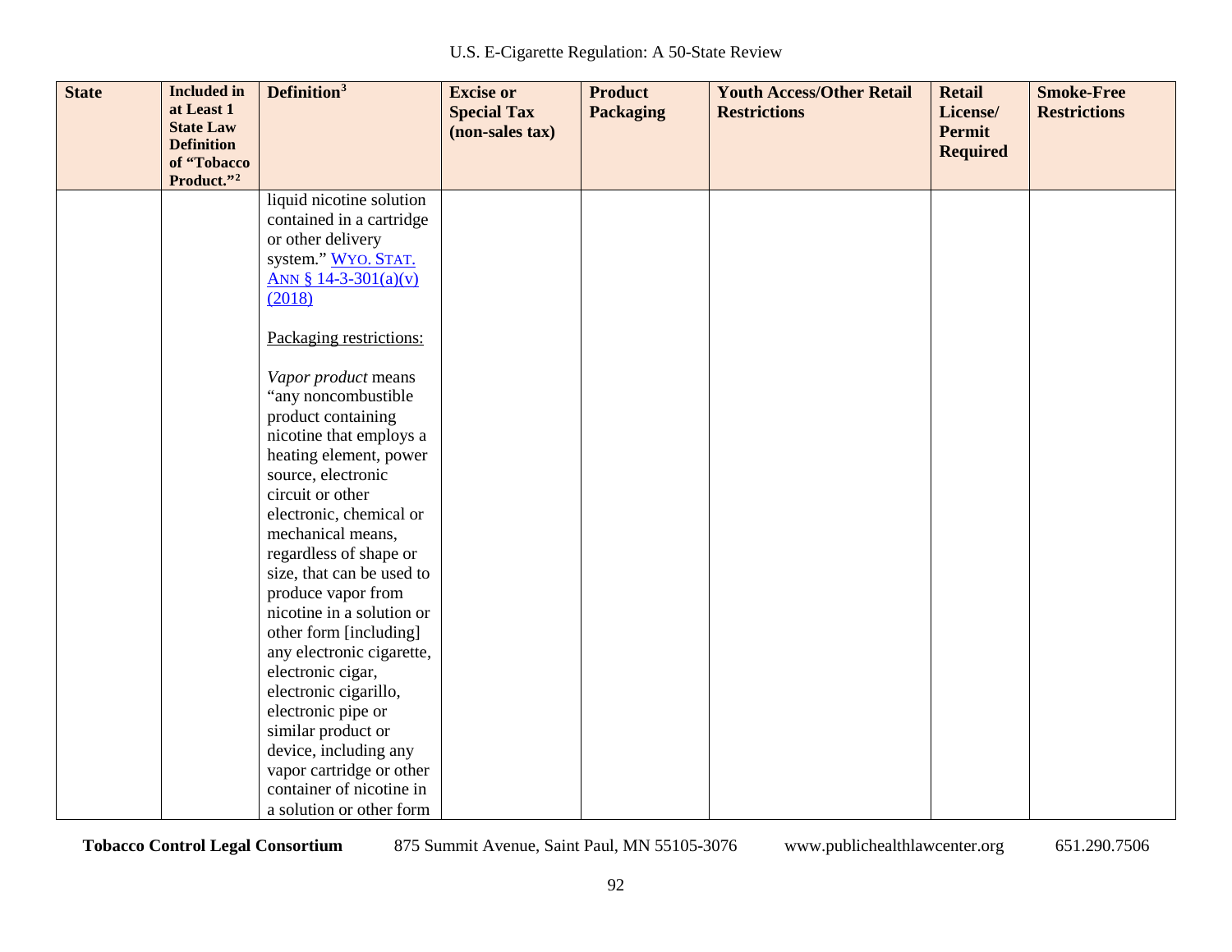| State | Included in at Least 1 State Law Definition of "Tobacco Product."[2] | Definition[3] | Excise or Special Tax (non-sales tax) | Product Packaging | Youth Access/Other Retail Restrictions | Retail License/ Permit Required | Smoke-Free Restrictions |
|---|---|---|---|---|---|---|---|
| | | liquid nicotine solution contained in a cartridge or other delivery system." WYO. STAT. ANN § 14-3-301(a)(v) (2018)<br><br><u>Packaging restrictions:</u><br><br>*Vapor product* means "any noncombustible product containing nicotine that employs a heating element, power source, electronic circuit or other electronic, chemical or mechanical means, regardless of shape or size, that can be used to produce vapor from nicotine in a solution or other form [including] any electronic cigarette, electronic cigar, electronic cigarillo, electronic pipe or similar product or device, including any vapor cartridge or other container of nicotine in a solution or other form | | | | | |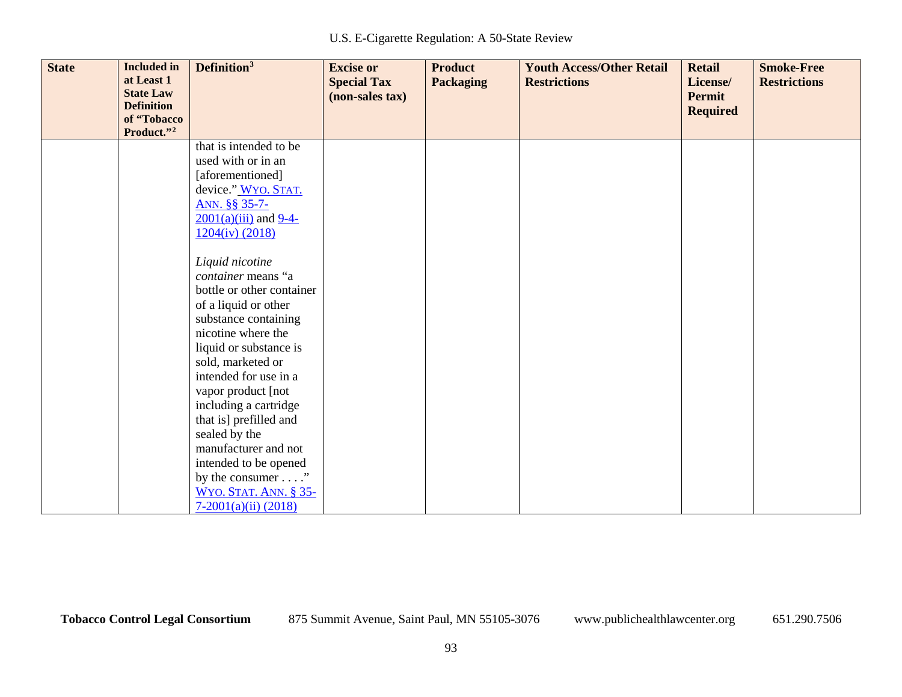| State | Included in at Least 1 State Law Definition of "Tobacco Product."[2] | Definition[3] | Excise or Special Tax (non-sales tax) | Product Packaging | Youth Access/Other Retail Restrictions | Retail License/ Permit Required | Smoke-Free Restrictions |
|---|---|---|---|---|---|---|---|
| | | that is intended to be used with or in an [aforementioned] device." WYO. STAT. ANN. §§ 35-7-2001(a)(iii) and 9-4-1204(iv) (2018)<br><br>*Liquid nicotine container* means "a bottle or other container of a liquid or other substance containing nicotine where the liquid or substance is sold, marketed or intended for use in a vapor product [not including a cartridge that is] prefilled and sealed by the manufacturer and not intended to be opened by the consumer . . . ." WYO. STAT. ANN. § 35-7-2001(a)(ii) (2018) | | | | | |